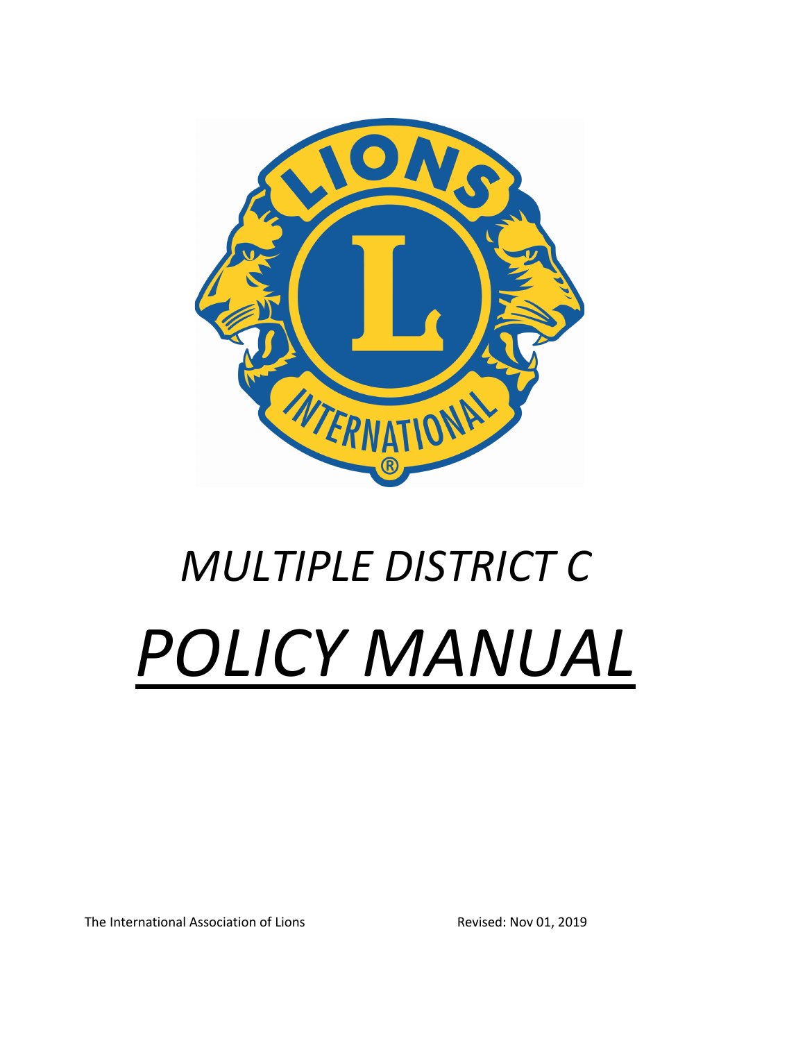# *MULTIPLE DISTRICT C*

# *POLICY MANUAL*

The International Association of Lions

Revised: Nov 01, 2019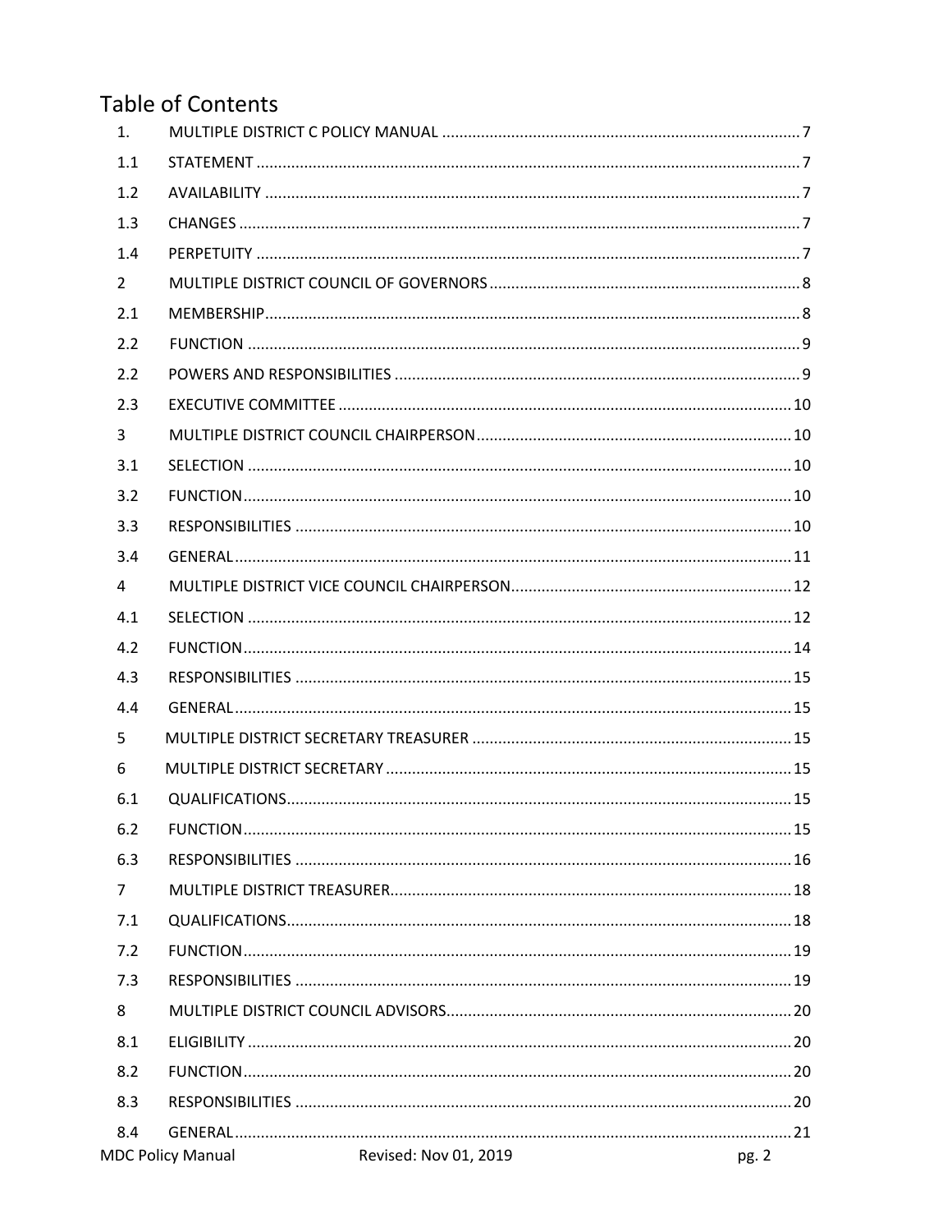# Table of Contents

| | | |
|---|---|---|
| 1. | MULTIPLE DISTRICT C POLICY MANUAL | 7 |
| 1.1 | STATEMENT | 7 |
| 1.2 | AVAILABILITY | 7 |
| 1.3 | CHANGES | 7 |
| 1.4 | PERPETUITY | 7 |
| 2 | MULTIPLE DISTRICT COUNCIL OF GOVERNORS | 8 |
| 2.1 | MEMBERSHIP | 8 |
| 2.2 | FUNCTION | 9 |
| 2.2 | POWERS AND RESPONSIBILITIES | 9 |
| 2.3 | EXECUTIVE COMMITTEE | 10 |
| 3 | MULTIPLE DISTRICT COUNCIL CHAIRPERSON | 10 |
| 3.1 | SELECTION | 10 |
| 3.2 | FUNCTION | 10 |
| 3.3 | RESPONSIBILITIES | 10 |
| 3.4 | GENERAL | 11 |
| 4 | MULTIPLE DISTRICT VICE COUNCIL CHAIRPERSON | 12 |
| 4.1 | SELECTION | 12 |
| 4.2 | FUNCTION | 14 |
| 4.3 | RESPONSIBILITIES | 15 |
| 4.4 | GENERAL | 15 |
| 5 | MULTIPLE DISTRICT SECRETARY TREASURER | 15 |
| 6 | MULTIPLE DISTRICT SECRETARY | 15 |
| 6.1 | QUALIFICATIONS | 15 |
| 6.2 | FUNCTION | 15 |
| 6.3 | RESPONSIBILITIES | 16 |
| 7 | MULTIPLE DISTRICT TREASURER | 18 |
| 7.1 | QUALIFICATIONS | 18 |
| 7.2 | FUNCTION | 19 |
| 7.3 | RESPONSIBILITIES | 19 |
| 8 | MULTIPLE DISTRICT COUNCIL ADVISORS | 20 |
| 8.1 | ELIGIBILITY | 20 |
| 8.2 | FUNCTION | 20 |
| 8.3 | RESPONSIBILITIES | 20 |
| 8.4 | GENERAL | 21 |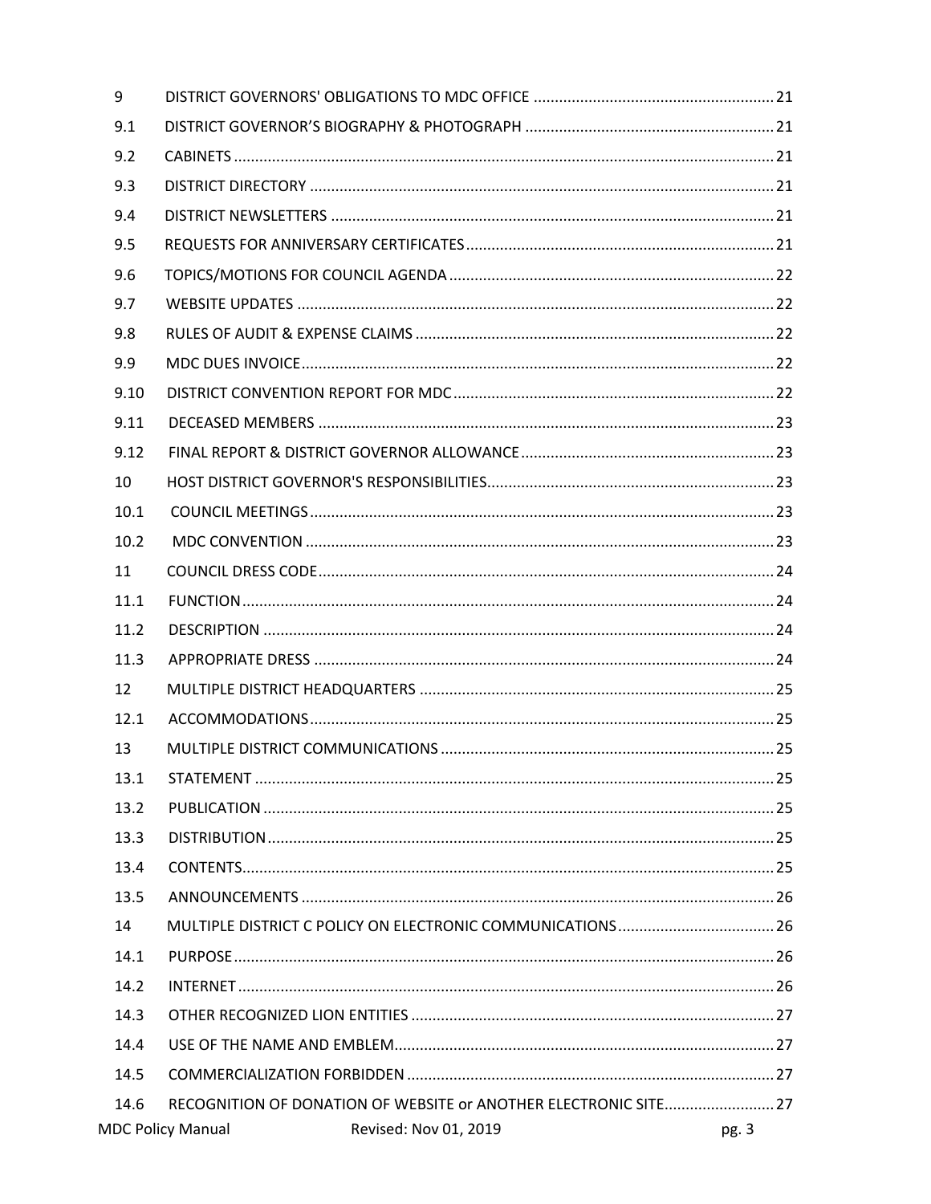| | | |
|---|---|---|
| 9 | DISTRICT GOVERNORS' OBLIGATIONS TO MDC OFFICE | 21 |
| 9.1 | DISTRICT GOVERNOR'S BIOGRAPHY & PHOTOGRAPH | 21 |
| 9.2 | CABINETS | 21 |
| 9.3 | DISTRICT DIRECTORY | 21 |
| 9.4 | DISTRICT NEWSLETTERS | 21 |
| 9.5 | REQUESTS FOR ANNIVERSARY CERTIFICATES | 21 |
| 9.6 | TOPICS/MOTIONS FOR COUNCIL AGENDA | 22 |
| 9.7 | WEBSITE UPDATES | 22 |
| 9.8 | RULES OF AUDIT & EXPENSE CLAIMS | 22 |
| 9.9 | MDC DUES INVOICE | 22 |
| 9.10 | DISTRICT CONVENTION REPORT FOR MDC | 22 |
| 9.11 | DECEASED MEMBERS | 23 |
| 9.12 | FINAL REPORT & DISTRICT GOVERNOR ALLOWANCE | 23 |
| 10 | HOST DISTRICT GOVERNOR'S RESPONSIBILITIES | 23 |
| 10.1 | COUNCIL MEETINGS | 23 |
| 10.2 | MDC CONVENTION | 23 |
| 11 | COUNCIL DRESS CODE | 24 |
| 11.1 | FUNCTION | 24 |
| 11.2 | DESCRIPTION | 24 |
| 11.3 | APPROPRIATE DRESS | 24 |
| 12 | MULTIPLE DISTRICT HEADQUARTERS | 25 |
| 12.1 | ACCOMMODATIONS | 25 |
| 13 | MULTIPLE DISTRICT COMMUNICATIONS | 25 |
| 13.1 | STATEMENT | 25 |
| 13.2 | PUBLICATION | 25 |
| 13.3 | DISTRIBUTION | 25 |
| 13.4 | CONTENTS | 25 |
| 13.5 | ANNOUNCEMENTS | 26 |
| 14 | MULTIPLE DISTRICT C POLICY ON ELECTRONIC COMMUNICATIONS | 26 |
| 14.1 | PURPOSE | 26 |
| 14.2 | INTERNET | 26 |
| 14.3 | OTHER RECOGNIZED LION ENTITIES | 27 |
| 14.4 | USE OF THE NAME AND EMBLEM | 27 |
| 14.5 | COMMERCIALIZATION FORBIDDEN | 27 |
| 14.6 | RECOGNITION OF DONATION OF WEBSITE or ANOTHER ELECTRONIC SITE | 27 |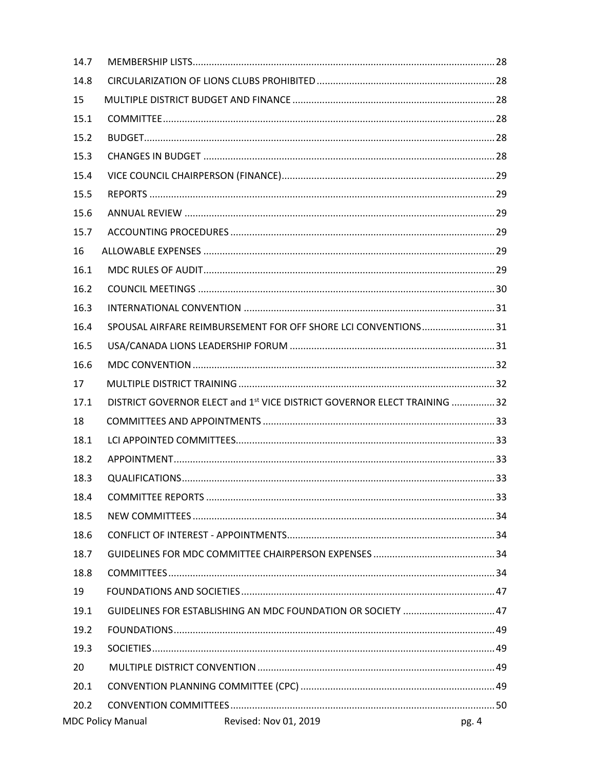| | | |
|---|---|---|
| 14.7 | MEMBERSHIP LISTS | 28 |
| 14.8 | CIRCULARIZATION OF LIONS CLUBS PROHIBITED | 28 |
| 15 | MULTIPLE DISTRICT BUDGET AND FINANCE | 28 |
| 15.1 | COMMITTEE | 28 |
| 15.2 | BUDGET | 28 |
| 15.3 | CHANGES IN BUDGET | 28 |
| 15.4 | VICE COUNCIL CHAIRPERSON (FINANCE) | 29 |
| 15.5 | REPORTS | 29 |
| 15.6 | ANNUAL REVIEW | 29 |
| 15.7 | ACCOUNTING PROCEDURES | 29 |
| 16 | ALLOWABLE EXPENSES | 29 |
| 16.1 | MDC RULES OF AUDIT | 29 |
| 16.2 | COUNCIL MEETINGS | 30 |
| 16.3 | INTERNATIONAL CONVENTION | 31 |
| 16.4 | SPOUSAL AIRFARE REIMBURSEMENT FOR OFF SHORE LCI CONVENTIONS | 31 |
| 16.5 | USA/CANADA LIONS LEADERSHIP FORUM | 31 |
| 16.6 | MDC CONVENTION | 32 |
| 17 | MULTIPLE DISTRICT TRAINING | 32 |
| 17.1 | DISTRICT GOVERNOR ELECT and 1st VICE DISTRICT GOVERNOR ELECT TRAINING | 32 |
| 18 | COMMITTEES AND APPOINTMENTS | 33 |
| 18.1 | LCI APPOINTED COMMITTEES | 33 |
| 18.2 | APPOINTMENT | 33 |
| 18.3 | QUALIFICATIONS | 33 |
| 18.4 | COMMITTEE REPORTS | 33 |
| 18.5 | NEW COMMITTEES | 34 |
| 18.6 | CONFLICT OF INTEREST - APPOINTMENTS | 34 |
| 18.7 | GUIDELINES FOR MDC COMMITTEE CHAIRPERSON EXPENSES | 34 |
| 18.8 | COMMITTEES | 34 |
| 19 | FOUNDATIONS AND SOCIETIES | 47 |
| 19.1 | GUIDELINES FOR ESTABLISHING AN MDC FOUNDATION OR SOCIETY | 47 |
| 19.2 | FOUNDATIONS | 49 |
| 19.3 | SOCIETIES | 49 |
| 20 | MULTIPLE DISTRICT CONVENTION | 49 |
| 20.1 | CONVENTION PLANNING COMMITTEE (CPC) | 49 |
| 20.2 | CONVENTION COMMITTEES | 50 |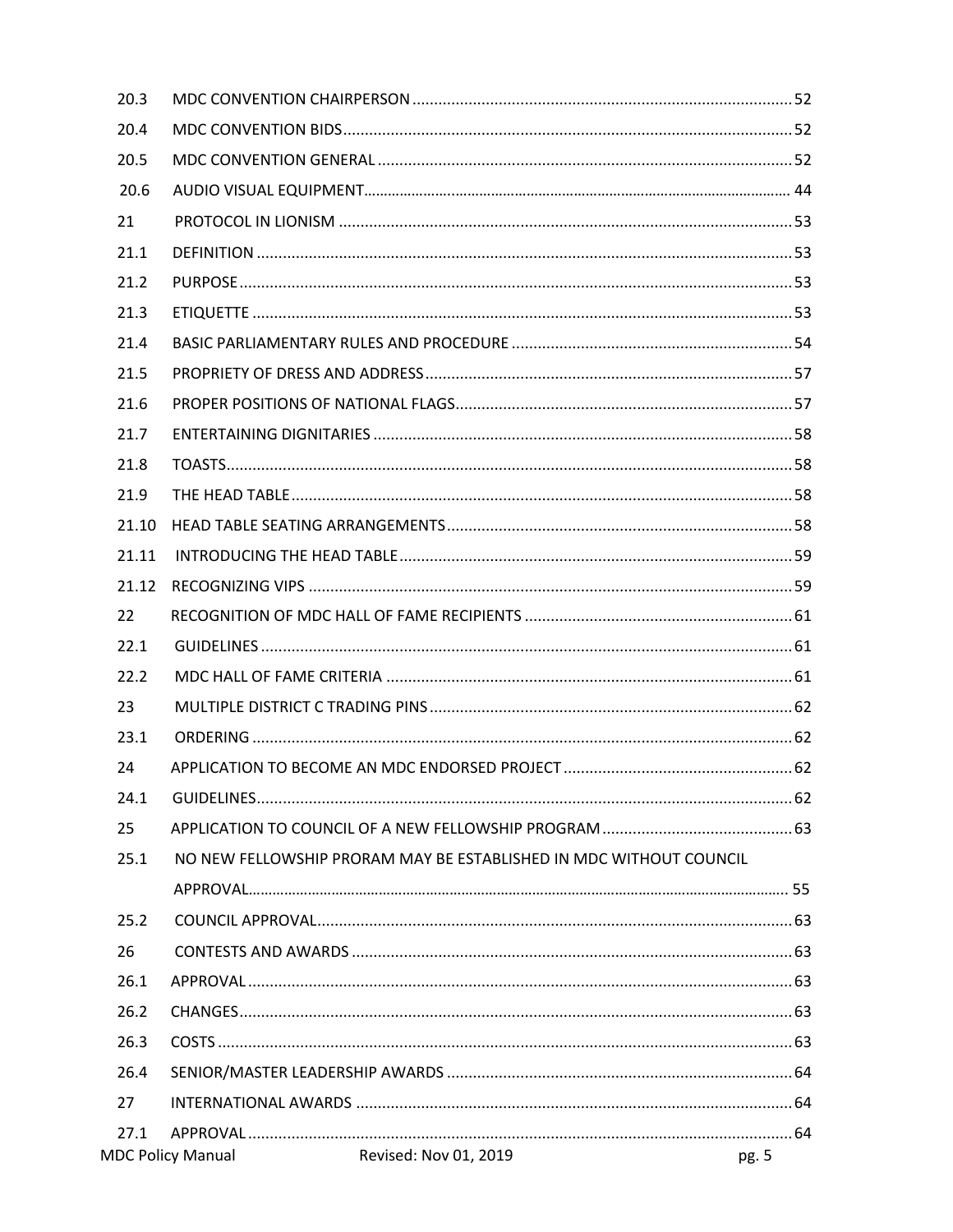| | | |
|---|---|---|
| 20.3 | MDC CONVENTION CHAIRPERSON | 52 |
| 20.4 | MDC CONVENTION BIDS | 52 |
| 20.5 | MDC CONVENTION GENERAL | 52 |
| 20.6 | AUDIO VISUAL EQUIPMENT | 44 |
| 21 | PROTOCOL IN LIONISM | 53 |
| 21.1 | DEFINITION | 53 |
| 21.2 | PURPOSE | 53 |
| 21.3 | ETIQUETTE | 53 |
| 21.4 | BASIC PARLIAMENTARY RULES AND PROCEDURE | 54 |
| 21.5 | PROPRIETY OF DRESS AND ADDRESS | 57 |
| 21.6 | PROPER POSITIONS OF NATIONAL FLAGS | 57 |
| 21.7 | ENTERTAINING DIGNITARIES | 58 |
| 21.8 | TOASTS | 58 |
| 21.9 | THE HEAD TABLE | 58 |
| 21.10 | HEAD TABLE SEATING ARRANGEMENTS | 58 |
| 21.11 | INTRODUCING THE HEAD TABLE | 59 |
| 21.12 | RECOGNIZING VIPS | 59 |
| 22 | RECOGNITION OF MDC HALL OF FAME RECIPIENTS | 61 |
| 22.1 | GUIDELINES | 61 |
| 22.2 | MDC HALL OF FAME CRITERIA | 61 |
| 23 | MULTIPLE DISTRICT C TRADING PINS | 62 |
| 23.1 | ORDERING | 62 |
| 24 | APPLICATION TO BECOME AN MDC ENDORSED PROJECT | 62 |
| 24.1 | GUIDELINES | 62 |
| 25 | APPLICATION TO COUNCIL OF A NEW FELLOWSHIP PROGRAM | 63 |
| 25.1 | NO NEW FELLOWSHIP PRORAM MAY BE ESTABLISHED IN MDC WITHOUT COUNCIL APPROVAL | 55 |
| 25.2 | COUNCIL APPROVAL | 63 |
| 26 | CONTESTS AND AWARDS | 63 |
| 26.1 | APPROVAL | 63 |
| 26.2 | CHANGES | 63 |
| 26.3 | COSTS | 63 |
| 26.4 | SENIOR/MASTER LEADERSHIP AWARDS | 64 |
| 27 | INTERNATIONAL AWARDS | 64 |
| 27.1 | APPROVAL | 64 |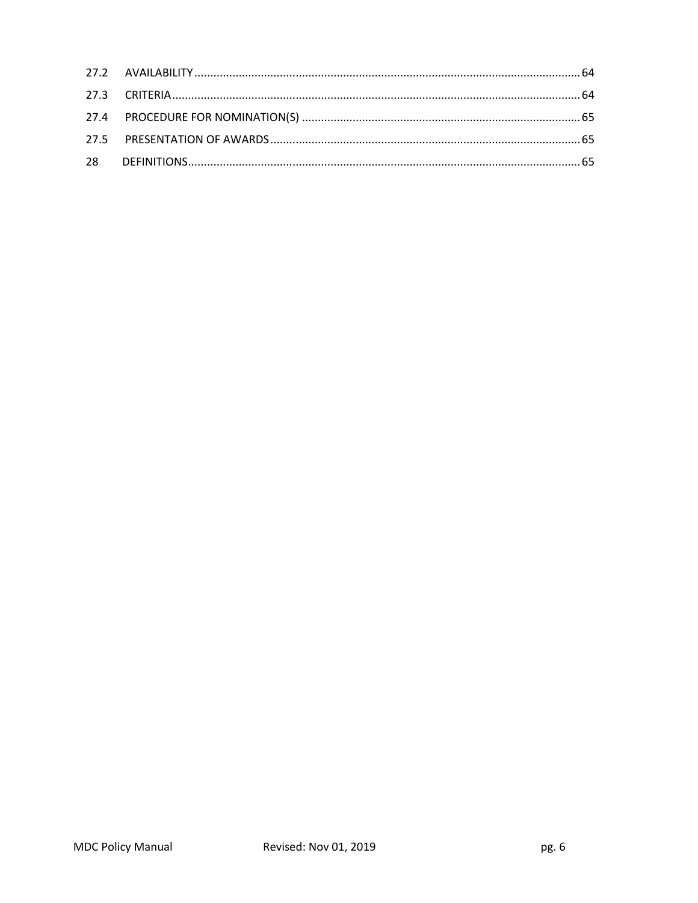27.2 AVAILABILITY ........................................................................................................................ 64

27.3 CRITERIA ................................................................................................................................ 64

27.4 PROCEDURE FOR NOMINATION(S) ....................................................................................... 65

27.5 PRESENTATION OF AWARDS ................................................................................................. 65

28 DEFINITIONS ............................................................................................................................. 65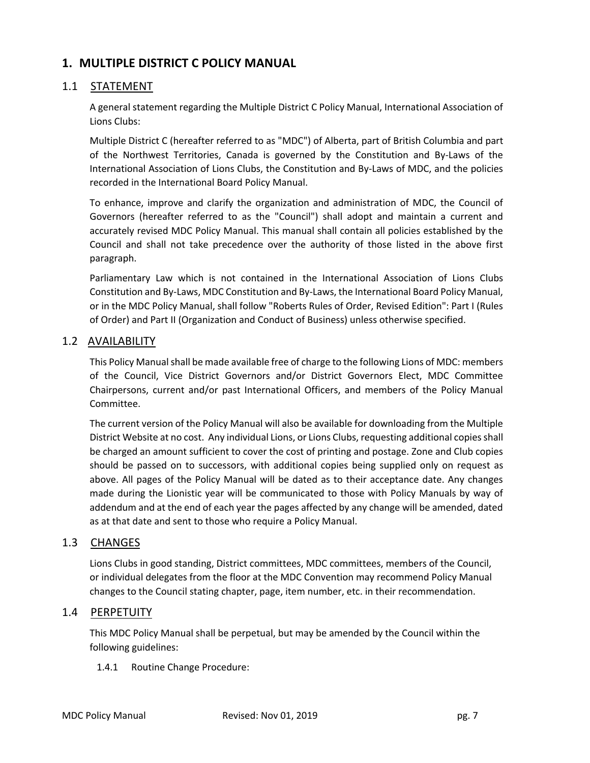# 1. MULTIPLE DISTRICT C POLICY MANUAL

## 1.1 STATEMENT

A general statement regarding the Multiple District C Policy Manual, International Association of Lions Clubs:

Multiple District C (hereafter referred to as "MDC") of Alberta, part of British Columbia and part of the Northwest Territories, Canada is governed by the Constitution and By-Laws of the International Association of Lions Clubs, the Constitution and By-Laws of MDC, and the policies recorded in the International Board Policy Manual.

To enhance, improve and clarify the organization and administration of MDC, the Council of Governors (hereafter referred to as the "Council") shall adopt and maintain a current and accurately revised MDC Policy Manual. This manual shall contain all policies established by the Council and shall not take precedence over the authority of those listed in the above first paragraph.

Parliamentary Law which is not contained in the International Association of Lions Clubs Constitution and By-Laws, MDC Constitution and By-Laws, the International Board Policy Manual, or in the MDC Policy Manual, shall follow "Roberts Rules of Order, Revised Edition": Part I (Rules of Order) and Part II (Organization and Conduct of Business) unless otherwise specified.

## 1.2 AVAILABILITY

This Policy Manual shall be made available free of charge to the following Lions of MDC: members of the Council, Vice District Governors and/or District Governors Elect, MDC Committee Chairpersons, current and/or past International Officers, and members of the Policy Manual Committee.

The current version of the Policy Manual will also be available for downloading from the Multiple District Website at no cost. Any individual Lions, or Lions Clubs, requesting additional copies shall be charged an amount sufficient to cover the cost of printing and postage. Zone and Club copies should be passed on to successors, with additional copies being supplied only on request as above. All pages of the Policy Manual will be dated as to their acceptance date. Any changes made during the Lionistic year will be communicated to those with Policy Manuals by way of addendum and at the end of each year the pages affected by any change will be amended, dated as at that date and sent to those who require a Policy Manual.

## 1.3 CHANGES

Lions Clubs in good standing, District committees, MDC committees, members of the Council, or individual delegates from the floor at the MDC Convention may recommend Policy Manual changes to the Council stating chapter, page, item number, etc. in their recommendation.

## 1.4 PERPETUITY

This MDC Policy Manual shall be perpetual, but may be amended by the Council within the following guidelines:

1.4.1 Routine Change Procedure: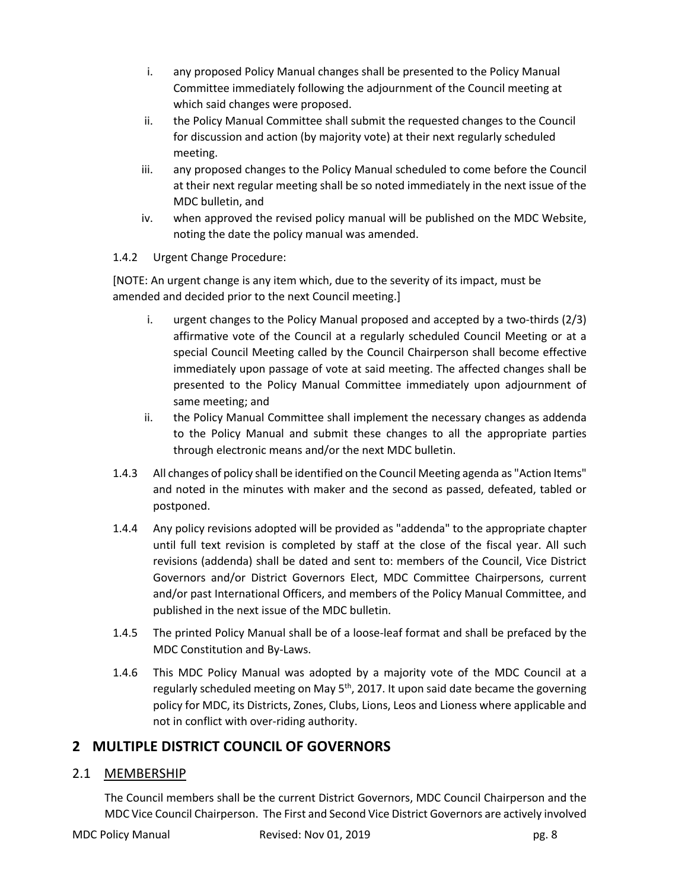i. any proposed Policy Manual changes shall be presented to the Policy Manual Committee immediately following the adjournment of the Council meeting at which said changes were proposed.

ii. the Policy Manual Committee shall submit the requested changes to the Council for discussion and action (by majority vote) at their next regularly scheduled meeting.

iii. any proposed changes to the Policy Manual scheduled to come before the Council at their next regular meeting shall be so noted immediately in the next issue of the MDC bulletin, and

iv. when approved the revised policy manual will be published on the MDC Website, noting the date the policy manual was amended.

1.4.2 Urgent Change Procedure:

[NOTE: An urgent change is any item which, due to the severity of its impact, must be amended and decided prior to the next Council meeting.]

i. urgent changes to the Policy Manual proposed and accepted by a two-thirds (2/3) affirmative vote of the Council at a regularly scheduled Council Meeting or at a special Council Meeting called by the Council Chairperson shall become effective immediately upon passage of vote at said meeting. The affected changes shall be presented to the Policy Manual Committee immediately upon adjournment of same meeting; and

ii. the Policy Manual Committee shall implement the necessary changes as addenda to the Policy Manual and submit these changes to all the appropriate parties through electronic means and/or the next MDC bulletin.

1.4.3 All changes of policy shall be identified on the Council Meeting agenda as "Action Items" and noted in the minutes with maker and the second as passed, defeated, tabled or postponed.

1.4.4 Any policy revisions adopted will be provided as "addenda" to the appropriate chapter until full text revision is completed by staff at the close of the fiscal year. All such revisions (addenda) shall be dated and sent to: members of the Council, Vice District Governors and/or District Governors Elect, MDC Committee Chairpersons, current and/or past International Officers, and members of the Policy Manual Committee, and published in the next issue of the MDC bulletin.

1.4.5 The printed Policy Manual shall be of a loose-leaf format and shall be prefaced by the MDC Constitution and By-Laws.

1.4.6 This MDC Policy Manual was adopted by a majority vote of the MDC Council at a regularly scheduled meeting on May 5th, 2017. It upon said date became the governing policy for MDC, its Districts, Zones, Clubs, Lions, Leos and Lioness where applicable and not in conflict with over-riding authority.

# 2 MULTIPLE DISTRICT COUNCIL OF GOVERNORS

## 2.1 MEMBERSHIP

The Council members shall be the current District Governors, MDC Council Chairperson and the MDC Vice Council Chairperson. The First and Second Vice District Governors are actively involved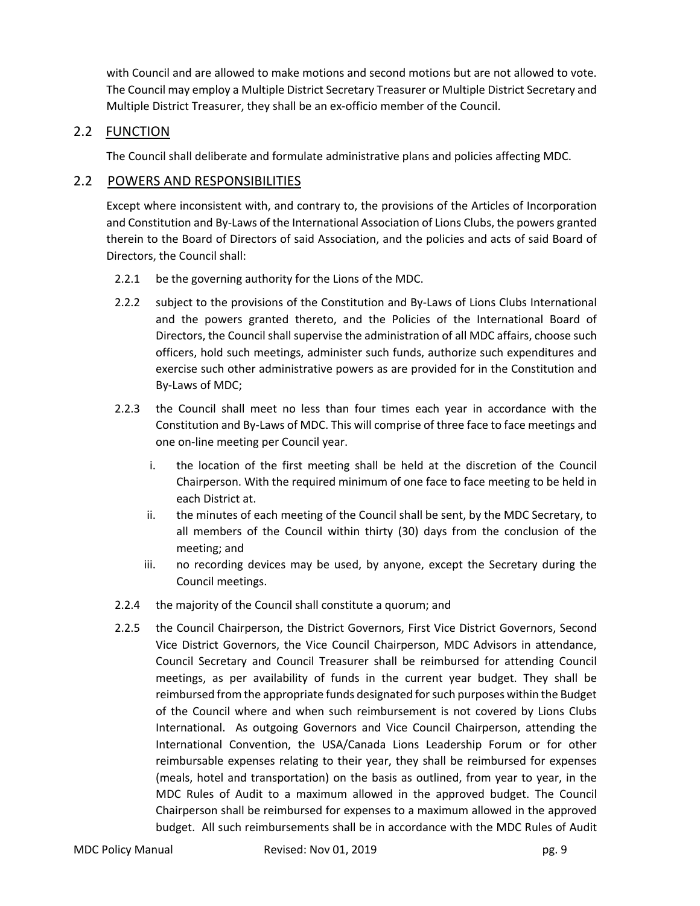with Council and are allowed to make motions and second motions but are not allowed to vote. The Council may employ a Multiple District Secretary Treasurer or Multiple District Secretary and Multiple District Treasurer, they shall be an ex-officio member of the Council.

## 2.2 FUNCTION

The Council shall deliberate and formulate administrative plans and policies affecting MDC.

## 2.2 POWERS AND RESPONSIBILITIES

Except where inconsistent with, and contrary to, the provisions of the Articles of Incorporation and Constitution and By-Laws of the International Association of Lions Clubs, the powers granted therein to the Board of Directors of said Association, and the policies and acts of said Board of Directors, the Council shall:

2.2.1 be the governing authority for the Lions of the MDC.

2.2.2 subject to the provisions of the Constitution and By-Laws of Lions Clubs International and the powers granted thereto, and the Policies of the International Board of Directors, the Council shall supervise the administration of all MDC affairs, choose such officers, hold such meetings, administer such funds, authorize such expenditures and exercise such other administrative powers as are provided for in the Constitution and By-Laws of MDC;

2.2.3 the Council shall meet no less than four times each year in accordance with the Constitution and By-Laws of MDC. This will comprise of three face to face meetings and one on-line meeting per Council year.

i. the location of the first meeting shall be held at the discretion of the Council Chairperson. With the required minimum of one face to face meeting to be held in each District at.

ii. the minutes of each meeting of the Council shall be sent, by the MDC Secretary, to all members of the Council within thirty (30) days from the conclusion of the meeting; and

iii. no recording devices may be used, by anyone, except the Secretary during the Council meetings.

2.2.4 the majority of the Council shall constitute a quorum; and

2.2.5 the Council Chairperson, the District Governors, First Vice District Governors, Second Vice District Governors, the Vice Council Chairperson, MDC Advisors in attendance, Council Secretary and Council Treasurer shall be reimbursed for attending Council meetings, as per availability of funds in the current year budget. They shall be reimbursed from the appropriate funds designated for such purposes within the Budget of the Council where and when such reimbursement is not covered by Lions Clubs International. As outgoing Governors and Vice Council Chairperson, attending the International Convention, the USA/Canada Lions Leadership Forum or for other reimbursable expenses relating to their year, they shall be reimbursed for expenses (meals, hotel and transportation) on the basis as outlined, from year to year, in the MDC Rules of Audit to a maximum allowed in the approved budget. The Council Chairperson shall be reimbursed for expenses to a maximum allowed in the approved budget. All such reimbursements shall be in accordance with the MDC Rules of Audit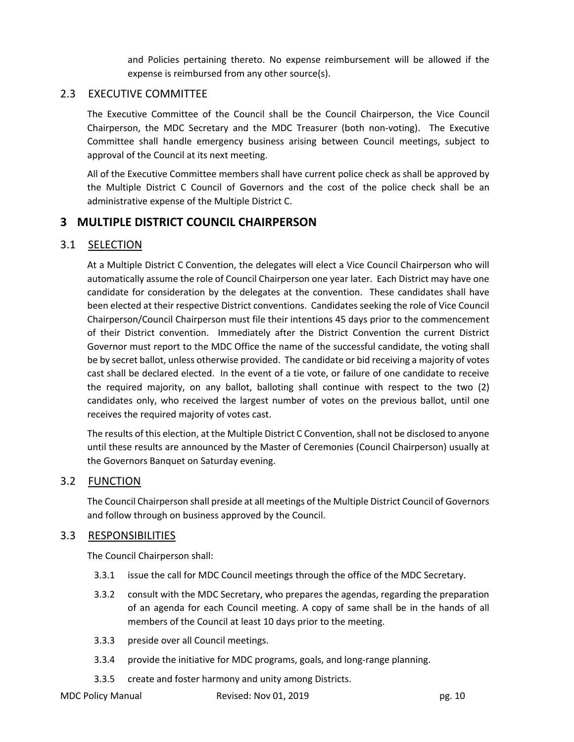and Policies pertaining thereto. No expense reimbursement will be allowed if the expense is reimbursed from any other source(s).

### 2.3 EXECUTIVE COMMITTEE

The Executive Committee of the Council shall be the Council Chairperson, the Vice Council Chairperson, the MDC Secretary and the MDC Treasurer (both non-voting). The Executive Committee shall handle emergency business arising between Council meetings, subject to approval of the Council at its next meeting.

All of the Executive Committee members shall have current police check as shall be approved by the Multiple District C Council of Governors and the cost of the police check shall be an administrative expense of the Multiple District C.

## 3 MULTIPLE DISTRICT COUNCIL CHAIRPERSON

### 3.1 SELECTION

At a Multiple District C Convention, the delegates will elect a Vice Council Chairperson who will automatically assume the role of Council Chairperson one year later. Each District may have one candidate for consideration by the delegates at the convention. These candidates shall have been elected at their respective District conventions. Candidates seeking the role of Vice Council Chairperson/Council Chairperson must file their intentions 45 days prior to the commencement of their District convention. Immediately after the District Convention the current District Governor must report to the MDC Office the name of the successful candidate, the voting shall be by secret ballot, unless otherwise provided. The candidate or bid receiving a majority of votes cast shall be declared elected. In the event of a tie vote, or failure of one candidate to receive the required majority, on any ballot, balloting shall continue with respect to the two (2) candidates only, who received the largest number of votes on the previous ballot, until one receives the required majority of votes cast.

The results of this election, at the Multiple District C Convention, shall not be disclosed to anyone until these results are announced by the Master of Ceremonies (Council Chairperson) usually at the Governors Banquet on Saturday evening.

### 3.2 FUNCTION

The Council Chairperson shall preside at all meetings of the Multiple District Council of Governors and follow through on business approved by the Council.

### 3.3 RESPONSIBILITIES

The Council Chairperson shall:

3.3.1 issue the call for MDC Council meetings through the office of the MDC Secretary.

3.3.2 consult with the MDC Secretary, who prepares the agendas, regarding the preparation of an agenda for each Council meeting. A copy of same shall be in the hands of all members of the Council at least 10 days prior to the meeting.

3.3.3 preside over all Council meetings.

3.3.4 provide the initiative for MDC programs, goals, and long-range planning.

3.3.5 create and foster harmony and unity among Districts.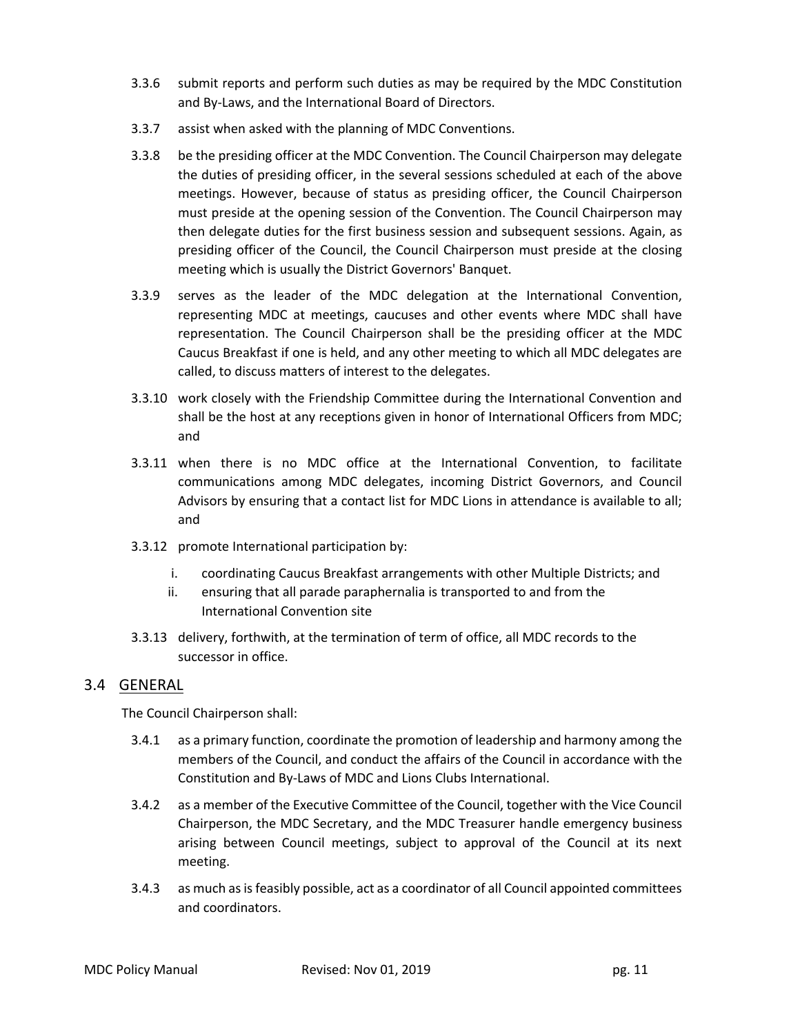3.3.6 submit reports and perform such duties as may be required by the MDC Constitution and By-Laws, and the International Board of Directors.

3.3.7 assist when asked with the planning of MDC Conventions.

3.3.8 be the presiding officer at the MDC Convention. The Council Chairperson may delegate the duties of presiding officer, in the several sessions scheduled at each of the above meetings. However, because of status as presiding officer, the Council Chairperson must preside at the opening session of the Convention. The Council Chairperson may then delegate duties for the first business session and subsequent sessions. Again, as presiding officer of the Council, the Council Chairperson must preside at the closing meeting which is usually the District Governors' Banquet.

3.3.9 serves as the leader of the MDC delegation at the International Convention, representing MDC at meetings, caucuses and other events where MDC shall have representation. The Council Chairperson shall be the presiding officer at the MDC Caucus Breakfast if one is held, and any other meeting to which all MDC delegates are called, to discuss matters of interest to the delegates.

3.3.10 work closely with the Friendship Committee during the International Convention and shall be the host at any receptions given in honor of International Officers from MDC; and

3.3.11 when there is no MDC office at the International Convention, to facilitate communications among MDC delegates, incoming District Governors, and Council Advisors by ensuring that a contact list for MDC Lions in attendance is available to all; and

3.3.12 promote International participation by:

i. coordinating Caucus Breakfast arrangements with other Multiple Districts; and
ii. ensuring that all parade paraphernalia is transported to and from the International Convention site

3.3.13 delivery, forthwith, at the termination of term of office, all MDC records to the successor in office.

## 3.4 GENERAL

The Council Chairperson shall:

3.4.1 as a primary function, coordinate the promotion of leadership and harmony among the members of the Council, and conduct the affairs of the Council in accordance with the Constitution and By-Laws of MDC and Lions Clubs International.

3.4.2 as a member of the Executive Committee of the Council, together with the Vice Council Chairperson, the MDC Secretary, and the MDC Treasurer handle emergency business arising between Council meetings, subject to approval of the Council at its next meeting.

3.4.3 as much as is feasibly possible, act as a coordinator of all Council appointed committees and coordinators.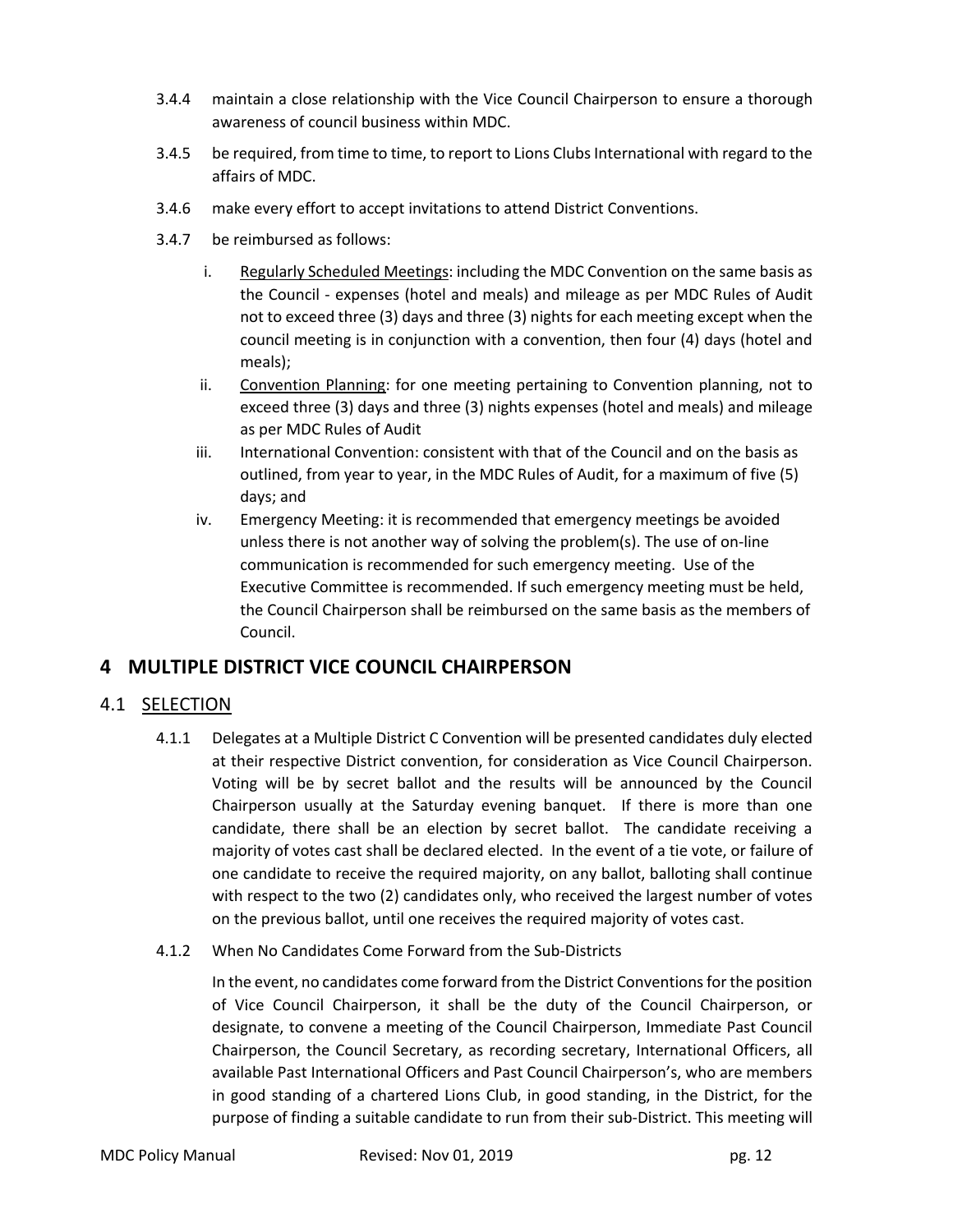3.4.4 maintain a close relationship with the Vice Council Chairperson to ensure a thorough awareness of council business within MDC.

3.4.5 be required, from time to time, to report to Lions Clubs International with regard to the affairs of MDC.

3.4.6 make every effort to accept invitations to attend District Conventions.

3.4.7 be reimbursed as follows:

i. Regularly Scheduled Meetings: including the MDC Convention on the same basis as the Council - expenses (hotel and meals) and mileage as per MDC Rules of Audit not to exceed three (3) days and three (3) nights for each meeting except when the council meeting is in conjunction with a convention, then four (4) days (hotel and meals);

ii. Convention Planning: for one meeting pertaining to Convention planning, not to exceed three (3) days and three (3) nights expenses (hotel and meals) and mileage as per MDC Rules of Audit

iii. International Convention: consistent with that of the Council and on the basis as outlined, from year to year, in the MDC Rules of Audit, for a maximum of five (5) days; and

iv. Emergency Meeting: it is recommended that emergency meetings be avoided unless there is not another way of solving the problem(s). The use of on-line communication is recommended for such emergency meeting. Use of the Executive Committee is recommended. If such emergency meeting must be held, the Council Chairperson shall be reimbursed on the same basis as the members of Council.

# 4 MULTIPLE DISTRICT VICE COUNCIL CHAIRPERSON

## 4.1 SELECTION

4.1.1 Delegates at a Multiple District C Convention will be presented candidates duly elected at their respective District convention, for consideration as Vice Council Chairperson. Voting will be by secret ballot and the results will be announced by the Council Chairperson usually at the Saturday evening banquet. If there is more than one candidate, there shall be an election by secret ballot. The candidate receiving a majority of votes cast shall be declared elected. In the event of a tie vote, or failure of one candidate to receive the required majority, on any ballot, balloting shall continue with respect to the two (2) candidates only, who received the largest number of votes on the previous ballot, until one receives the required majority of votes cast.

4.1.2 When No Candidates Come Forward from the Sub-Districts

In the event, no candidates come forward from the District Conventions for the position of Vice Council Chairperson, it shall be the duty of the Council Chairperson, or designate, to convene a meeting of the Council Chairperson, Immediate Past Council Chairperson, the Council Secretary, as recording secretary, International Officers, all available Past International Officers and Past Council Chairperson's, who are members in good standing of a chartered Lions Club, in good standing, in the District, for the purpose of finding a suitable candidate to run from their sub-District. This meeting will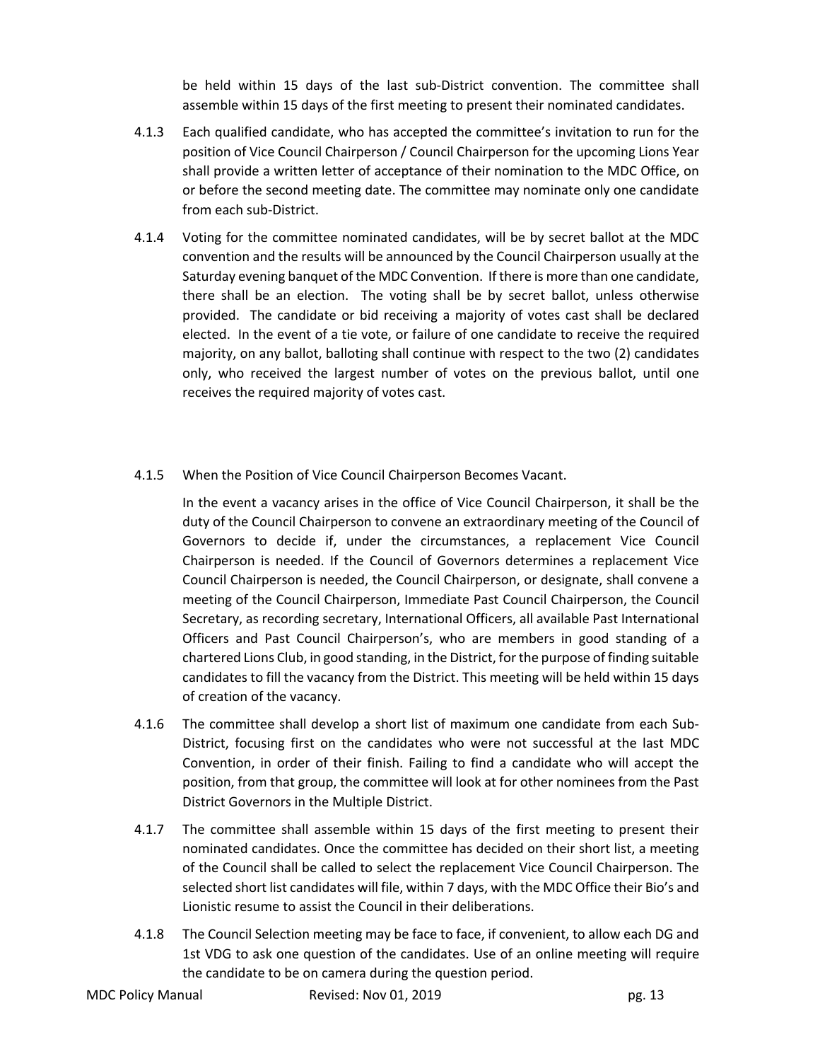be held within 15 days of the last sub-District convention. The committee shall assemble within 15 days of the first meeting to present their nominated candidates.

4.1.3 Each qualified candidate, who has accepted the committee's invitation to run for the position of Vice Council Chairperson / Council Chairperson for the upcoming Lions Year shall provide a written letter of acceptance of their nomination to the MDC Office, on or before the second meeting date. The committee may nominate only one candidate from each sub-District.

4.1.4 Voting for the committee nominated candidates, will be by secret ballot at the MDC convention and the results will be announced by the Council Chairperson usually at the Saturday evening banquet of the MDC Convention. If there is more than one candidate, there shall be an election. The voting shall be by secret ballot, unless otherwise provided. The candidate or bid receiving a majority of votes cast shall be declared elected. In the event of a tie vote, or failure of one candidate to receive the required majority, on any ballot, balloting shall continue with respect to the two (2) candidates only, who received the largest number of votes on the previous ballot, until one receives the required majority of votes cast.

4.1.5 When the Position of Vice Council Chairperson Becomes Vacant.

In the event a vacancy arises in the office of Vice Council Chairperson, it shall be the duty of the Council Chairperson to convene an extraordinary meeting of the Council of Governors to decide if, under the circumstances, a replacement Vice Council Chairperson is needed. If the Council of Governors determines a replacement Vice Council Chairperson is needed, the Council Chairperson, or designate, shall convene a meeting of the Council Chairperson, Immediate Past Council Chairperson, the Council Secretary, as recording secretary, International Officers, all available Past International Officers and Past Council Chairperson's, who are members in good standing of a chartered Lions Club, in good standing, in the District, for the purpose of finding suitable candidates to fill the vacancy from the District. This meeting will be held within 15 days of creation of the vacancy.

4.1.6 The committee shall develop a short list of maximum one candidate from each Sub-District, focusing first on the candidates who were not successful at the last MDC Convention, in order of their finish. Failing to find a candidate who will accept the position, from that group, the committee will look at for other nominees from the Past District Governors in the Multiple District.

4.1.7 The committee shall assemble within 15 days of the first meeting to present their nominated candidates. Once the committee has decided on their short list, a meeting of the Council shall be called to select the replacement Vice Council Chairperson. The selected short list candidates will file, within 7 days, with the MDC Office their Bio's and Lionistic resume to assist the Council in their deliberations.

4.1.8 The Council Selection meeting may be face to face, if convenient, to allow each DG and 1st VDG to ask one question of the candidates. Use of an online meeting will require the candidate to be on camera during the question period.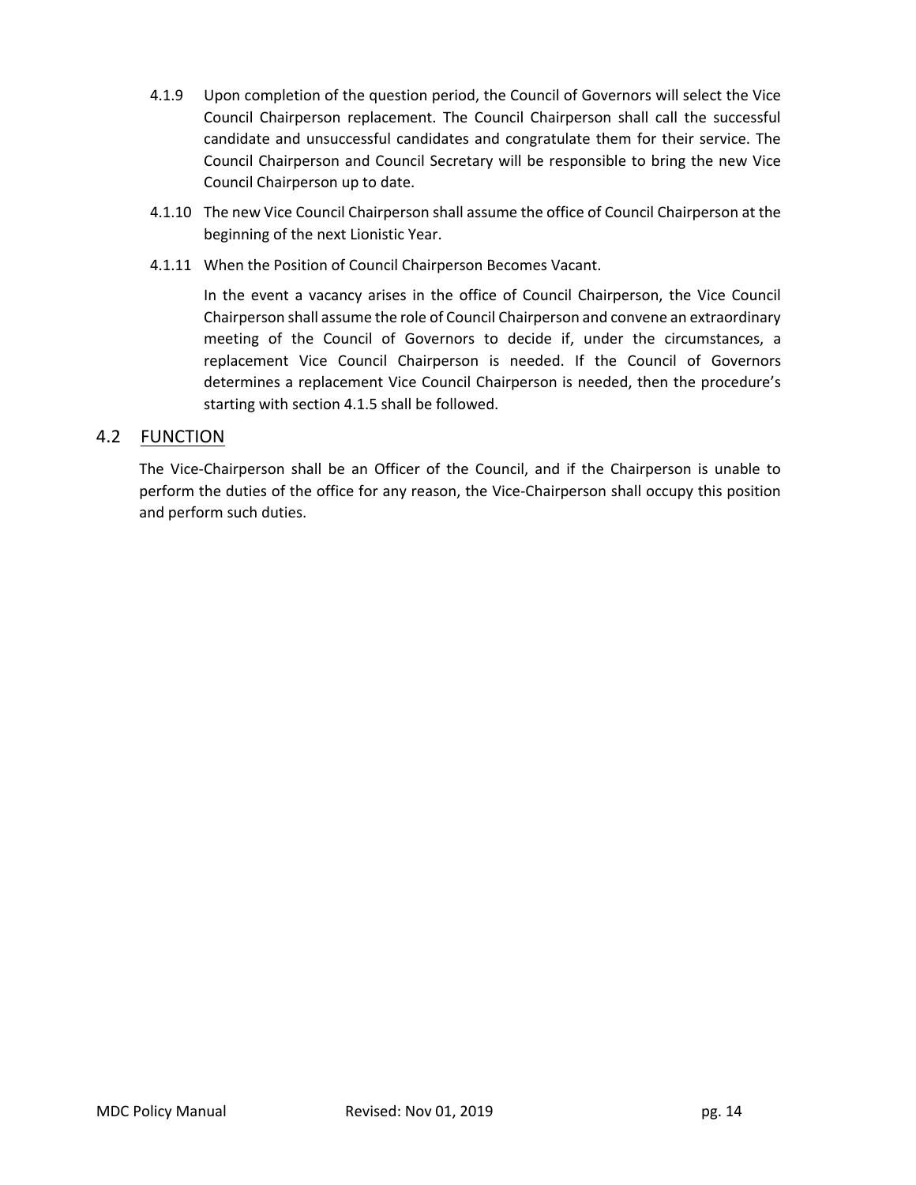4.1.9 Upon completion of the question period, the Council of Governors will select the Vice Council Chairperson replacement. The Council Chairperson shall call the successful candidate and unsuccessful candidates and congratulate them for their service. The Council Chairperson and Council Secretary will be responsible to bring the new Vice Council Chairperson up to date.

4.1.10 The new Vice Council Chairperson shall assume the office of Council Chairperson at the beginning of the next Lionistic Year.

4.1.11 When the Position of Council Chairperson Becomes Vacant.

In the event a vacancy arises in the office of Council Chairperson, the Vice Council Chairperson shall assume the role of Council Chairperson and convene an extraordinary meeting of the Council of Governors to decide if, under the circumstances, a replacement Vice Council Chairperson is needed. If the Council of Governors determines a replacement Vice Council Chairperson is needed, then the procedure's starting with section 4.1.5 shall be followed.

## 4.2 FUNCTION

The Vice-Chairperson shall be an Officer of the Council, and if the Chairperson is unable to perform the duties of the office for any reason, the Vice-Chairperson shall occupy this position and perform such duties.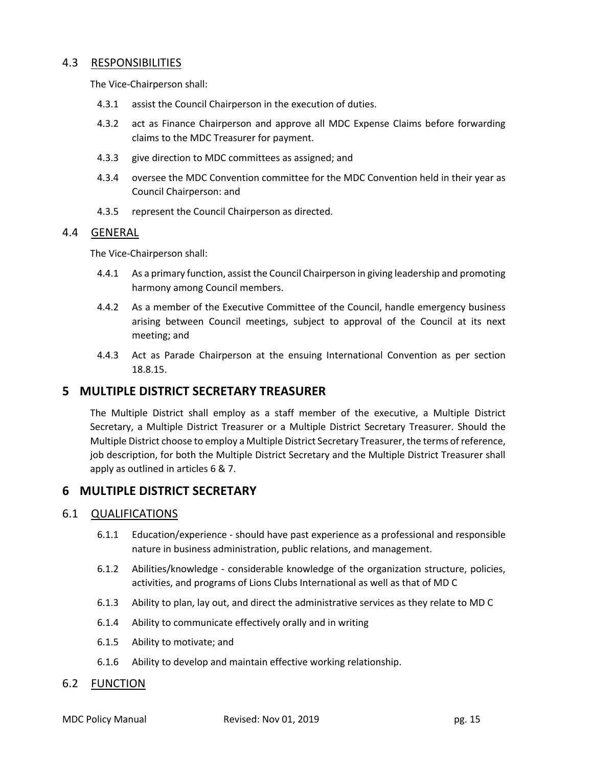### 4.3 RESPONSIBILITIES

The Vice-Chairperson shall:

- 4.3.1 assist the Council Chairperson in the execution of duties.
- 4.3.2 act as Finance Chairperson and approve all MDC Expense Claims before forwarding claims to the MDC Treasurer for payment.
- 4.3.3 give direction to MDC committees as assigned; and
- 4.3.4 oversee the MDC Convention committee for the MDC Convention held in their year as Council Chairperson: and
- 4.3.5 represent the Council Chairperson as directed.

### 4.4 GENERAL

The Vice-Chairperson shall:

- 4.4.1 As a primary function, assist the Council Chairperson in giving leadership and promoting harmony among Council members.
- 4.4.2 As a member of the Executive Committee of the Council, handle emergency business arising between Council meetings, subject to approval of the Council at its next meeting; and
- 4.4.3 Act as Parade Chairperson at the ensuing International Convention as per section 18.8.15.

## 5 MULTIPLE DISTRICT SECRETARY TREASURER

The Multiple District shall employ as a staff member of the executive, a Multiple District Secretary, a Multiple District Treasurer or a Multiple District Secretary Treasurer. Should the Multiple District choose to employ a Multiple District Secretary Treasurer, the terms of reference, job description, for both the Multiple District Secretary and the Multiple District Treasurer shall apply as outlined in articles 6 & 7.

## 6 MULTIPLE DISTRICT SECRETARY

### 6.1 QUALIFICATIONS

- 6.1.1 Education/experience - should have past experience as a professional and responsible nature in business administration, public relations, and management.
- 6.1.2 Abilities/knowledge - considerable knowledge of the organization structure, policies, activities, and programs of Lions Clubs International as well as that of MD C
- 6.1.3 Ability to plan, lay out, and direct the administrative services as they relate to MD C
- 6.1.4 Ability to communicate effectively orally and in writing
- 6.1.5 Ability to motivate; and
- 6.1.6 Ability to develop and maintain effective working relationship.

### 6.2 FUNCTION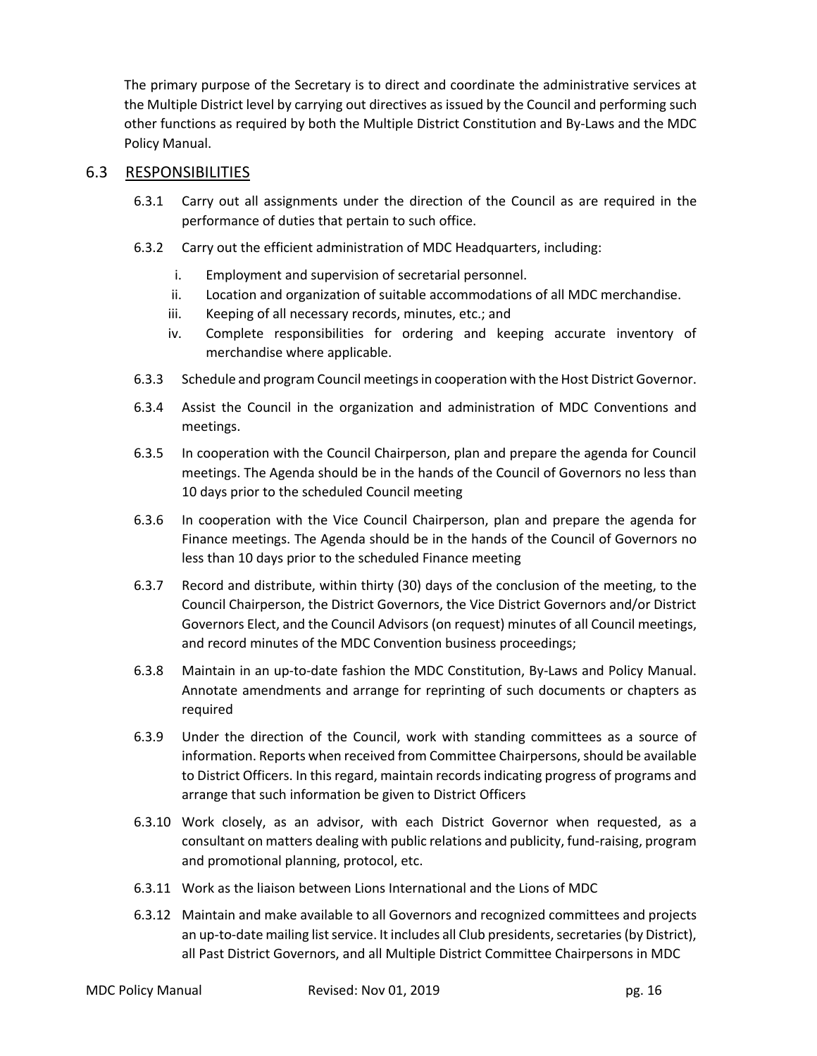The primary purpose of the Secretary is to direct and coordinate the administrative services at the Multiple District level by carrying out directives as issued by the Council and performing such other functions as required by both the Multiple District Constitution and By-Laws and the MDC Policy Manual.

## 6.3 RESPONSIBILITIES

6.3.1 Carry out all assignments under the direction of the Council as are required in the performance of duties that pertain to such office.

6.3.2 Carry out the efficient administration of MDC Headquarters, including:

- i. Employment and supervision of secretarial personnel.
- ii. Location and organization of suitable accommodations of all MDC merchandise.
- iii. Keeping of all necessary records, minutes, etc.; and
- iv. Complete responsibilities for ordering and keeping accurate inventory of merchandise where applicable.

6.3.3 Schedule and program Council meetings in cooperation with the Host District Governor.

6.3.4 Assist the Council in the organization and administration of MDC Conventions and meetings.

6.3.5 In cooperation with the Council Chairperson, plan and prepare the agenda for Council meetings. The Agenda should be in the hands of the Council of Governors no less than 10 days prior to the scheduled Council meeting

6.3.6 In cooperation with the Vice Council Chairperson, plan and prepare the agenda for Finance meetings. The Agenda should be in the hands of the Council of Governors no less than 10 days prior to the scheduled Finance meeting

6.3.7 Record and distribute, within thirty (30) days of the conclusion of the meeting, to the Council Chairperson, the District Governors, the Vice District Governors and/or District Governors Elect, and the Council Advisors (on request) minutes of all Council meetings, and record minutes of the MDC Convention business proceedings;

6.3.8 Maintain in an up-to-date fashion the MDC Constitution, By-Laws and Policy Manual. Annotate amendments and arrange for reprinting of such documents or chapters as required

6.3.9 Under the direction of the Council, work with standing committees as a source of information. Reports when received from Committee Chairpersons, should be available to District Officers. In this regard, maintain records indicating progress of programs and arrange that such information be given to District Officers

6.3.10 Work closely, as an advisor, with each District Governor when requested, as a consultant on matters dealing with public relations and publicity, fund-raising, program and promotional planning, protocol, etc.

6.3.11 Work as the liaison between Lions International and the Lions of MDC

6.3.12 Maintain and make available to all Governors and recognized committees and projects an up-to-date mailing list service. It includes all Club presidents, secretaries (by District), all Past District Governors, and all Multiple District Committee Chairpersons in MDC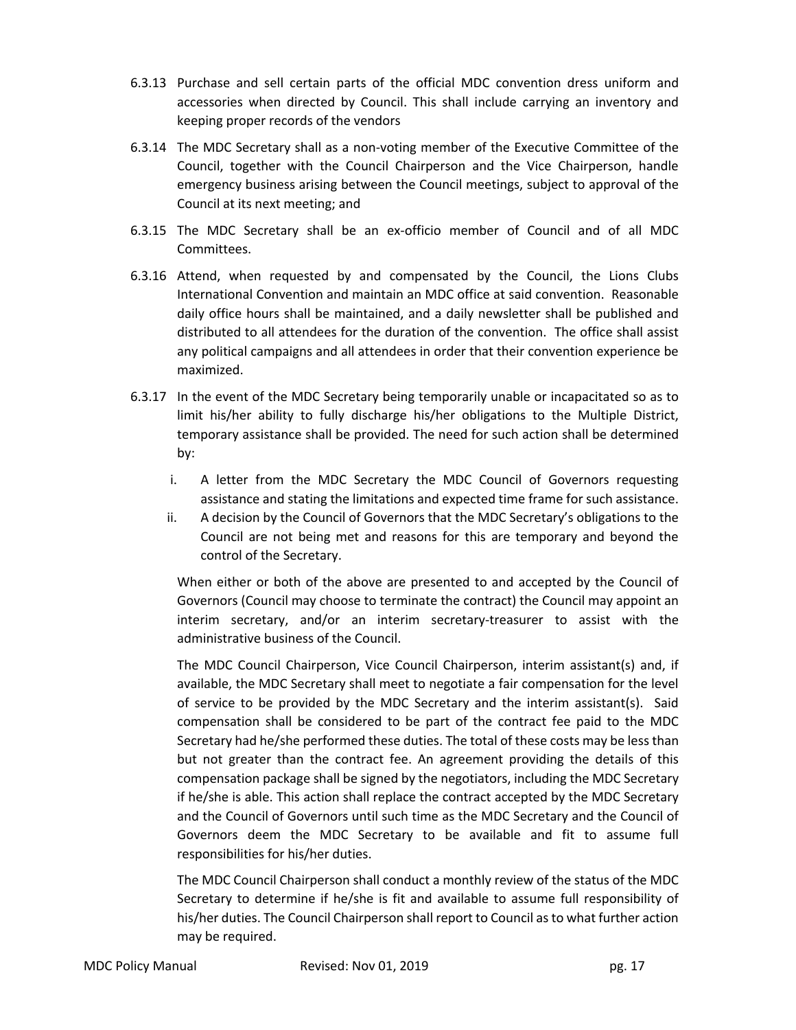6.3.13 Purchase and sell certain parts of the official MDC convention dress uniform and accessories when directed by Council. This shall include carrying an inventory and keeping proper records of the vendors

6.3.14 The MDC Secretary shall as a non-voting member of the Executive Committee of the Council, together with the Council Chairperson and the Vice Chairperson, handle emergency business arising between the Council meetings, subject to approval of the Council at its next meeting; and

6.3.15 The MDC Secretary shall be an ex-officio member of Council and of all MDC Committees.

6.3.16 Attend, when requested by and compensated by the Council, the Lions Clubs International Convention and maintain an MDC office at said convention. Reasonable daily office hours shall be maintained, and a daily newsletter shall be published and distributed to all attendees for the duration of the convention. The office shall assist any political campaigns and all attendees in order that their convention experience be maximized.

6.3.17 In the event of the MDC Secretary being temporarily unable or incapacitated so as to limit his/her ability to fully discharge his/her obligations to the Multiple District, temporary assistance shall be provided. The need for such action shall be determined by:

i. A letter from the MDC Secretary the MDC Council of Governors requesting assistance and stating the limitations and expected time frame for such assistance.
ii. A decision by the Council of Governors that the MDC Secretary's obligations to the Council are not being met and reasons for this are temporary and beyond the control of the Secretary.

When either or both of the above are presented to and accepted by the Council of Governors (Council may choose to terminate the contract) the Council may appoint an interim secretary, and/or an interim secretary-treasurer to assist with the administrative business of the Council.

The MDC Council Chairperson, Vice Council Chairperson, interim assistant(s) and, if available, the MDC Secretary shall meet to negotiate a fair compensation for the level of service to be provided by the MDC Secretary and the interim assistant(s). Said compensation shall be considered to be part of the contract fee paid to the MDC Secretary had he/she performed these duties. The total of these costs may be less than but not greater than the contract fee. An agreement providing the details of this compensation package shall be signed by the negotiators, including the MDC Secretary if he/she is able. This action shall replace the contract accepted by the MDC Secretary and the Council of Governors until such time as the MDC Secretary and the Council of Governors deem the MDC Secretary to be available and fit to assume full responsibilities for his/her duties.

The MDC Council Chairperson shall conduct a monthly review of the status of the MDC Secretary to determine if he/she is fit and available to assume full responsibility of his/her duties. The Council Chairperson shall report to Council as to what further action may be required.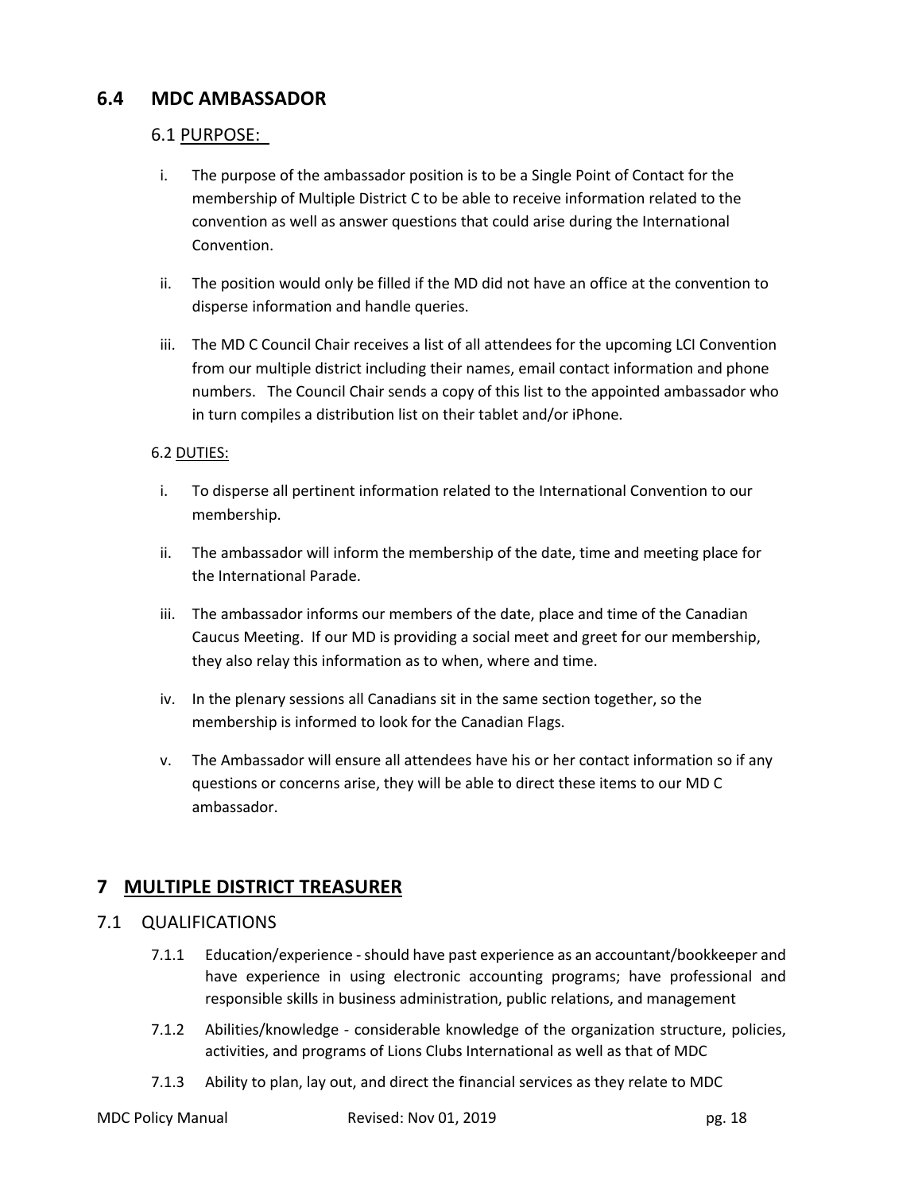## 6.4 MDC AMBASSADOR

### 6.1 PURPOSE:

i. The purpose of the ambassador position is to be a Single Point of Contact for the membership of Multiple District C to be able to receive information related to the convention as well as answer questions that could arise during the International Convention.

ii. The position would only be filled if the MD did not have an office at the convention to disperse information and handle queries.

iii. The MD C Council Chair receives a list of all attendees for the upcoming LCI Convention from our multiple district including their names, email contact information and phone numbers. The Council Chair sends a copy of this list to the appointed ambassador who in turn compiles a distribution list on their tablet and/or iPhone.

6.2 DUTIES:

i. To disperse all pertinent information related to the International Convention to our membership.

ii. The ambassador will inform the membership of the date, time and meeting place for the International Parade.

iii. The ambassador informs our members of the date, place and time of the Canadian Caucus Meeting. If our MD is providing a social meet and greet for our membership, they also relay this information as to when, where and time.

iv. In the plenary sessions all Canadians sit in the same section together, so the membership is informed to look for the Canadian Flags.

v. The Ambassador will ensure all attendees have his or her contact information so if any questions or concerns arise, they will be able to direct these items to our MD C ambassador.

# 7 MULTIPLE DISTRICT TREASURER

## 7.1 QUALIFICATIONS

7.1.1 Education/experience - should have past experience as an accountant/bookkeeper and have experience in using electronic accounting programs; have professional and responsible skills in business administration, public relations, and management

7.1.2 Abilities/knowledge - considerable knowledge of the organization structure, policies, activities, and programs of Lions Clubs International as well as that of MDC

7.1.3 Ability to plan, lay out, and direct the financial services as they relate to MDC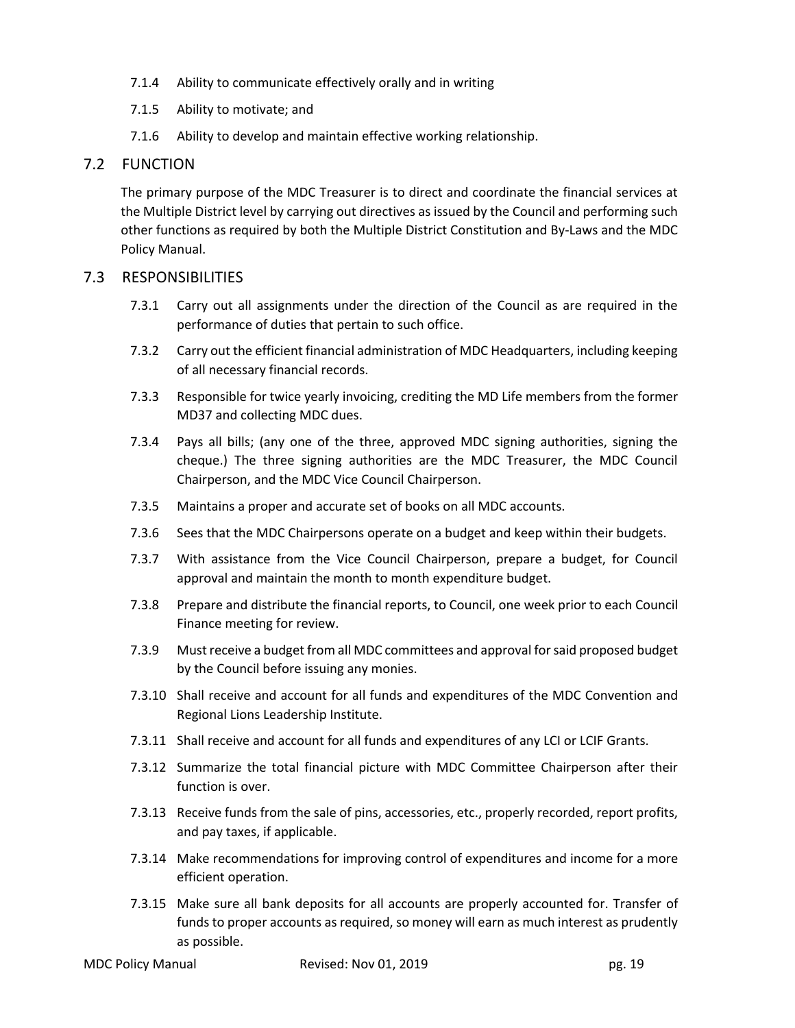7.1.4 Ability to communicate effectively orally and in writing

7.1.5 Ability to motivate; and

7.1.6 Ability to develop and maintain effective working relationship.

## 7.2 FUNCTION

The primary purpose of the MDC Treasurer is to direct and coordinate the financial services at the Multiple District level by carrying out directives as issued by the Council and performing such other functions as required by both the Multiple District Constitution and By-Laws and the MDC Policy Manual.

## 7.3 RESPONSIBILITIES

7.3.1 Carry out all assignments under the direction of the Council as are required in the performance of duties that pertain to such office.

7.3.2 Carry out the efficient financial administration of MDC Headquarters, including keeping of all necessary financial records.

7.3.3 Responsible for twice yearly invoicing, crediting the MD Life members from the former MD37 and collecting MDC dues.

7.3.4 Pays all bills; (any one of the three, approved MDC signing authorities, signing the cheque.) The three signing authorities are the MDC Treasurer, the MDC Council Chairperson, and the MDC Vice Council Chairperson.

7.3.5 Maintains a proper and accurate set of books on all MDC accounts.

7.3.6 Sees that the MDC Chairpersons operate on a budget and keep within their budgets.

7.3.7 With assistance from the Vice Council Chairperson, prepare a budget, for Council approval and maintain the month to month expenditure budget.

7.3.8 Prepare and distribute the financial reports, to Council, one week prior to each Council Finance meeting for review.

7.3.9 Must receive a budget from all MDC committees and approval for said proposed budget by the Council before issuing any monies.

7.3.10 Shall receive and account for all funds and expenditures of the MDC Convention and Regional Lions Leadership Institute.

7.3.11 Shall receive and account for all funds and expenditures of any LCI or LCIF Grants.

7.3.12 Summarize the total financial picture with MDC Committee Chairperson after their function is over.

7.3.13 Receive funds from the sale of pins, accessories, etc., properly recorded, report profits, and pay taxes, if applicable.

7.3.14 Make recommendations for improving control of expenditures and income for a more efficient operation.

7.3.15 Make sure all bank deposits for all accounts are properly accounted for. Transfer of funds to proper accounts as required, so money will earn as much interest as prudently as possible.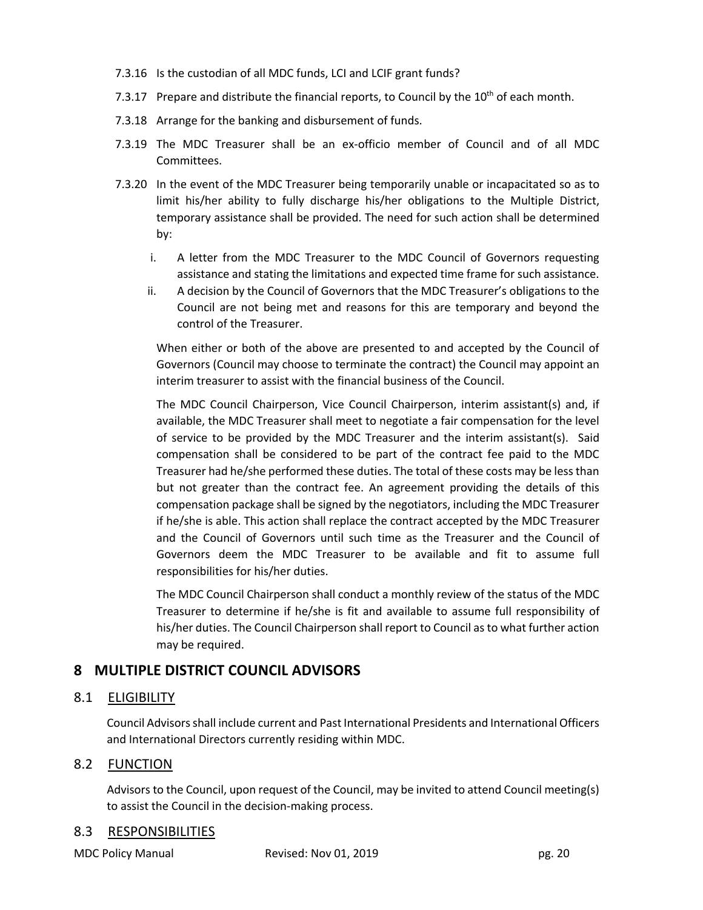7.3.16 Is the custodian of all MDC funds, LCI and LCIF grant funds?

7.3.17 Prepare and distribute the financial reports, to Council by the 10th of each month.

7.3.18 Arrange for the banking and disbursement of funds.

7.3.19 The MDC Treasurer shall be an ex-officio member of Council and of all MDC Committees.

7.3.20 In the event of the MDC Treasurer being temporarily unable or incapacitated so as to limit his/her ability to fully discharge his/her obligations to the Multiple District, temporary assistance shall be provided. The need for such action shall be determined by:

i. A letter from the MDC Treasurer to the MDC Council of Governors requesting assistance and stating the limitations and expected time frame for such assistance.
ii. A decision by the Council of Governors that the MDC Treasurer's obligations to the Council are not being met and reasons for this are temporary and beyond the control of the Treasurer.

When either or both of the above are presented to and accepted by the Council of Governors (Council may choose to terminate the contract) the Council may appoint an interim treasurer to assist with the financial business of the Council.

The MDC Council Chairperson, Vice Council Chairperson, interim assistant(s) and, if available, the MDC Treasurer shall meet to negotiate a fair compensation for the level of service to be provided by the MDC Treasurer and the interim assistant(s). Said compensation shall be considered to be part of the contract fee paid to the MDC Treasurer had he/she performed these duties. The total of these costs may be less than but not greater than the contract fee. An agreement providing the details of this compensation package shall be signed by the negotiators, including the MDC Treasurer if he/she is able. This action shall replace the contract accepted by the MDC Treasurer and the Council of Governors until such time as the Treasurer and the Council of Governors deem the MDC Treasurer to be available and fit to assume full responsibilities for his/her duties.

The MDC Council Chairperson shall conduct a monthly review of the status of the MDC Treasurer to determine if he/she is fit and available to assume full responsibility of his/her duties. The Council Chairperson shall report to Council as to what further action may be required.

# 8 MULTIPLE DISTRICT COUNCIL ADVISORS

## 8.1 ELIGIBILITY

Council Advisors shall include current and Past International Presidents and International Officers and International Directors currently residing within MDC.

## 8.2 FUNCTION

Advisors to the Council, upon request of the Council, may be invited to attend Council meeting(s) to assist the Council in the decision-making process.

## 8.3 RESPONSIBILITIES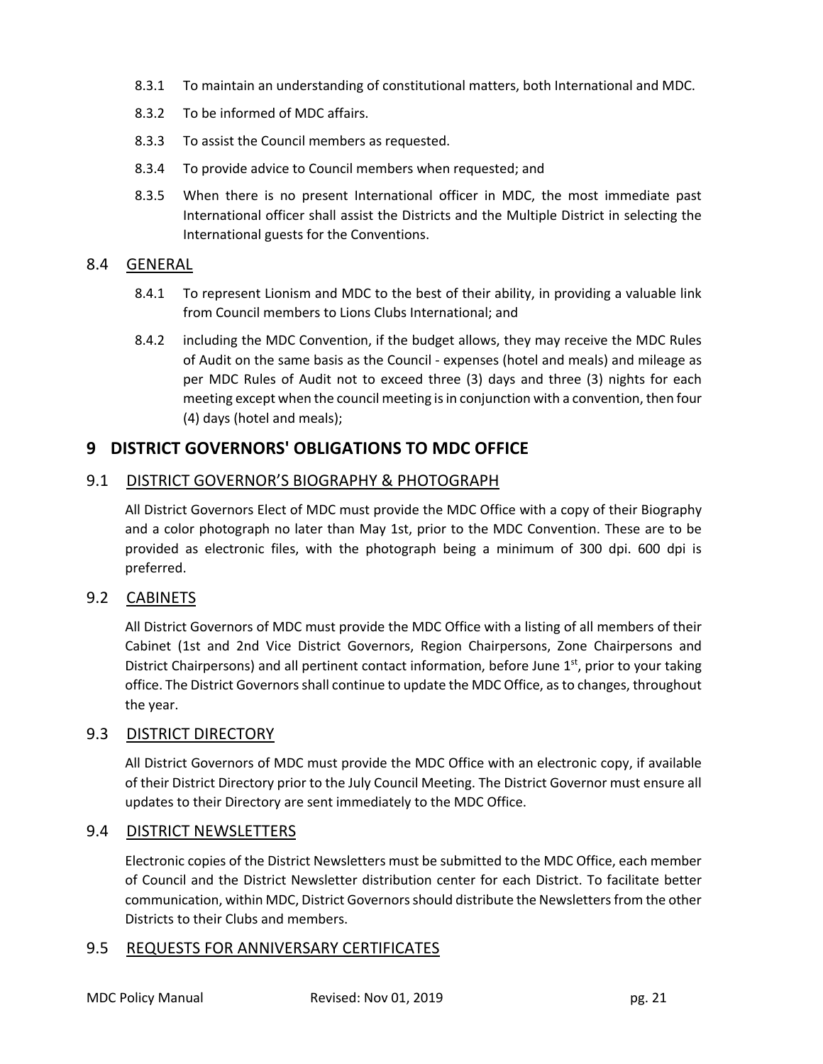8.3.1 To maintain an understanding of constitutional matters, both International and MDC.

8.3.2 To be informed of MDC affairs.

8.3.3 To assist the Council members as requested.

8.3.4 To provide advice to Council members when requested; and

8.3.5 When there is no present International officer in MDC, the most immediate past International officer shall assist the Districts and the Multiple District in selecting the International guests for the Conventions.

## 8.4 GENERAL

8.4.1 To represent Lionism and MDC to the best of their ability, in providing a valuable link from Council members to Lions Clubs International; and

8.4.2 including the MDC Convention, if the budget allows, they may receive the MDC Rules of Audit on the same basis as the Council - expenses (hotel and meals) and mileage as per MDC Rules of Audit not to exceed three (3) days and three (3) nights for each meeting except when the council meeting is in conjunction with a convention, then four (4) days (hotel and meals);

# 9 DISTRICT GOVERNORS' OBLIGATIONS TO MDC OFFICE

## 9.1 DISTRICT GOVERNOR'S BIOGRAPHY & PHOTOGRAPH

All District Governors Elect of MDC must provide the MDC Office with a copy of their Biography and a color photograph no later than May 1st, prior to the MDC Convention. These are to be provided as electronic files, with the photograph being a minimum of 300 dpi. 600 dpi is preferred.

## 9.2 CABINETS

All District Governors of MDC must provide the MDC Office with a listing of all members of their Cabinet (1st and 2nd Vice District Governors, Region Chairpersons, Zone Chairpersons and District Chairpersons) and all pertinent contact information, before June 1st, prior to your taking office. The District Governors shall continue to update the MDC Office, as to changes, throughout the year.

## 9.3 DISTRICT DIRECTORY

All District Governors of MDC must provide the MDC Office with an electronic copy, if available of their District Directory prior to the July Council Meeting. The District Governor must ensure all updates to their Directory are sent immediately to the MDC Office.

## 9.4 DISTRICT NEWSLETTERS

Electronic copies of the District Newsletters must be submitted to the MDC Office, each member of Council and the District Newsletter distribution center for each District. To facilitate better communication, within MDC, District Governors should distribute the Newsletters from the other Districts to their Clubs and members.

## 9.5 REQUESTS FOR ANNIVERSARY CERTIFICATES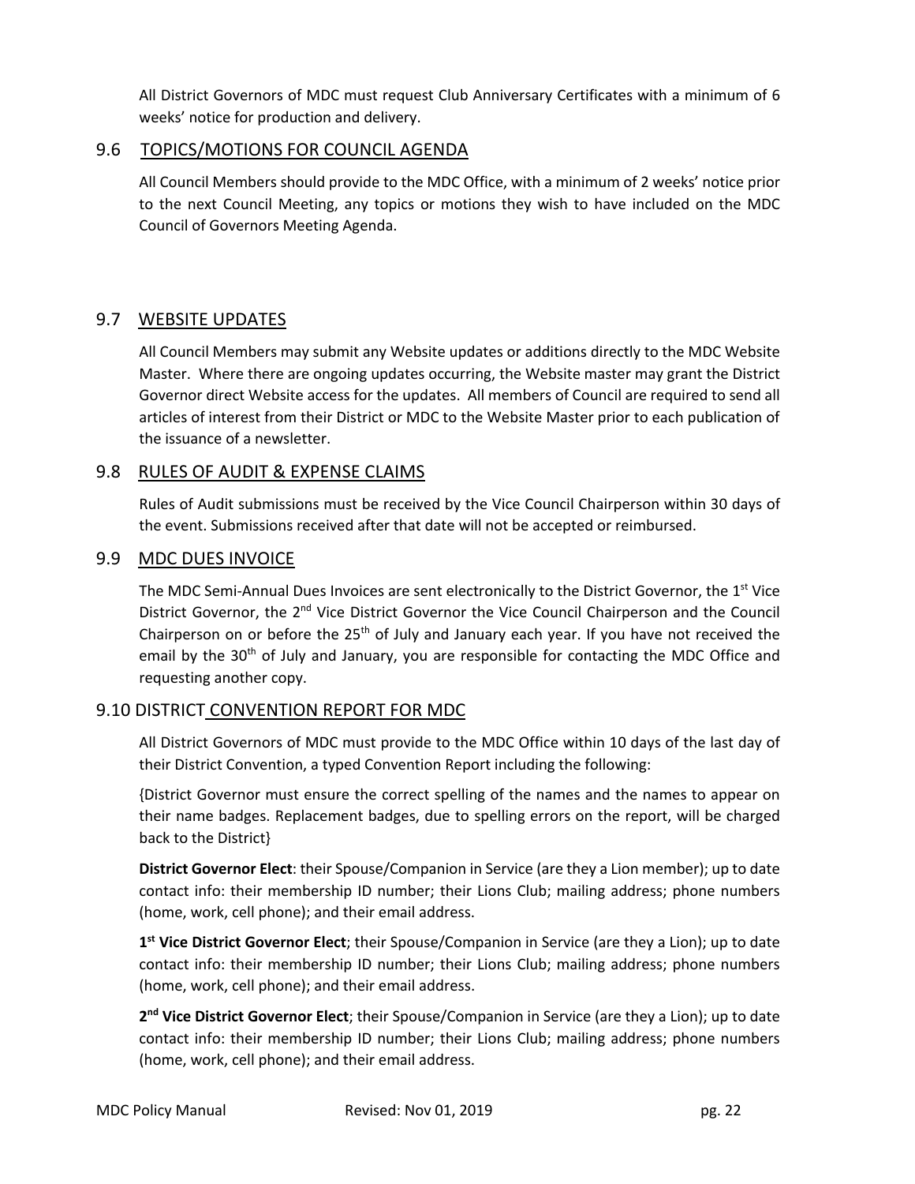All District Governors of MDC must request Club Anniversary Certificates with a minimum of 6 weeks' notice for production and delivery.

## 9.6 TOPICS/MOTIONS FOR COUNCIL AGENDA

All Council Members should provide to the MDC Office, with a minimum of 2 weeks' notice prior to the next Council Meeting, any topics or motions they wish to have included on the MDC Council of Governors Meeting Agenda.

## 9.7 WEBSITE UPDATES

All Council Members may submit any Website updates or additions directly to the MDC Website Master. Where there are ongoing updates occurring, the Website master may grant the District Governor direct Website access for the updates. All members of Council are required to send all articles of interest from their District or MDC to the Website Master prior to each publication of the issuance of a newsletter.

## 9.8 RULES OF AUDIT & EXPENSE CLAIMS

Rules of Audit submissions must be received by the Vice Council Chairperson within 30 days of the event. Submissions received after that date will not be accepted or reimbursed.

## 9.9 MDC DUES INVOICE

The MDC Semi-Annual Dues Invoices are sent electronically to the District Governor, the 1st Vice District Governor, the 2nd Vice District Governor the Vice Council Chairperson and the Council Chairperson on or before the 25th of July and January each year. If you have not received the email by the 30th of July and January, you are responsible for contacting the MDC Office and requesting another copy.

## 9.10 DISTRICT CONVENTION REPORT FOR MDC

All District Governors of MDC must provide to the MDC Office within 10 days of the last day of their District Convention, a typed Convention Report including the following:

{District Governor must ensure the correct spelling of the names and the names to appear on their name badges. Replacement badges, due to spelling errors on the report, will be charged back to the District}

**District Governor Elect**: their Spouse/Companion in Service (are they a Lion member); up to date contact info: their membership ID number; their Lions Club; mailing address; phone numbers (home, work, cell phone); and their email address.

**1st Vice District Governor Elect**; their Spouse/Companion in Service (are they a Lion); up to date contact info: their membership ID number; their Lions Club; mailing address; phone numbers (home, work, cell phone); and their email address.

**2nd Vice District Governor Elect**; their Spouse/Companion in Service (are they a Lion); up to date contact info: their membership ID number; their Lions Club; mailing address; phone numbers (home, work, cell phone); and their email address.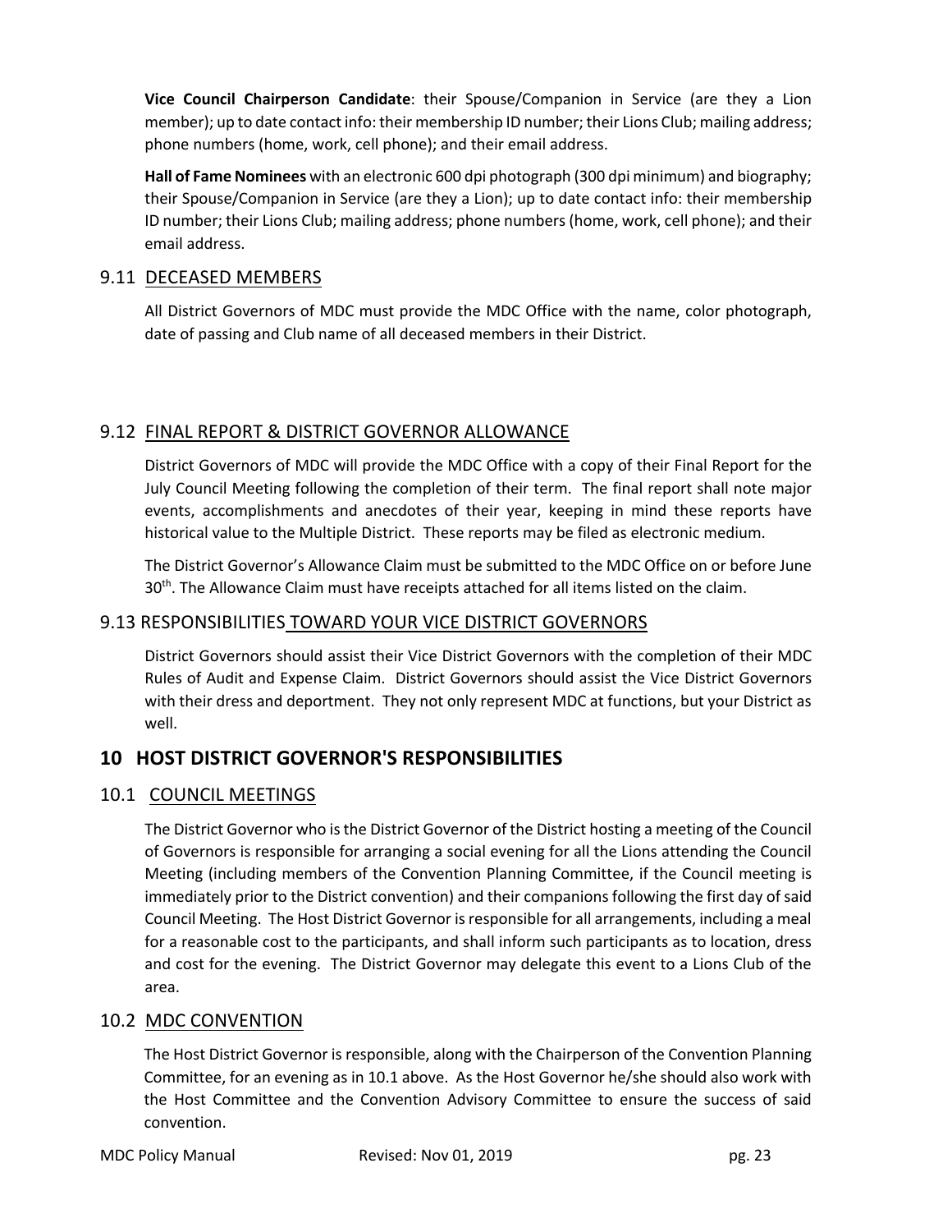**Vice Council Chairperson Candidate**: their Spouse/Companion in Service (are they a Lion member); up to date contact info: their membership ID number; their Lions Club; mailing address; phone numbers (home, work, cell phone); and their email address.

**Hall of Fame Nominees** with an electronic 600 dpi photograph (300 dpi minimum) and biography; their Spouse/Companion in Service (are they a Lion); up to date contact info: their membership ID number; their Lions Club; mailing address; phone numbers (home, work, cell phone); and their email address.

### 9.11 DECEASED MEMBERS

All District Governors of MDC must provide the MDC Office with the name, color photograph, date of passing and Club name of all deceased members in their District.

### 9.12 FINAL REPORT & DISTRICT GOVERNOR ALLOWANCE

District Governors of MDC will provide the MDC Office with a copy of their Final Report for the July Council Meeting following the completion of their term. The final report shall note major events, accomplishments and anecdotes of their year, keeping in mind these reports have historical value to the Multiple District. These reports may be filed as electronic medium.

The District Governor's Allowance Claim must be submitted to the MDC Office on or before June 30th. The Allowance Claim must have receipts attached for all items listed on the claim.

### 9.13 RESPONSIBILITIES TOWARD YOUR VICE DISTRICT GOVERNORS

District Governors should assist their Vice District Governors with the completion of their MDC Rules of Audit and Expense Claim. District Governors should assist the Vice District Governors with their dress and deportment. They not only represent MDC at functions, but your District as well.

## 10 HOST DISTRICT GOVERNOR'S RESPONSIBILITIES

### 10.1 COUNCIL MEETINGS

The District Governor who is the District Governor of the District hosting a meeting of the Council of Governors is responsible for arranging a social evening for all the Lions attending the Council Meeting (including members of the Convention Planning Committee, if the Council meeting is immediately prior to the District convention) and their companions following the first day of said Council Meeting. The Host District Governor is responsible for all arrangements, including a meal for a reasonable cost to the participants, and shall inform such participants as to location, dress and cost for the evening. The District Governor may delegate this event to a Lions Club of the area.

### 10.2 MDC CONVENTION

The Host District Governor is responsible, along with the Chairperson of the Convention Planning Committee, for an evening as in 10.1 above. As the Host Governor he/she should also work with the Host Committee and the Convention Advisory Committee to ensure the success of said convention.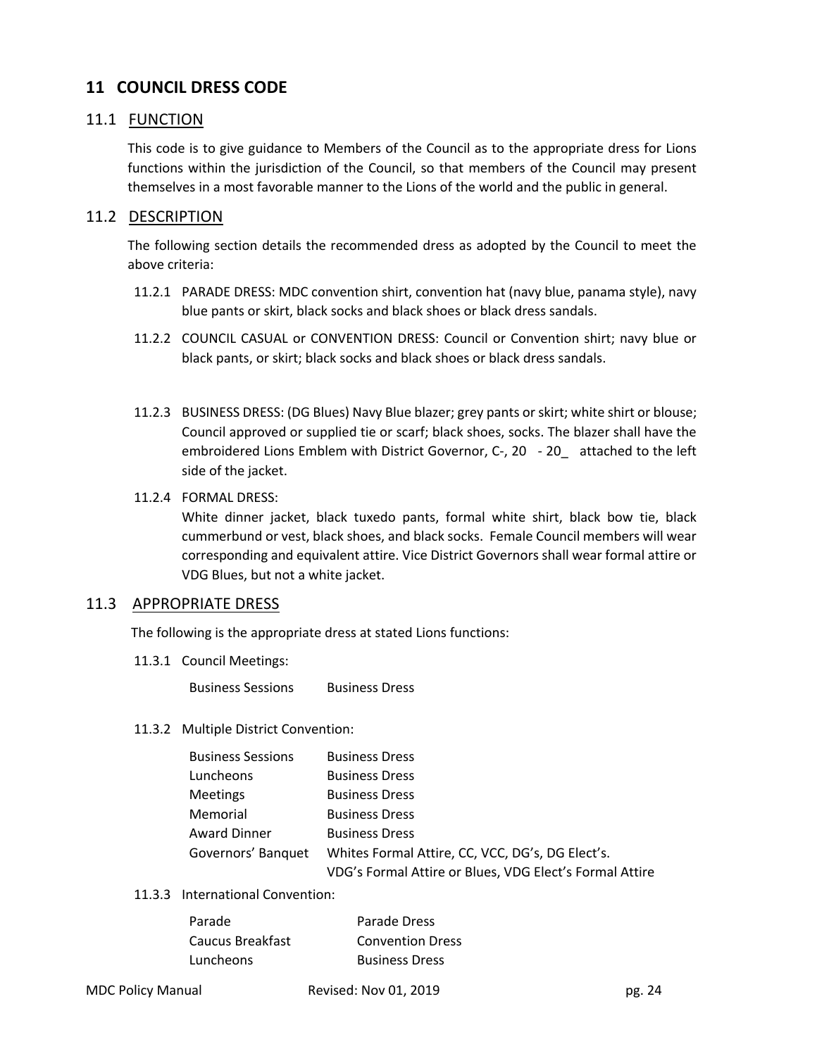## 11 COUNCIL DRESS CODE

### 11.1 FUNCTION

This code is to give guidance to Members of the Council as to the appropriate dress for Lions functions within the jurisdiction of the Council, so that members of the Council may present themselves in a most favorable manner to the Lions of the world and the public in general.

### 11.2 DESCRIPTION

The following section details the recommended dress as adopted by the Council to meet the above criteria:

11.2.1 PARADE DRESS: MDC convention shirt, convention hat (navy blue, panama style), navy blue pants or skirt, black socks and black shoes or black dress sandals.

11.2.2 COUNCIL CASUAL or CONVENTION DRESS: Council or Convention shirt; navy blue or black pants, or skirt; black socks and black shoes or black dress sandals.

11.2.3 BUSINESS DRESS: (DG Blues) Navy Blue blazer; grey pants or skirt; white shirt or blouse; Council approved or supplied tie or scarf; black shoes, socks. The blazer shall have the embroidered Lions Emblem with District Governor, C-, 20 - 20_ attached to the left side of the jacket.

11.2.4 FORMAL DRESS:
White dinner jacket, black tuxedo pants, formal white shirt, black bow tie, black cummerbund or vest, black shoes, and black socks. Female Council members will wear corresponding and equivalent attire. Vice District Governors shall wear formal attire or VDG Blues, but not a white jacket.

### 11.3 APPROPRIATE DRESS

The following is the appropriate dress at stated Lions functions:

11.3.1 Council Meetings:

| | |
|---|---|
| Business Sessions | Business Dress |

11.3.2 Multiple District Convention:

| | |
|---|---|
| Business Sessions | Business Dress |
| Luncheons | Business Dress |
| Meetings | Business Dress |
| Memorial | Business Dress |
| Award Dinner | Business Dress |
| Governors' Banquet | Whites Formal Attire, CC, VCC, DG's, DG Elect's. VDG's Formal Attire or Blues, VDG Elect's Formal Attire |

11.3.3 International Convention:

| | |
|---|---|
| Parade | Parade Dress |
| Caucus Breakfast | Convention Dress |
| Luncheons | Business Dress |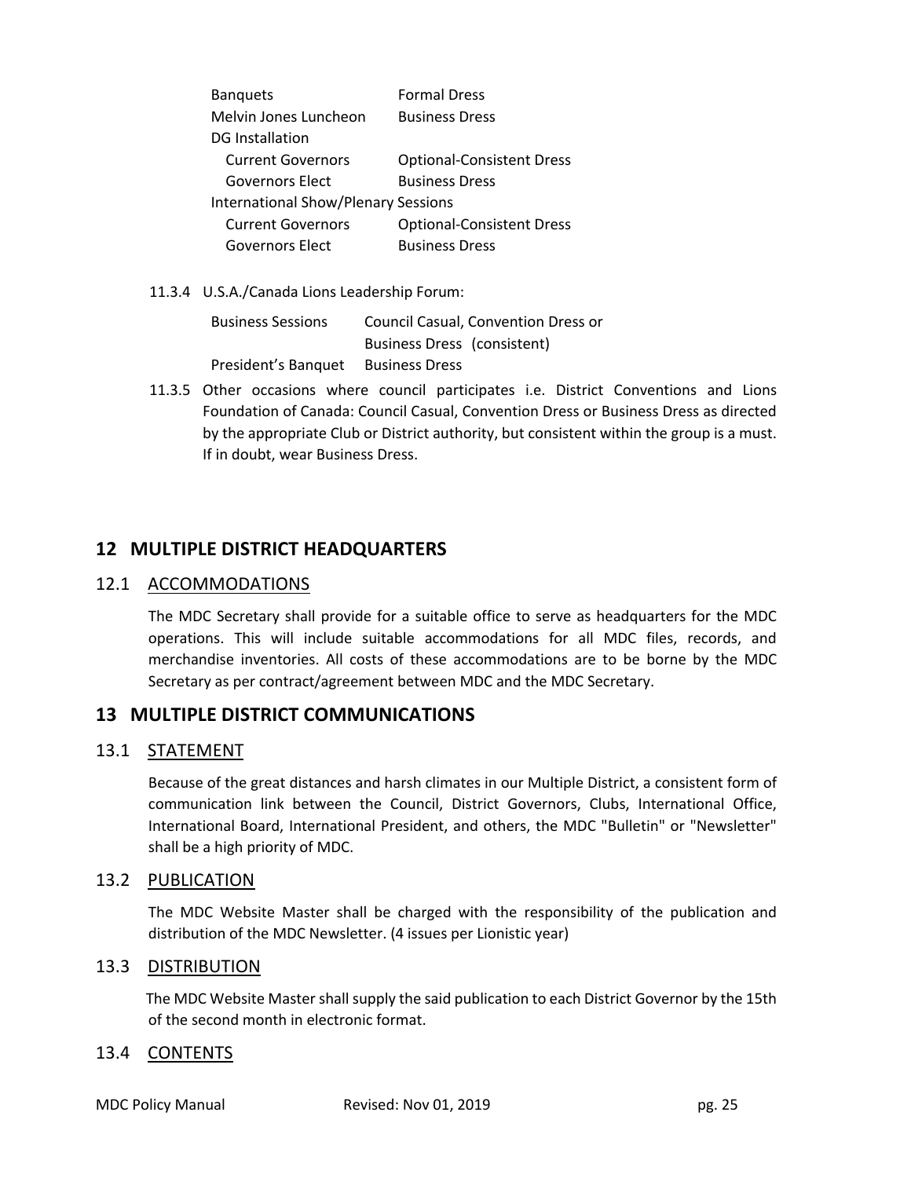| | |
|---|---|
| Banquets | Formal Dress |
| Melvin Jones Luncheon | Business Dress |
| DG Installation | |
| Current Governors | Optional-Consistent Dress |
| Governors Elect | Business Dress |
| International Show/Plenary Sessions | |
| Current Governors | Optional-Consistent Dress |
| Governors Elect | Business Dress |

11.3.4 U.S.A./Canada Lions Leadership Forum:

| | |
|---|---|
| Business Sessions | Council Casual, Convention Dress or Business Dress (consistent) |
| President's Banquet | Business Dress |

11.3.5 Other occasions where council participates i.e. District Conventions and Lions Foundation of Canada: Council Casual, Convention Dress or Business Dress as directed by the appropriate Club or District authority, but consistent within the group is a must. If in doubt, wear Business Dress.

## 12 MULTIPLE DISTRICT HEADQUARTERS

### 12.1 ACCOMMODATIONS

The MDC Secretary shall provide for a suitable office to serve as headquarters for the MDC operations. This will include suitable accommodations for all MDC files, records, and merchandise inventories. All costs of these accommodations are to be borne by the MDC Secretary as per contract/agreement between MDC and the MDC Secretary.

## 13 MULTIPLE DISTRICT COMMUNICATIONS

### 13.1 STATEMENT

Because of the great distances and harsh climates in our Multiple District, a consistent form of communication link between the Council, District Governors, Clubs, International Office, International Board, International President, and others, the MDC "Bulletin" or "Newsletter" shall be a high priority of MDC.

### 13.2 PUBLICATION

The MDC Website Master shall be charged with the responsibility of the publication and distribution of the MDC Newsletter. (4 issues per Lionistic year)

### 13.3 DISTRIBUTION

The MDC Website Master shall supply the said publication to each District Governor by the 15th of the second month in electronic format.

### 13.4 CONTENTS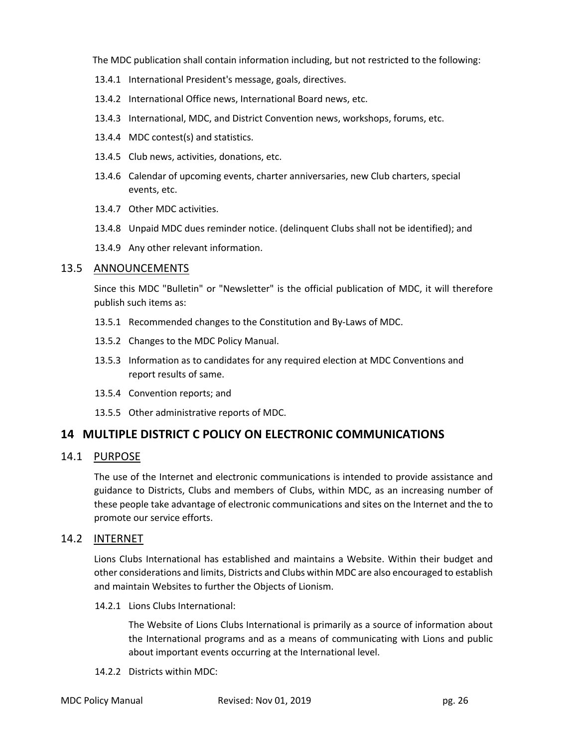The MDC publication shall contain information including, but not restricted to the following:

13.4.1 International President's message, goals, directives.

13.4.2 International Office news, International Board news, etc.

13.4.3 International, MDC, and District Convention news, workshops, forums, etc.

13.4.4 MDC contest(s) and statistics.

13.4.5 Club news, activities, donations, etc.

13.4.6 Calendar of upcoming events, charter anniversaries, new Club charters, special events, etc.

13.4.7 Other MDC activities.

13.4.8 Unpaid MDC dues reminder notice. (delinquent Clubs shall not be identified); and

13.4.9 Any other relevant information.

### 13.5 ANNOUNCEMENTS

Since this MDC "Bulletin" or "Newsletter" is the official publication of MDC, it will therefore publish such items as:

13.5.1 Recommended changes to the Constitution and By-Laws of MDC.

13.5.2 Changes to the MDC Policy Manual.

13.5.3 Information as to candidates for any required election at MDC Conventions and report results of same.

13.5.4 Convention reports; and

13.5.5 Other administrative reports of MDC.

## 14 MULTIPLE DISTRICT C POLICY ON ELECTRONIC COMMUNICATIONS

### 14.1 PURPOSE

The use of the Internet and electronic communications is intended to provide assistance and guidance to Districts, Clubs and members of Clubs, within MDC, as an increasing number of these people take advantage of electronic communications and sites on the Internet and the to promote our service efforts.

### 14.2 INTERNET

Lions Clubs International has established and maintains a Website. Within their budget and other considerations and limits, Districts and Clubs within MDC are also encouraged to establish and maintain Websites to further the Objects of Lionism.

14.2.1 Lions Clubs International:

The Website of Lions Clubs International is primarily as a source of information about the International programs and as a means of communicating with Lions and public about important events occurring at the International level.

14.2.2 Districts within MDC: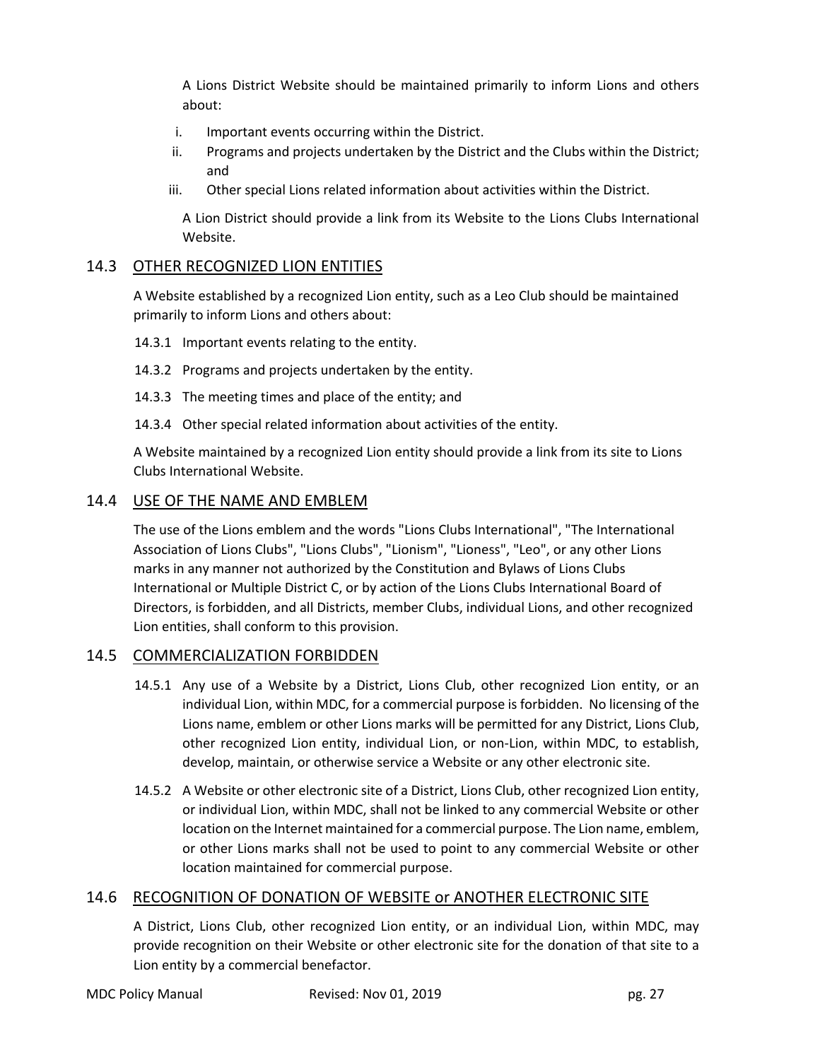A Lions District Website should be maintained primarily to inform Lions and others about:

i. Important events occurring within the District.
ii. Programs and projects undertaken by the District and the Clubs within the District; and
iii. Other special Lions related information about activities within the District.

A Lion District should provide a link from its Website to the Lions Clubs International Website.

## 14.3 OTHER RECOGNIZED LION ENTITIES

A Website established by a recognized Lion entity, such as a Leo Club should be maintained primarily to inform Lions and others about:

14.3.1 Important events relating to the entity.

14.3.2 Programs and projects undertaken by the entity.

14.3.3 The meeting times and place of the entity; and

14.3.4 Other special related information about activities of the entity.

A Website maintained by a recognized Lion entity should provide a link from its site to Lions Clubs International Website.

## 14.4 USE OF THE NAME AND EMBLEM

The use of the Lions emblem and the words "Lions Clubs International", "The International Association of Lions Clubs", "Lions Clubs", "Lionism", "Lioness", "Leo", or any other Lions marks in any manner not authorized by the Constitution and Bylaws of Lions Clubs International or Multiple District C, or by action of the Lions Clubs International Board of Directors, is forbidden, and all Districts, member Clubs, individual Lions, and other recognized Lion entities, shall conform to this provision.

## 14.5 COMMERCIALIZATION FORBIDDEN

14.5.1 Any use of a Website by a District, Lions Club, other recognized Lion entity, or an individual Lion, within MDC, for a commercial purpose is forbidden. No licensing of the Lions name, emblem or other Lions marks will be permitted for any District, Lions Club, other recognized Lion entity, individual Lion, or non-Lion, within MDC, to establish, develop, maintain, or otherwise service a Website or any other electronic site.

14.5.2 A Website or other electronic site of a District, Lions Club, other recognized Lion entity, or individual Lion, within MDC, shall not be linked to any commercial Website or other location on the Internet maintained for a commercial purpose. The Lion name, emblem, or other Lions marks shall not be used to point to any commercial Website or other location maintained for commercial purpose.

## 14.6 RECOGNITION OF DONATION OF WEBSITE or ANOTHER ELECTRONIC SITE

A District, Lions Club, other recognized Lion entity, or an individual Lion, within MDC, may provide recognition on their Website or other electronic site for the donation of that site to a Lion entity by a commercial benefactor.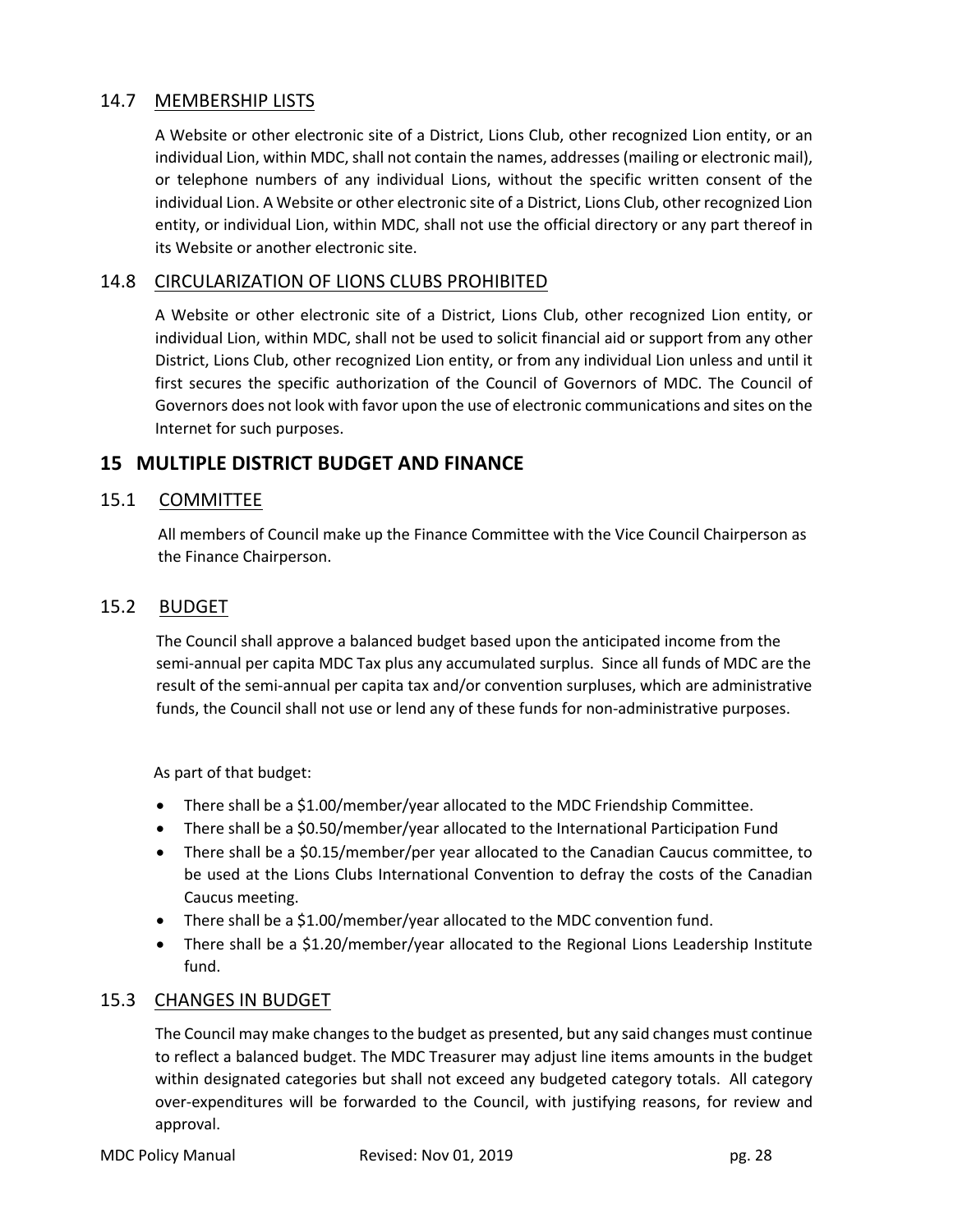### 14.7 MEMBERSHIP LISTS

A Website or other electronic site of a District, Lions Club, other recognized Lion entity, or an individual Lion, within MDC, shall not contain the names, addresses (mailing or electronic mail), or telephone numbers of any individual Lions, without the specific written consent of the individual Lion. A Website or other electronic site of a District, Lions Club, other recognized Lion entity, or individual Lion, within MDC, shall not use the official directory or any part thereof in its Website or another electronic site.

### 14.8 CIRCULARIZATION OF LIONS CLUBS PROHIBITED

A Website or other electronic site of a District, Lions Club, other recognized Lion entity, or individual Lion, within MDC, shall not be used to solicit financial aid or support from any other District, Lions Club, other recognized Lion entity, or from any individual Lion unless and until it first secures the specific authorization of the Council of Governors of MDC. The Council of Governors does not look with favor upon the use of electronic communications and sites on the Internet for such purposes.

## 15 MULTIPLE DISTRICT BUDGET AND FINANCE

### 15.1 COMMITTEE

All members of Council make up the Finance Committee with the Vice Council Chairperson as the Finance Chairperson.

### 15.2 BUDGET

The Council shall approve a balanced budget based upon the anticipated income from the semi-annual per capita MDC Tax plus any accumulated surplus. Since all funds of MDC are the result of the semi-annual per capita tax and/or convention surpluses, which are administrative funds, the Council shall not use or lend any of these funds for non-administrative purposes.

As part of that budget:

- There shall be a $1.00/member/year allocated to the MDC Friendship Committee.
- There shall be a $0.50/member/year allocated to the International Participation Fund
- There shall be a $0.15/member/per year allocated to the Canadian Caucus committee, to be used at the Lions Clubs International Convention to defray the costs of the Canadian Caucus meeting.
- There shall be a $1.00/member/year allocated to the MDC convention fund.
- There shall be a $1.20/member/year allocated to the Regional Lions Leadership Institute fund.

### 15.3 CHANGES IN BUDGET

The Council may make changes to the budget as presented, but any said changes must continue to reflect a balanced budget. The MDC Treasurer may adjust line items amounts in the budget within designated categories but shall not exceed any budgeted category totals. All category over-expenditures will be forwarded to the Council, with justifying reasons, for review and approval.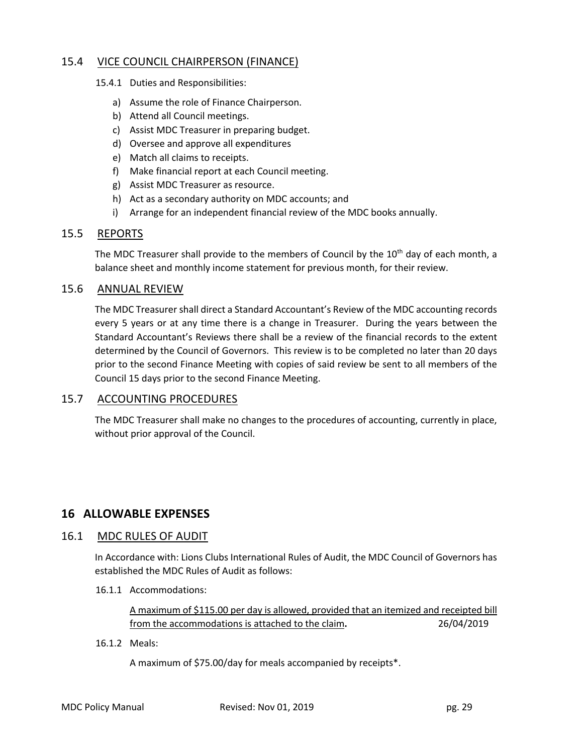## 15.4 <u>VICE COUNCIL CHAIRPERSON (FINANCE)</u>

15.4.1 Duties and Responsibilities:

a) Assume the role of Finance Chairperson.
b) Attend all Council meetings.
c) Assist MDC Treasurer in preparing budget.
d) Oversee and approve all expenditures
e) Match all claims to receipts.
f) Make financial report at each Council meeting.
g) Assist MDC Treasurer as resource.
h) Act as a secondary authority on MDC accounts; and
i) Arrange for an independent financial review of the MDC books annually.

## 15.5 <u>REPORTS</u>

The MDC Treasurer shall provide to the members of Council by the 10th day of each month, a balance sheet and monthly income statement for previous month, for their review.

## 15.6 <u>ANNUAL REVIEW</u>

The MDC Treasurer shall direct a Standard Accountant's Review of the MDC accounting records every 5 years or at any time there is a change in Treasurer. During the years between the Standard Accountant's Reviews there shall be a review of the financial records to the extent determined by the Council of Governors. This review is to be completed no later than 20 days prior to the second Finance Meeting with copies of said review be sent to all members of the Council 15 days prior to the second Finance Meeting.

## 15.7 <u>ACCOUNTING PROCEDURES</u>

The MDC Treasurer shall make no changes to the procedures of accounting, currently in place, without prior approval of the Council.

# 16 ALLOWABLE EXPENSES

## 16.1 <u>MDC RULES OF AUDIT</u>

In Accordance with: Lions Clubs International Rules of Audit, the MDC Council of Governors has established the MDC Rules of Audit as follows:

16.1.1 Accommodations:

<u>A maximum of $115.00 per day is allowed, provided that an itemized and receipted bill from the accommodations is attached to the claim</u>**.** 26/04/2019

16.1.2 Meals:

A maximum of $75.00/day for meals accompanied by receipts*.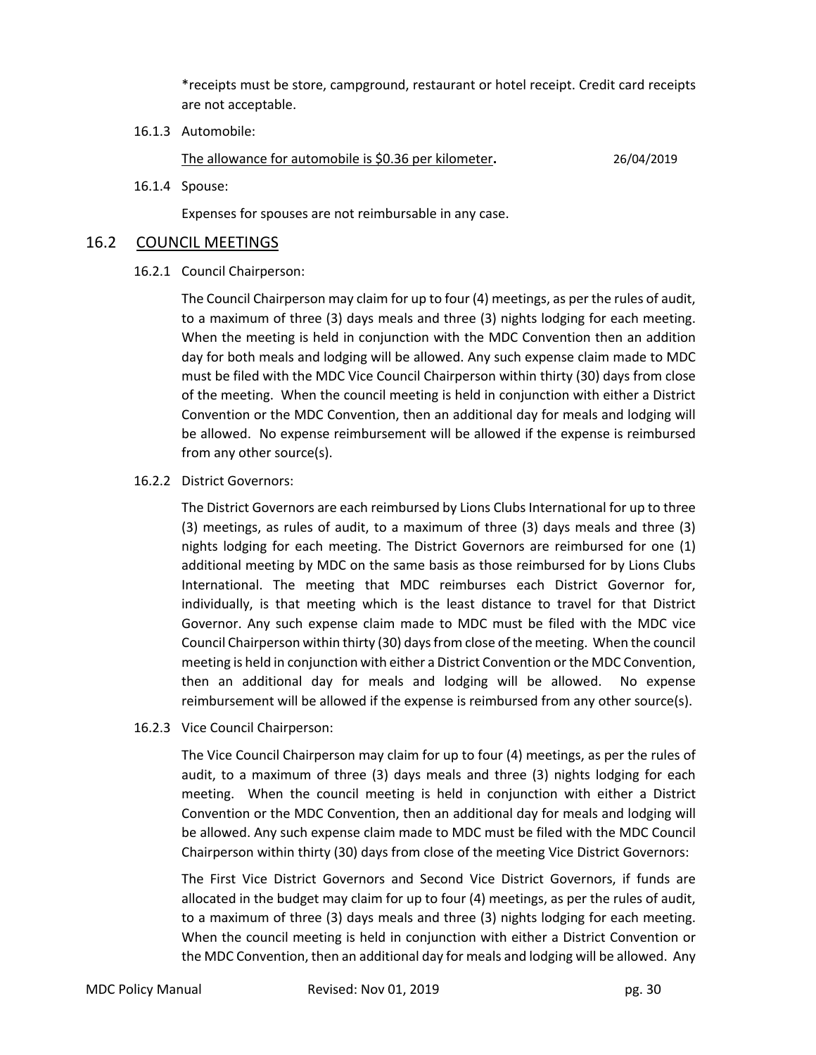*receipts must be store, campground, restaurant or hotel receipt. Credit card receipts are not acceptable.

16.1.3 Automobile:

The allowance for automobile is $0.36 per kilometer**.** 26/04/2019

16.1.4 Spouse:

Expenses for spouses are not reimbursable in any case.

## 16.2 COUNCIL MEETINGS

16.2.1 Council Chairperson:

The Council Chairperson may claim for up to four (4) meetings, as per the rules of audit, to a maximum of three (3) days meals and three (3) nights lodging for each meeting. When the meeting is held in conjunction with the MDC Convention then an addition day for both meals and lodging will be allowed. Any such expense claim made to MDC must be filed with the MDC Vice Council Chairperson within thirty (30) days from close of the meeting. When the council meeting is held in conjunction with either a District Convention or the MDC Convention, then an additional day for meals and lodging will be allowed. No expense reimbursement will be allowed if the expense is reimbursed from any other source(s).

16.2.2 District Governors:

The District Governors are each reimbursed by Lions Clubs International for up to three (3) meetings, as rules of audit, to a maximum of three (3) days meals and three (3) nights lodging for each meeting. The District Governors are reimbursed for one (1) additional meeting by MDC on the same basis as those reimbursed for by Lions Clubs International. The meeting that MDC reimburses each District Governor for, individually, is that meeting which is the least distance to travel for that District Governor. Any such expense claim made to MDC must be filed with the MDC vice Council Chairperson within thirty (30) days from close of the meeting. When the council meeting is held in conjunction with either a District Convention or the MDC Convention, then an additional day for meals and lodging will be allowed. No expense reimbursement will be allowed if the expense is reimbursed from any other source(s).

16.2.3 Vice Council Chairperson:

The Vice Council Chairperson may claim for up to four (4) meetings, as per the rules of audit, to a maximum of three (3) days meals and three (3) nights lodging for each meeting. When the council meeting is held in conjunction with either a District Convention or the MDC Convention, then an additional day for meals and lodging will be allowed. Any such expense claim made to MDC must be filed with the MDC Council Chairperson within thirty (30) days from close of the meeting Vice District Governors:

The First Vice District Governors and Second Vice District Governors, if funds are allocated in the budget may claim for up to four (4) meetings, as per the rules of audit, to a maximum of three (3) days meals and three (3) nights lodging for each meeting. When the council meeting is held in conjunction with either a District Convention or the MDC Convention, then an additional day for meals and lodging will be allowed. Any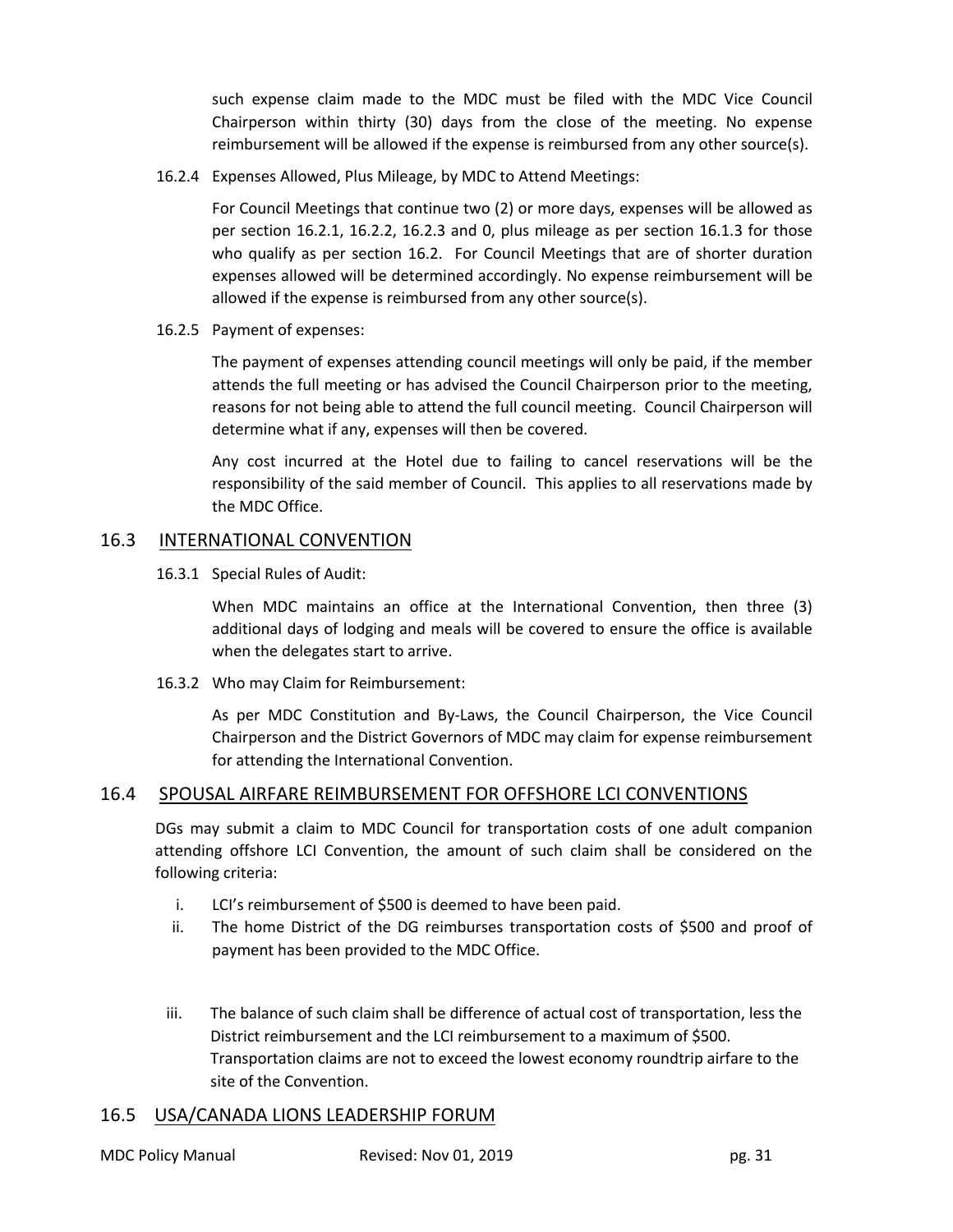such expense claim made to the MDC must be filed with the MDC Vice Council Chairperson within thirty (30) days from the close of the meeting. No expense reimbursement will be allowed if the expense is reimbursed from any other source(s).

16.2.4 Expenses Allowed, Plus Mileage, by MDC to Attend Meetings:

For Council Meetings that continue two (2) or more days, expenses will be allowed as per section 16.2.1, 16.2.2, 16.2.3 and 0, plus mileage as per section 16.1.3 for those who qualify as per section 16.2. For Council Meetings that are of shorter duration expenses allowed will be determined accordingly. No expense reimbursement will be allowed if the expense is reimbursed from any other source(s).

16.2.5 Payment of expenses:

The payment of expenses attending council meetings will only be paid, if the member attends the full meeting or has advised the Council Chairperson prior to the meeting, reasons for not being able to attend the full council meeting. Council Chairperson will determine what if any, expenses will then be covered.

Any cost incurred at the Hotel due to failing to cancel reservations will be the responsibility of the said member of Council. This applies to all reservations made by the MDC Office.

## 16.3 INTERNATIONAL CONVENTION

16.3.1 Special Rules of Audit:

When MDC maintains an office at the International Convention, then three (3) additional days of lodging and meals will be covered to ensure the office is available when the delegates start to arrive.

16.3.2 Who may Claim for Reimbursement:

As per MDC Constitution and By-Laws, the Council Chairperson, the Vice Council Chairperson and the District Governors of MDC may claim for expense reimbursement for attending the International Convention.

## 16.4 SPOUSAL AIRFARE REIMBURSEMENT FOR OFFSHORE LCI CONVENTIONS

DGs may submit a claim to MDC Council for transportation costs of one adult companion attending offshore LCI Convention, the amount of such claim shall be considered on the following criteria:

i. LCI's reimbursement of $500 is deemed to have been paid.
ii. The home District of the DG reimburses transportation costs of $500 and proof of payment has been provided to the MDC Office.

iii. The balance of such claim shall be difference of actual cost of transportation, less the District reimbursement and the LCI reimbursement to a maximum of $500. Transportation claims are not to exceed the lowest economy roundtrip airfare to the site of the Convention.

## 16.5 USA/CANADA LIONS LEADERSHIP FORUM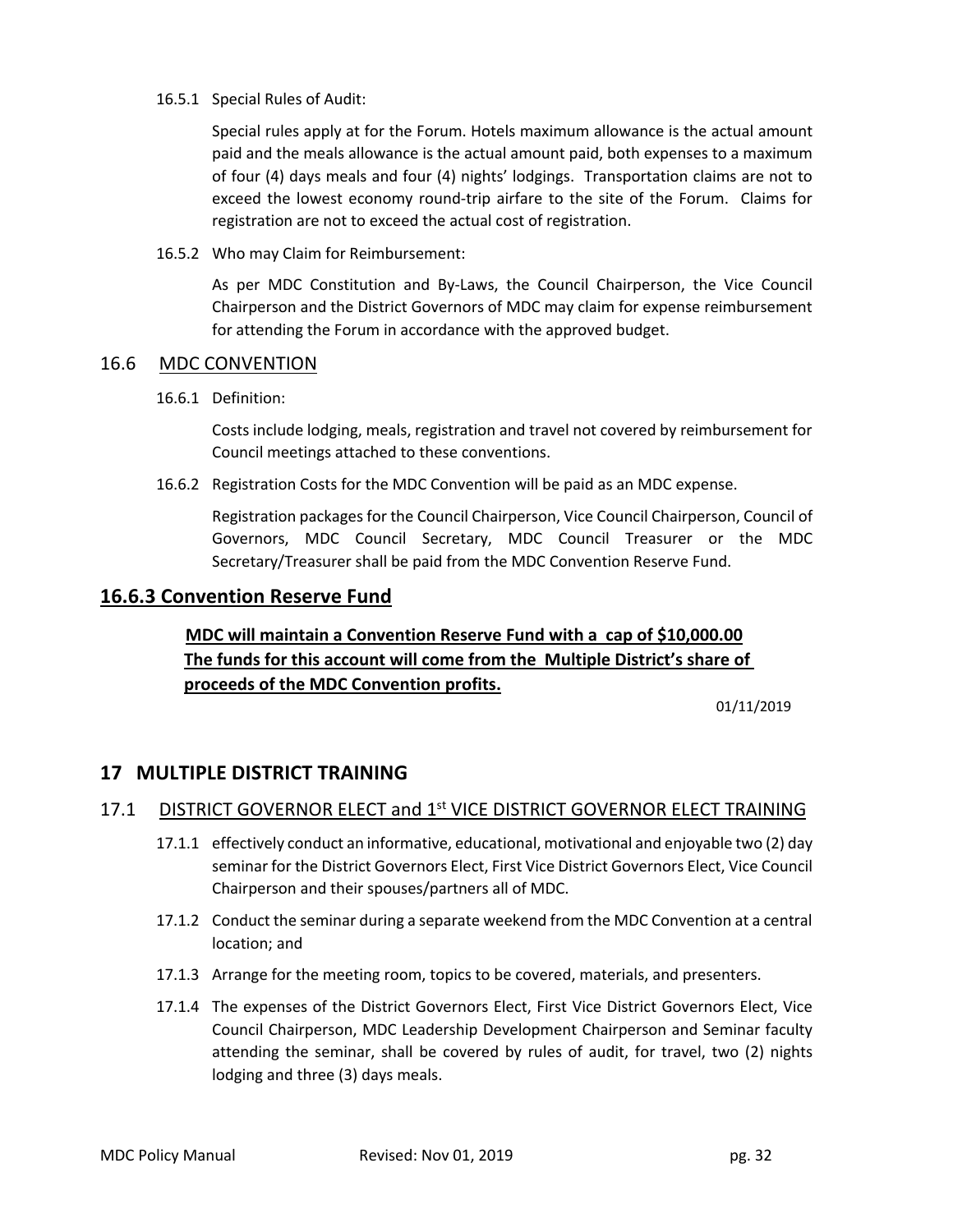16.5.1 Special Rules of Audit:

Special rules apply at for the Forum. Hotels maximum allowance is the actual amount paid and the meals allowance is the actual amount paid, both expenses to a maximum of four (4) days meals and four (4) nights' lodgings. Transportation claims are not to exceed the lowest economy round-trip airfare to the site of the Forum. Claims for registration are not to exceed the actual cost of registration.

16.5.2 Who may Claim for Reimbursement:

As per MDC Constitution and By-Laws, the Council Chairperson, the Vice Council Chairperson and the District Governors of MDC may claim for expense reimbursement for attending the Forum in accordance with the approved budget.

## 16.6 MDC CONVENTION

16.6.1 Definition:

Costs include lodging, meals, registration and travel not covered by reimbursement for Council meetings attached to these conventions.

16.6.2 Registration Costs for the MDC Convention will be paid as an MDC expense.

Registration packages for the Council Chairperson, Vice Council Chairperson, Council of Governors, MDC Council Secretary, MDC Council Treasurer or the MDC Secretary/Treasurer shall be paid from the MDC Convention Reserve Fund.

### 16.6.3 Convention Reserve Fund

**MDC will maintain a Convention Reserve Fund with a cap of $10,000.00 The funds for this account will come from the Multiple District's share of proceeds of the MDC Convention profits.**

01/11/2019

# 17 MULTIPLE DISTRICT TRAINING

## 17.1 DISTRICT GOVERNOR ELECT and 1st VICE DISTRICT GOVERNOR ELECT TRAINING

17.1.1 effectively conduct an informative, educational, motivational and enjoyable two (2) day seminar for the District Governors Elect, First Vice District Governors Elect, Vice Council Chairperson and their spouses/partners all of MDC.

17.1.2 Conduct the seminar during a separate weekend from the MDC Convention at a central location; and

17.1.3 Arrange for the meeting room, topics to be covered, materials, and presenters.

17.1.4 The expenses of the District Governors Elect, First Vice District Governors Elect, Vice Council Chairperson, MDC Leadership Development Chairperson and Seminar faculty attending the seminar, shall be covered by rules of audit, for travel, two (2) nights lodging and three (3) days meals.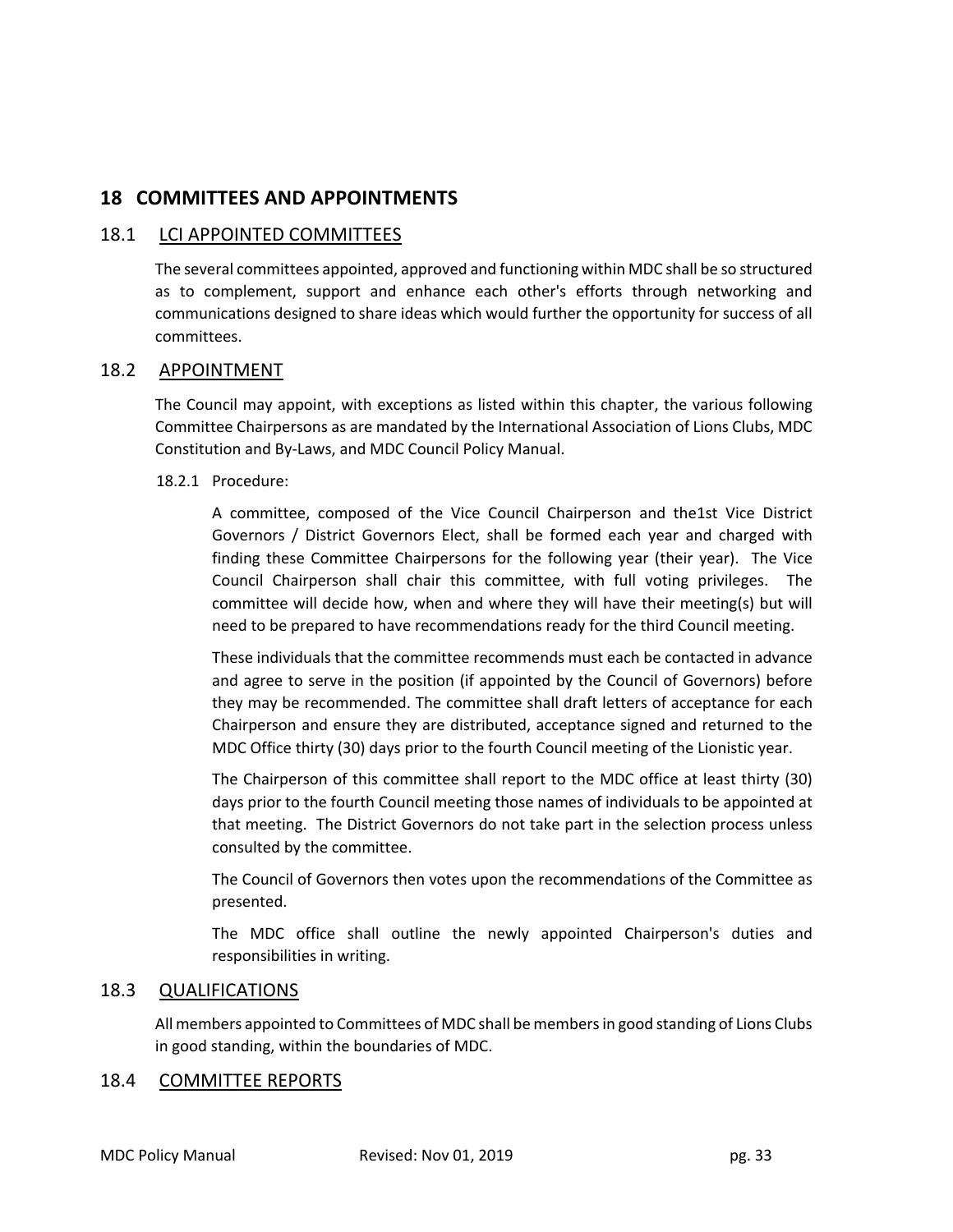# 18 COMMITTEES AND APPOINTMENTS

## 18.1 LCI APPOINTED COMMITTEES

The several committees appointed, approved and functioning within MDC shall be so structured as to complement, support and enhance each other's efforts through networking and communications designed to share ideas which would further the opportunity for success of all committees.

## 18.2 APPOINTMENT

The Council may appoint, with exceptions as listed within this chapter, the various following Committee Chairpersons as are mandated by the International Association of Lions Clubs, MDC Constitution and By-Laws, and MDC Council Policy Manual.

### 18.2.1 Procedure:

A committee, composed of the Vice Council Chairperson and the1st Vice District Governors / District Governors Elect, shall be formed each year and charged with finding these Committee Chairpersons for the following year (their year). The Vice Council Chairperson shall chair this committee, with full voting privileges. The committee will decide how, when and where they will have their meeting(s) but will need to be prepared to have recommendations ready for the third Council meeting.

These individuals that the committee recommends must each be contacted in advance and agree to serve in the position (if appointed by the Council of Governors) before they may be recommended. The committee shall draft letters of acceptance for each Chairperson and ensure they are distributed, acceptance signed and returned to the MDC Office thirty (30) days prior to the fourth Council meeting of the Lionistic year.

The Chairperson of this committee shall report to the MDC office at least thirty (30) days prior to the fourth Council meeting those names of individuals to be appointed at that meeting. The District Governors do not take part in the selection process unless consulted by the committee.

The Council of Governors then votes upon the recommendations of the Committee as presented.

The MDC office shall outline the newly appointed Chairperson's duties and responsibilities in writing.

## 18.3 QUALIFICATIONS

All members appointed to Committees of MDC shall be members in good standing of Lions Clubs in good standing, within the boundaries of MDC.

## 18.4 COMMITTEE REPORTS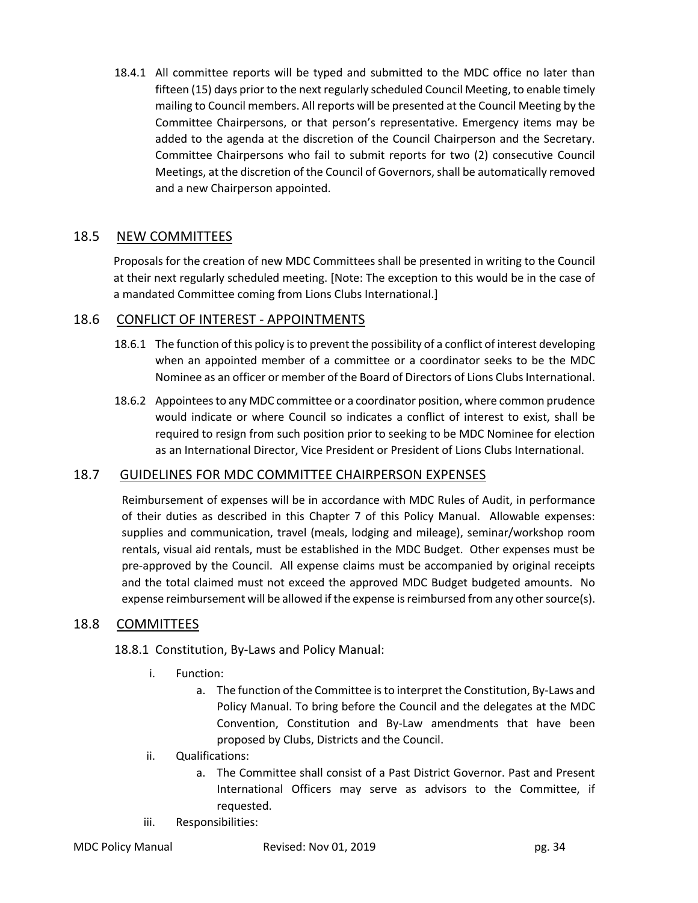18.4.1 All committee reports will be typed and submitted to the MDC office no later than fifteen (15) days prior to the next regularly scheduled Council Meeting, to enable timely mailing to Council members. All reports will be presented at the Council Meeting by the Committee Chairpersons, or that person's representative. Emergency items may be added to the agenda at the discretion of the Council Chairperson and the Secretary. Committee Chairpersons who fail to submit reports for two (2) consecutive Council Meetings, at the discretion of the Council of Governors, shall be automatically removed and a new Chairperson appointed.

## 18.5 NEW COMMITTEES

Proposals for the creation of new MDC Committees shall be presented in writing to the Council at their next regularly scheduled meeting. [Note: The exception to this would be in the case of a mandated Committee coming from Lions Clubs International.]

## 18.6 CONFLICT OF INTEREST - APPOINTMENTS

18.6.1 The function of this policy is to prevent the possibility of a conflict of interest developing when an appointed member of a committee or a coordinator seeks to be the MDC Nominee as an officer or member of the Board of Directors of Lions Clubs International.

18.6.2 Appointees to any MDC committee or a coordinator position, where common prudence would indicate or where Council so indicates a conflict of interest to exist, shall be required to resign from such position prior to seeking to be MDC Nominee for election as an International Director, Vice President or President of Lions Clubs International.

## 18.7 GUIDELINES FOR MDC COMMITTEE CHAIRPERSON EXPENSES

Reimbursement of expenses will be in accordance with MDC Rules of Audit, in performance of their duties as described in this Chapter 7 of this Policy Manual. Allowable expenses: supplies and communication, travel (meals, lodging and mileage), seminar/workshop room rentals, visual aid rentals, must be established in the MDC Budget. Other expenses must be pre-approved by the Council. All expense claims must be accompanied by original receipts and the total claimed must not exceed the approved MDC Budget budgeted amounts. No expense reimbursement will be allowed if the expense is reimbursed from any other source(s).

## 18.8 COMMITTEES

### 18.8.1 Constitution, By-Laws and Policy Manual:

i. Function:
   a. The function of the Committee is to interpret the Constitution, By-Laws and Policy Manual. To bring before the Council and the delegates at the MDC Convention, Constitution and By-Law amendments that have been proposed by Clubs, Districts and the Council.

ii. Qualifications:
   a. The Committee shall consist of a Past District Governor. Past and Present International Officers may serve as advisors to the Committee, if requested.

iii. Responsibilities: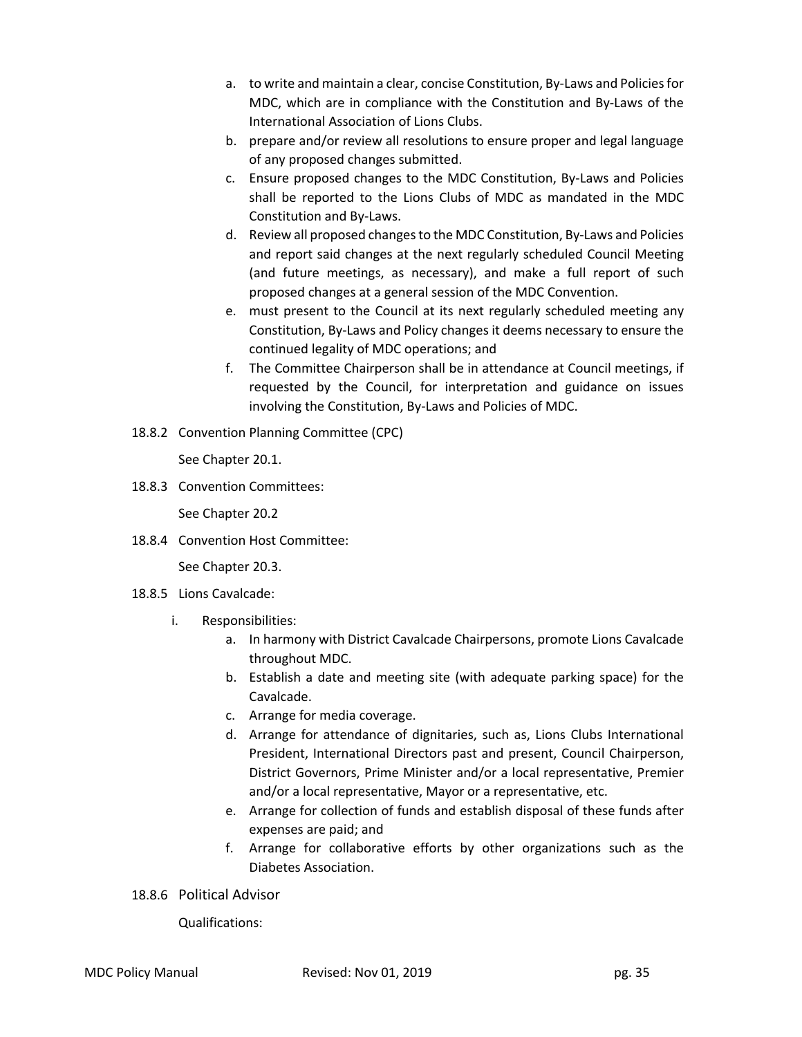a. to write and maintain a clear, concise Constitution, By-Laws and Policies for MDC, which are in compliance with the Constitution and By-Laws of the International Association of Lions Clubs.
b. prepare and/or review all resolutions to ensure proper and legal language of any proposed changes submitted.
c. Ensure proposed changes to the MDC Constitution, By-Laws and Policies shall be reported to the Lions Clubs of MDC as mandated in the MDC Constitution and By-Laws.
d. Review all proposed changes to the MDC Constitution, By-Laws and Policies and report said changes at the next regularly scheduled Council Meeting (and future meetings, as necessary), and make a full report of such proposed changes at a general session of the MDC Convention.
e. must present to the Council at its next regularly scheduled meeting any Constitution, By-Laws and Policy changes it deems necessary to ensure the continued legality of MDC operations; and
f. The Committee Chairperson shall be in attendance at Council meetings, if requested by the Council, for interpretation and guidance on issues involving the Constitution, By-Laws and Policies of MDC.

18.8.2 Convention Planning Committee (CPC)

See Chapter 20.1.

18.8.3 Convention Committees:

See Chapter 20.2

18.8.4 Convention Host Committee:

See Chapter 20.3.

18.8.5 Lions Cavalcade:

i. Responsibilities:
   a. In harmony with District Cavalcade Chairpersons, promote Lions Cavalcade throughout MDC.
   b. Establish a date and meeting site (with adequate parking space) for the Cavalcade.
   c. Arrange for media coverage.
   d. Arrange for attendance of dignitaries, such as, Lions Clubs International President, International Directors past and present, Council Chairperson, District Governors, Prime Minister and/or a local representative, Premier and/or a local representative, Mayor or a representative, etc.
   e. Arrange for collection of funds and establish disposal of these funds after expenses are paid; and
   f. Arrange for collaborative efforts by other organizations such as the Diabetes Association.

18.8.6 Political Advisor

Qualifications: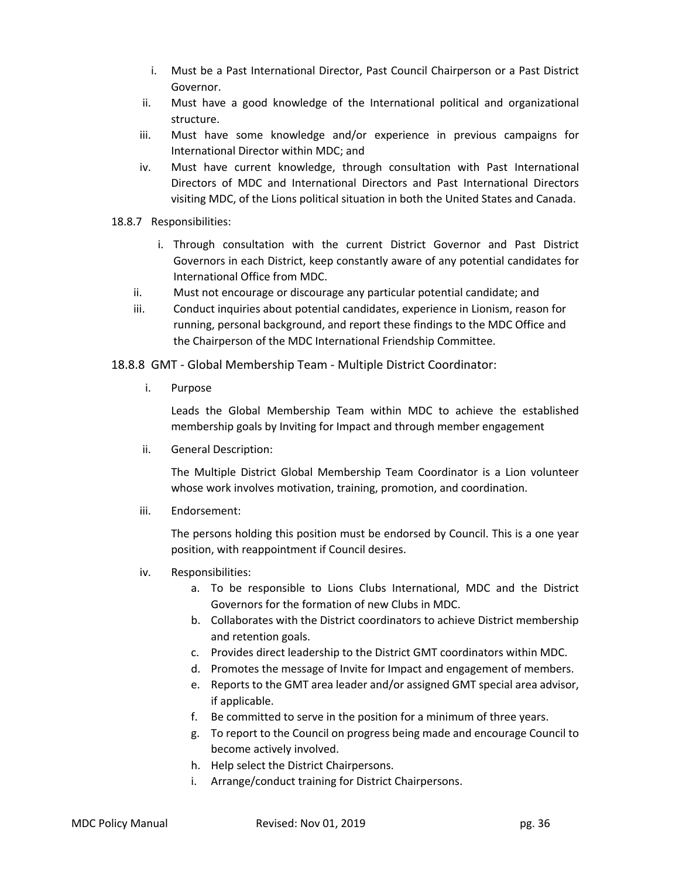i. Must be a Past International Director, Past Council Chairperson or a Past District Governor.
ii. Must have a good knowledge of the International political and organizational structure.
iii. Must have some knowledge and/or experience in previous campaigns for International Director within MDC; and
iv. Must have current knowledge, through consultation with Past International Directors of MDC and International Directors and Past International Directors visiting MDC, of the Lions political situation in both the United States and Canada.

18.8.7 Responsibilities:

i. Through consultation with the current District Governor and Past District Governors in each District, keep constantly aware of any potential candidates for International Office from MDC.
ii. Must not encourage or discourage any particular potential candidate; and
iii. Conduct inquiries about potential candidates, experience in Lionism, reason for running, personal background, and report these findings to the MDC Office and the Chairperson of the MDC International Friendship Committee.

18.8.8 GMT - Global Membership Team - Multiple District Coordinator:

i. Purpose

Leads the Global Membership Team within MDC to achieve the established membership goals by Inviting for Impact and through member engagement

ii. General Description:

The Multiple District Global Membership Team Coordinator is a Lion volunteer whose work involves motivation, training, promotion, and coordination.

iii. Endorsement:

The persons holding this position must be endorsed by Council. This is a one year position, with reappointment if Council desires.

iv. Responsibilities:

a. To be responsible to Lions Clubs International, MDC and the District Governors for the formation of new Clubs in MDC.
b. Collaborates with the District coordinators to achieve District membership and retention goals.
c. Provides direct leadership to the District GMT coordinators within MDC.
d. Promotes the message of Invite for Impact and engagement of members.
e. Reports to the GMT area leader and/or assigned GMT special area advisor, if applicable.
f. Be committed to serve in the position for a minimum of three years.
g. To report to the Council on progress being made and encourage Council to become actively involved.
h. Help select the District Chairpersons.
i. Arrange/conduct training for District Chairpersons.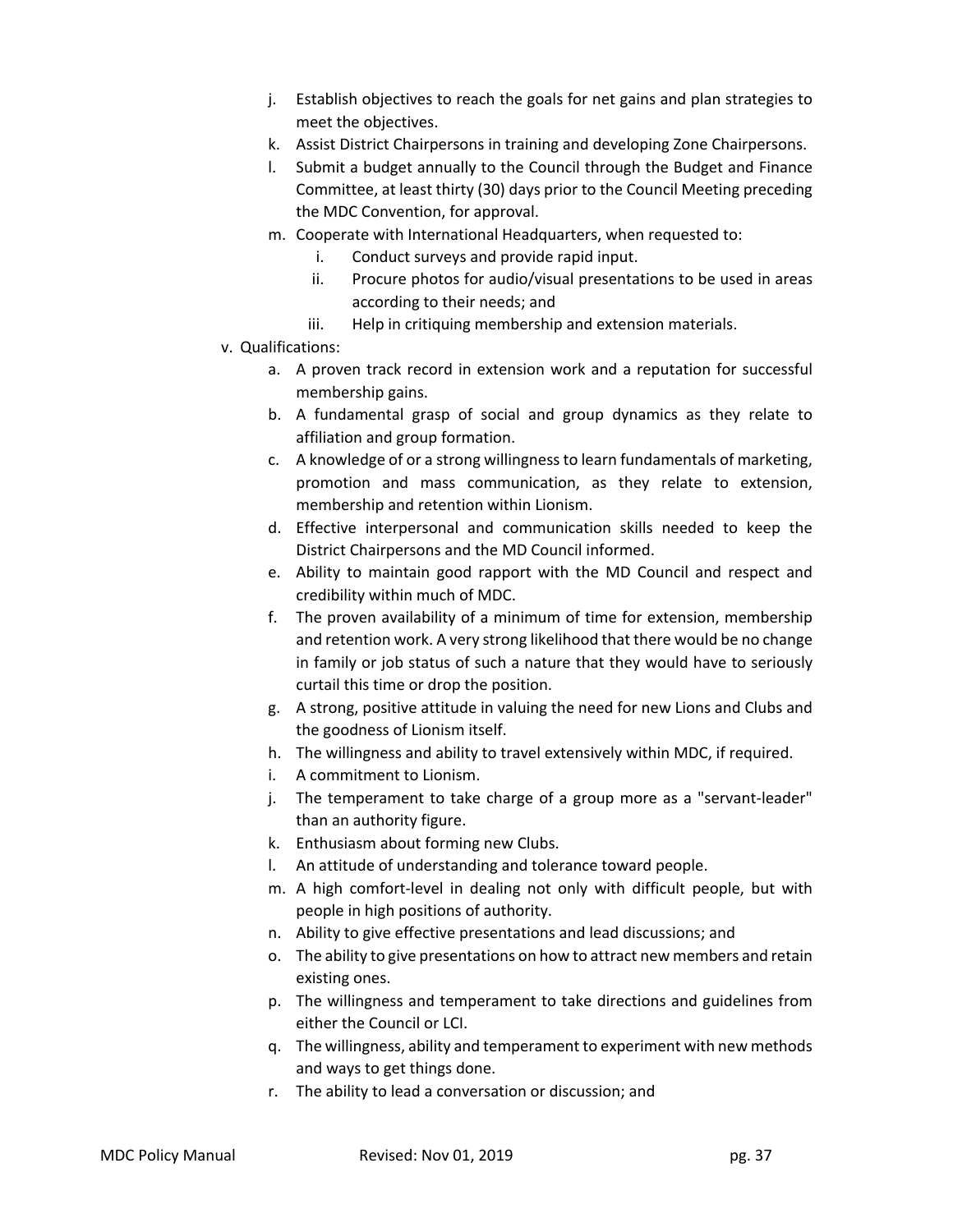j. Establish objectives to reach the goals for net gains and plan strategies to meet the objectives.
k. Assist District Chairpersons in training and developing Zone Chairpersons.
l. Submit a budget annually to the Council through the Budget and Finance Committee, at least thirty (30) days prior to the Council Meeting preceding the MDC Convention, for approval.
m. Cooperate with International Headquarters, when requested to:
    i. Conduct surveys and provide rapid input.
    ii. Procure photos for audio/visual presentations to be used in areas according to their needs; and
    iii. Help in critiquing membership and extension materials.

v. Qualifications:

a. A proven track record in extension work and a reputation for successful membership gains.
b. A fundamental grasp of social and group dynamics as they relate to affiliation and group formation.
c. A knowledge of or a strong willingness to learn fundamentals of marketing, promotion and mass communication, as they relate to extension, membership and retention within Lionism.
d. Effective interpersonal and communication skills needed to keep the District Chairpersons and the MD Council informed.
e. Ability to maintain good rapport with the MD Council and respect and credibility within much of MDC.
f. The proven availability of a minimum of time for extension, membership and retention work. A very strong likelihood that there would be no change in family or job status of such a nature that they would have to seriously curtail this time or drop the position.
g. A strong, positive attitude in valuing the need for new Lions and Clubs and the goodness of Lionism itself.
h. The willingness and ability to travel extensively within MDC, if required.
i. A commitment to Lionism.
j. The temperament to take charge of a group more as a "servant-leader" than an authority figure.
k. Enthusiasm about forming new Clubs.
l. An attitude of understanding and tolerance toward people.
m. A high comfort-level in dealing not only with difficult people, but with people in high positions of authority.
n. Ability to give effective presentations and lead discussions; and
o. The ability to give presentations on how to attract new members and retain existing ones.
p. The willingness and temperament to take directions and guidelines from either the Council or LCI.
q. The willingness, ability and temperament to experiment with new methods and ways to get things done.
r. The ability to lead a conversation or discussion; and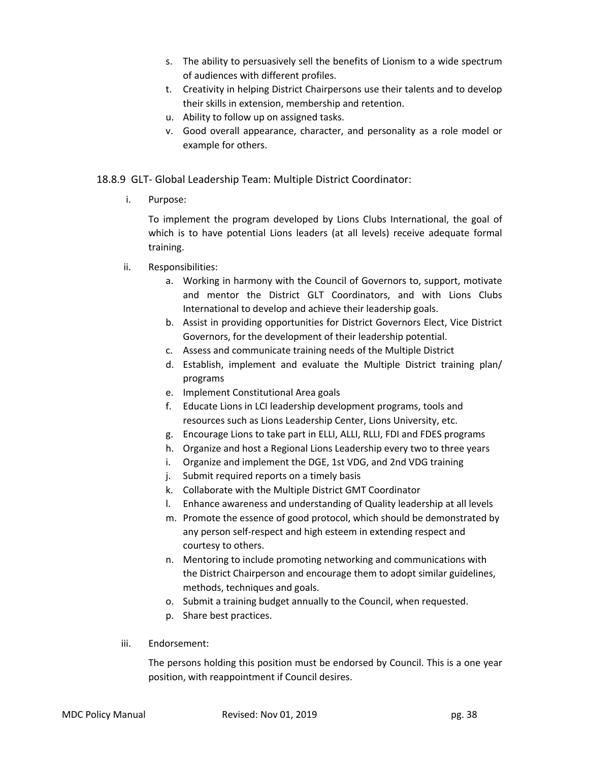s. The ability to persuasively sell the benefits of Lionism to a wide spectrum of audiences with different profiles.
t. Creativity in helping District Chairpersons use their talents and to develop their skills in extension, membership and retention.
u. Ability to follow up on assigned tasks.
v. Good overall appearance, character, and personality as a role model or example for others.

### 18.8.9 GLT- Global Leadership Team: Multiple District Coordinator:

i. Purpose:

To implement the program developed by Lions Clubs International, the goal of which is to have potential Lions leaders (at all levels) receive adequate formal training.

ii. Responsibilities:

a. Working in harmony with the Council of Governors to, support, motivate and mentor the District GLT Coordinators, and with Lions Clubs International to develop and achieve their leadership goals.
b. Assist in providing opportunities for District Governors Elect, Vice District Governors, for the development of their leadership potential.
c. Assess and communicate training needs of the Multiple District
d. Establish, implement and evaluate the Multiple District training plan/ programs
e. Implement Constitutional Area goals
f. Educate Lions in LCI leadership development programs, tools and resources such as Lions Leadership Center, Lions University, etc.
g. Encourage Lions to take part in ELLI, ALLI, RLLI, FDI and FDES programs
h. Organize and host a Regional Lions Leadership every two to three years
i. Organize and implement the DGE, 1st VDG, and 2nd VDG training
j. Submit required reports on a timely basis
k. Collaborate with the Multiple District GMT Coordinator
l. Enhance awareness and understanding of Quality leadership at all levels
m. Promote the essence of good protocol, which should be demonstrated by any person self-respect and high esteem in extending respect and courtesy to others.
n. Mentoring to include promoting networking and communications with the District Chairperson and encourage them to adopt similar guidelines, methods, techniques and goals.
o. Submit a training budget annually to the Council, when requested.
p. Share best practices.

iii. Endorsement:

The persons holding this position must be endorsed by Council. This is a one year position, with reappointment if Council desires.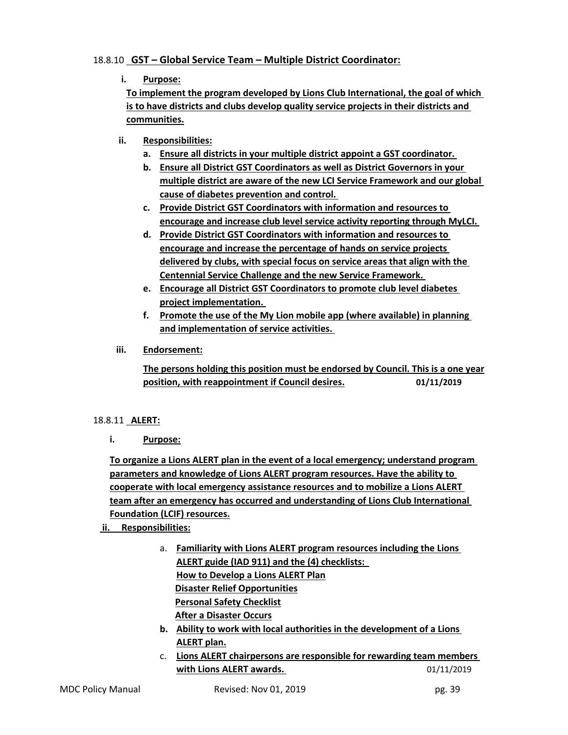18.8.10 **GST – Global Service Team – Multiple District Coordinator:**

**i. Purpose:**

**To implement the program developed by Lions Club International, the goal of which is to have districts and clubs develop quality service projects in their districts and communities.**

**ii. Responsibilities:**

- **a. Ensure all districts in your multiple district appoint a GST coordinator.**
- **b. Ensure all District GST Coordinators as well as District Governors in your multiple district are aware of the new LCI Service Framework and our global cause of diabetes prevention and control.**
- **c. Provide District GST Coordinators with information and resources to encourage and increase club level service activity reporting through MyLCI.**
- **d. Provide District GST Coordinators with information and resources to encourage and increase the percentage of hands on service projects delivered by clubs, with special focus on service areas that align with the Centennial Service Challenge and the new Service Framework.**
- **e. Encourage all District GST Coordinators to promote club level diabetes project implementation.**
- **f. Promote the use of the My Lion mobile app (where available) in planning and implementation of service activities.**

**iii. Endorsement:**

**The persons holding this position must be endorsed by Council. This is a one year position, with reappointment if Council desires.** **01/11/2019**

18.8.11 **ALERT:**

**i. Purpose:**

**To organize a Lions ALERT plan in the event of a local emergency; understand program parameters and knowledge of Lions ALERT program resources. Have the ability to cooperate with local emergency assistance resources and to mobilize a Lions ALERT team after an emergency has occurred and understanding of Lions Club International Foundation (LCIF) resources.**

**ii. Responsibilities:**

- a. **Familiarity with Lions ALERT program resources including the Lions ALERT guide (IAD 911) and the (4) checklists:**
  **How to Develop a Lions ALERT Plan**
  **Disaster Relief Opportunities**
  **Personal Safety Checklist**
  **After a Disaster Occurs**
- **b. Ability to work with local authorities in the development of a Lions ALERT plan.**
- c. **Lions ALERT chairpersons are responsible for rewarding team members with Lions ALERT awards.** 01/11/2019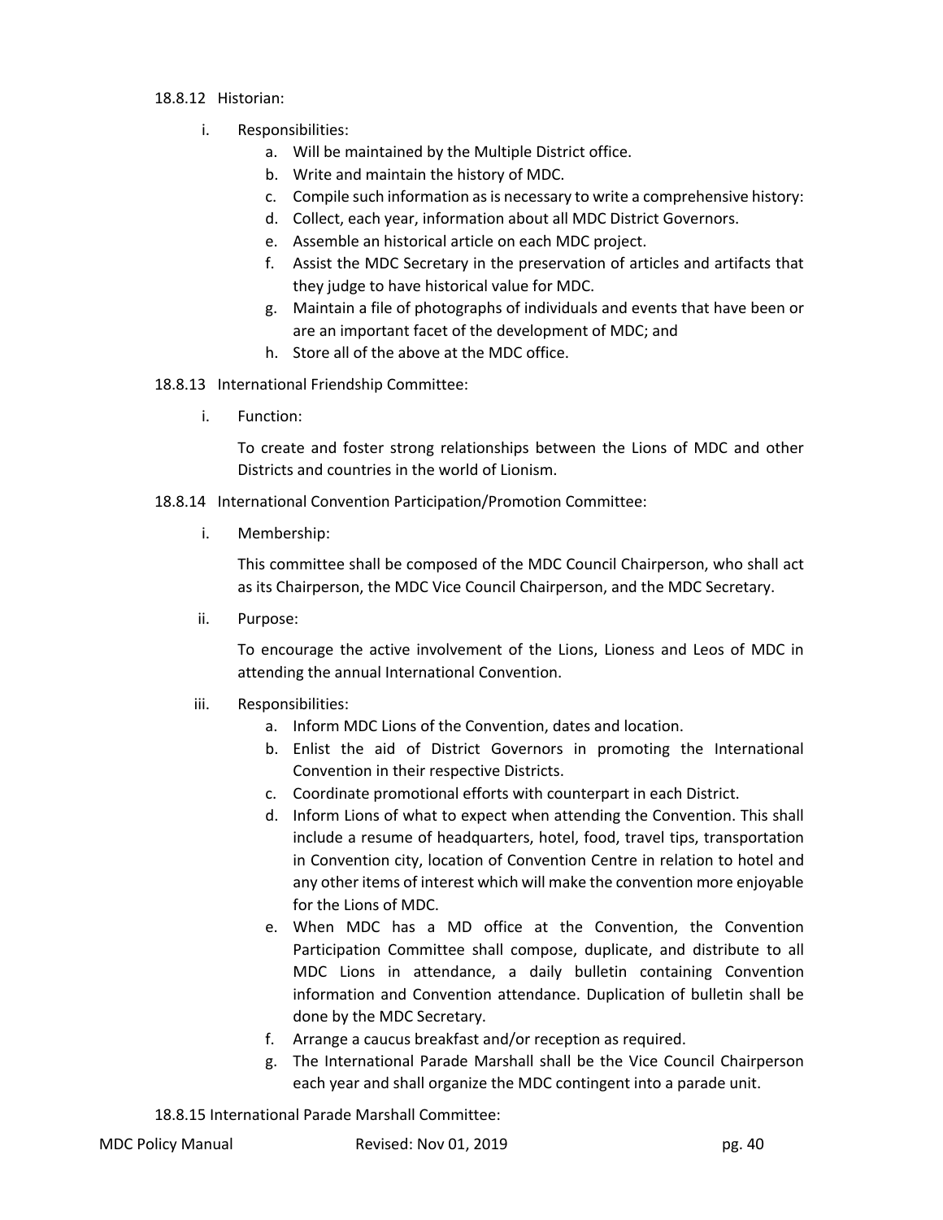18.8.12 Historian:

i. Responsibilities:

   a. Will be maintained by the Multiple District office.
   b. Write and maintain the history of MDC.
   c. Compile such information as is necessary to write a comprehensive history:
   d. Collect, each year, information about all MDC District Governors.
   e. Assemble an historical article on each MDC project.
   f. Assist the MDC Secretary in the preservation of articles and artifacts that they judge to have historical value for MDC.
   g. Maintain a file of photographs of individuals and events that have been or are an important facet of the development of MDC; and
   h. Store all of the above at the MDC office.

18.8.13 International Friendship Committee:

i. Function:

   To create and foster strong relationships between the Lions of MDC and other Districts and countries in the world of Lionism.

18.8.14 International Convention Participation/Promotion Committee:

i. Membership:

   This committee shall be composed of the MDC Council Chairperson, who shall act as its Chairperson, the MDC Vice Council Chairperson, and the MDC Secretary.

ii. Purpose:

   To encourage the active involvement of the Lions, Lioness and Leos of MDC in attending the annual International Convention.

iii. Responsibilities:

   a. Inform MDC Lions of the Convention, dates and location.
   b. Enlist the aid of District Governors in promoting the International Convention in their respective Districts.
   c. Coordinate promotional efforts with counterpart in each District.
   d. Inform Lions of what to expect when attending the Convention. This shall include a resume of headquarters, hotel, food, travel tips, transportation in Convention city, location of Convention Centre in relation to hotel and any other items of interest which will make the convention more enjoyable for the Lions of MDC.
   e. When MDC has a MD office at the Convention, the Convention Participation Committee shall compose, duplicate, and distribute to all MDC Lions in attendance, a daily bulletin containing Convention information and Convention attendance. Duplication of bulletin shall be done by the MDC Secretary.
   f. Arrange a caucus breakfast and/or reception as required.
   g. The International Parade Marshall shall be the Vice Council Chairperson each year and shall organize the MDC contingent into a parade unit.

18.8.15 International Parade Marshall Committee: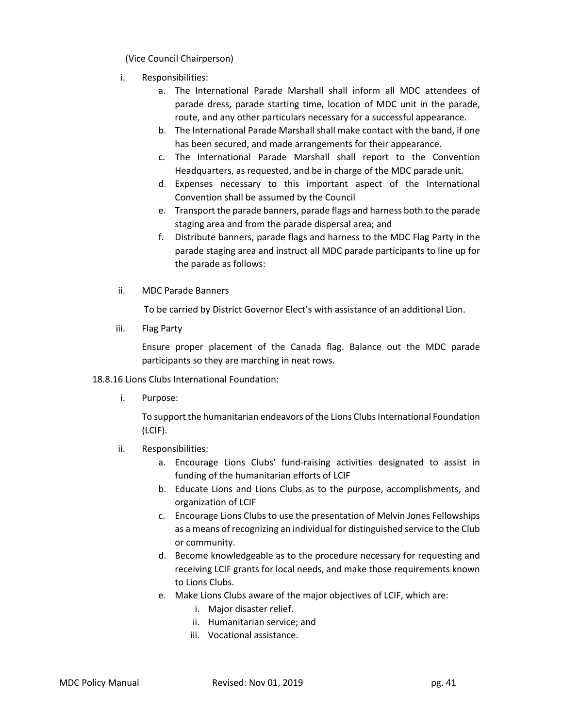(Vice Council Chairperson)

i. Responsibilities:
    a. The International Parade Marshall shall inform all MDC attendees of parade dress, parade starting time, location of MDC unit in the parade, route, and any other particulars necessary for a successful appearance.
    b. The International Parade Marshall shall make contact with the band, if one has been secured, and made arrangements for their appearance.
    c. The International Parade Marshall shall report to the Convention Headquarters, as requested, and be in charge of the MDC parade unit.
    d. Expenses necessary to this important aspect of the International Convention shall be assumed by the Council
    e. Transport the parade banners, parade flags and harness both to the parade staging area and from the parade dispersal area; and
    f. Distribute banners, parade flags and harness to the MDC Flag Party in the parade staging area and instruct all MDC parade participants to line up for the parade as follows:

ii. MDC Parade Banners

    To be carried by District Governor Elect's with assistance of an additional Lion.

iii. Flag Party

    Ensure proper placement of the Canada flag. Balance out the MDC parade participants so they are marching in neat rows.

18.8.16 Lions Clubs International Foundation:

i. Purpose:

    To support the humanitarian endeavors of the Lions Clubs International Foundation (LCIF).

ii. Responsibilities:
    a. Encourage Lions Clubs' fund-raising activities designated to assist in funding of the humanitarian efforts of LCIF
    b. Educate Lions and Lions Clubs as to the purpose, accomplishments, and organization of LCIF
    c. Encourage Lions Clubs to use the presentation of Melvin Jones Fellowships as a means of recognizing an individual for distinguished service to the Club or community.
    d. Become knowledgeable as to the procedure necessary for requesting and receiving LCIF grants for local needs, and make those requirements known to Lions Clubs.
    e. Make Lions Clubs aware of the major objectives of LCIF, which are:
        i. Major disaster relief.
        ii. Humanitarian service; and
        iii. Vocational assistance.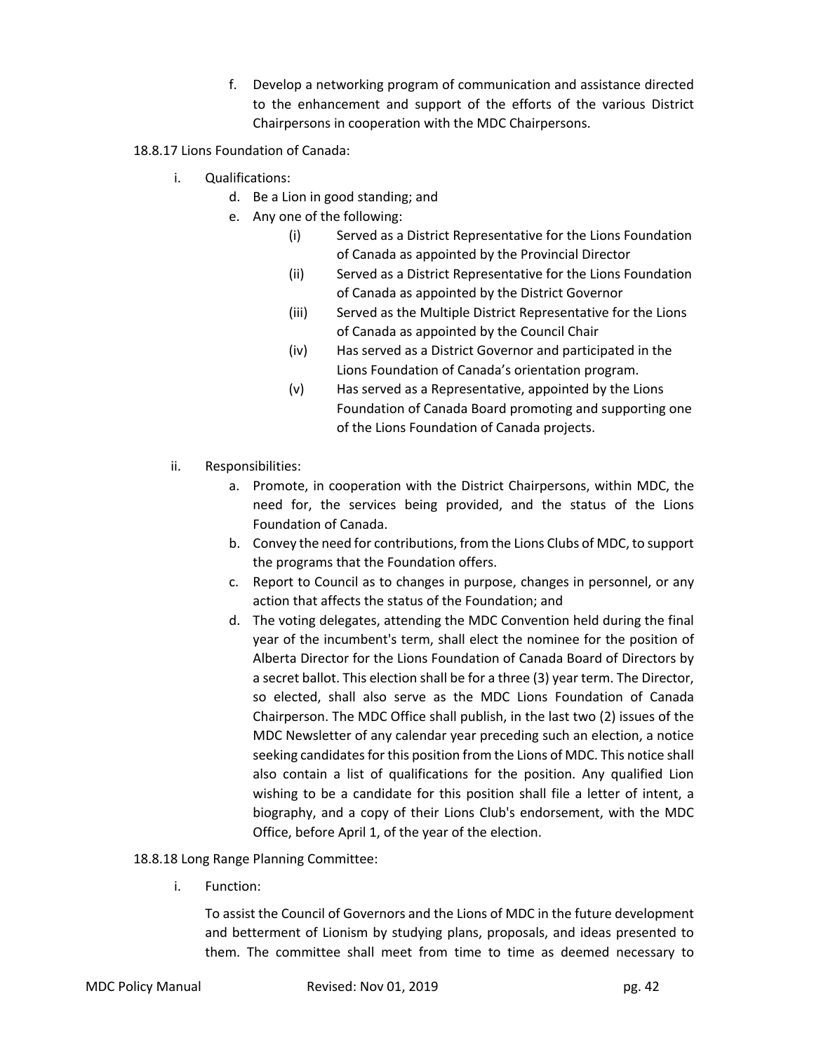f. Develop a networking program of communication and assistance directed to the enhancement and support of the efforts of the various District Chairpersons in cooperation with the MDC Chairpersons.

18.8.17 Lions Foundation of Canada:

i. Qualifications:
   d. Be a Lion in good standing; and
   e. Any one of the following:
      (i) Served as a District Representative for the Lions Foundation of Canada as appointed by the Provincial Director
      (ii) Served as a District Representative for the Lions Foundation of Canada as appointed by the District Governor
      (iii) Served as the Multiple District Representative for the Lions of Canada as appointed by the Council Chair
      (iv) Has served as a District Governor and participated in the Lions Foundation of Canada's orientation program.
      (v) Has served as a Representative, appointed by the Lions Foundation of Canada Board promoting and supporting one of the Lions Foundation of Canada projects.

ii. Responsibilities:
   a. Promote, in cooperation with the District Chairpersons, within MDC, the need for, the services being provided, and the status of the Lions Foundation of Canada.
   b. Convey the need for contributions, from the Lions Clubs of MDC, to support the programs that the Foundation offers.
   c. Report to Council as to changes in purpose, changes in personnel, or any action that affects the status of the Foundation; and
   d. The voting delegates, attending the MDC Convention held during the final year of the incumbent's term, shall elect the nominee for the position of Alberta Director for the Lions Foundation of Canada Board of Directors by a secret ballot. This election shall be for a three (3) year term. The Director, so elected, shall also serve as the MDC Lions Foundation of Canada Chairperson. The MDC Office shall publish, in the last two (2) issues of the MDC Newsletter of any calendar year preceding such an election, a notice seeking candidates for this position from the Lions of MDC. This notice shall also contain a list of qualifications for the position. Any qualified Lion wishing to be a candidate for this position shall file a letter of intent, a biography, and a copy of their Lions Club's endorsement, with the MDC Office, before April 1, of the year of the election.

18.8.18 Long Range Planning Committee:

i. Function:

   To assist the Council of Governors and the Lions of MDC in the future development and betterment of Lionism by studying plans, proposals, and ideas presented to them. The committee shall meet from time to time as deemed necessary to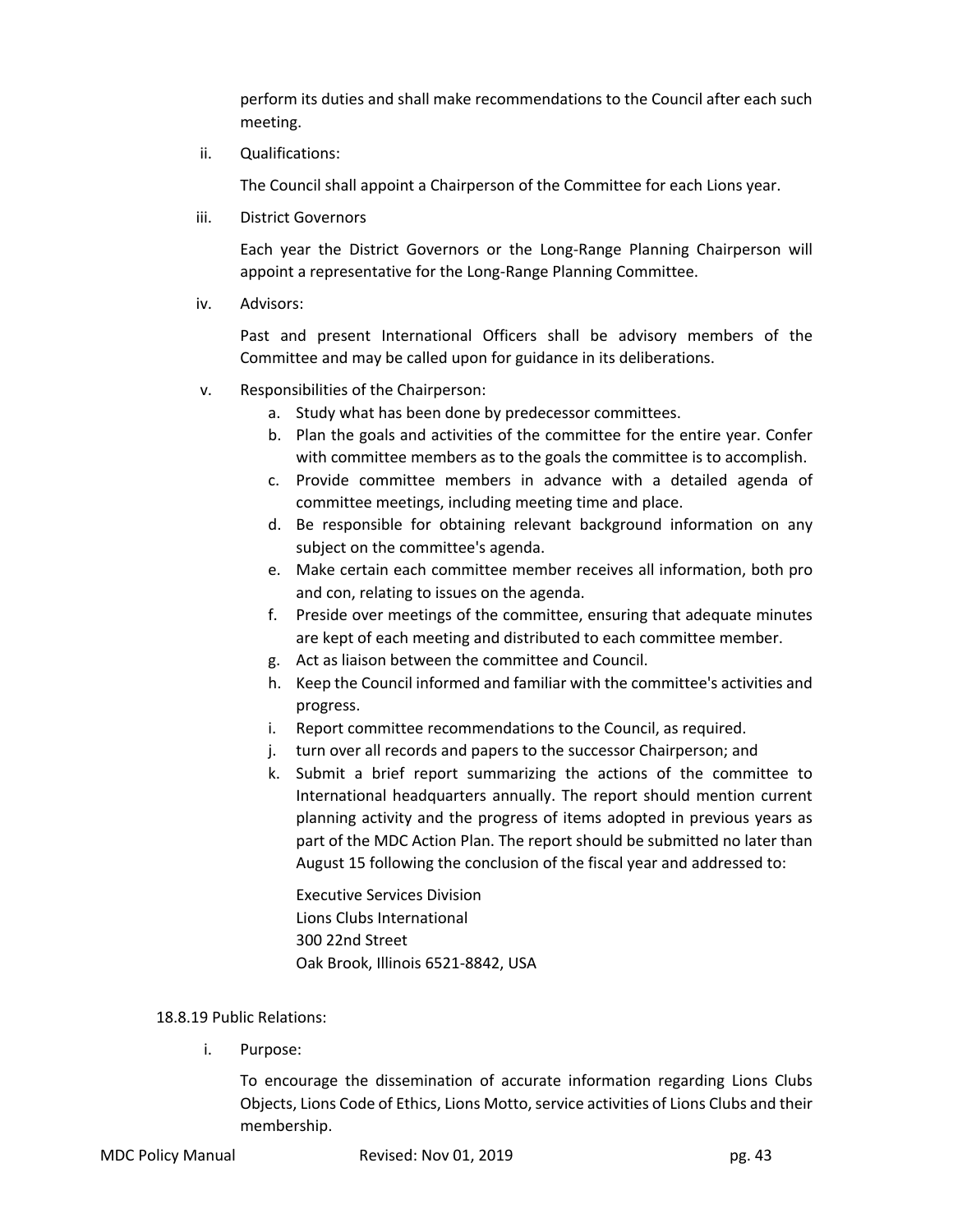perform its duties and shall make recommendations to the Council after each such meeting.

ii. Qualifications:

The Council shall appoint a Chairperson of the Committee for each Lions year.

iii. District Governors

Each year the District Governors or the Long-Range Planning Chairperson will appoint a representative for the Long-Range Planning Committee.

iv. Advisors:

Past and present International Officers shall be advisory members of the Committee and may be called upon for guidance in its deliberations.

v. Responsibilities of the Chairperson:

a. Study what has been done by predecessor committees.
b. Plan the goals and activities of the committee for the entire year. Confer with committee members as to the goals the committee is to accomplish.
c. Provide committee members in advance with a detailed agenda of committee meetings, including meeting time and place.
d. Be responsible for obtaining relevant background information on any subject on the committee's agenda.
e. Make certain each committee member receives all information, both pro and con, relating to issues on the agenda.
f. Preside over meetings of the committee, ensuring that adequate minutes are kept of each meeting and distributed to each committee member.
g. Act as liaison between the committee and Council.
h. Keep the Council informed and familiar with the committee's activities and progress.
i. Report committee recommendations to the Council, as required.
j. turn over all records and papers to the successor Chairperson; and
k. Submit a brief report summarizing the actions of the committee to International headquarters annually. The report should mention current planning activity and the progress of items adopted in previous years as part of the MDC Action Plan. The report should be submitted no later than August 15 following the conclusion of the fiscal year and addressed to:

   Executive Services Division
   Lions Clubs International
   300 22nd Street
   Oak Brook, Illinois 6521-8842, USA

18.8.19 Public Relations:

i. Purpose:

To encourage the dissemination of accurate information regarding Lions Clubs Objects, Lions Code of Ethics, Lions Motto, service activities of Lions Clubs and their membership.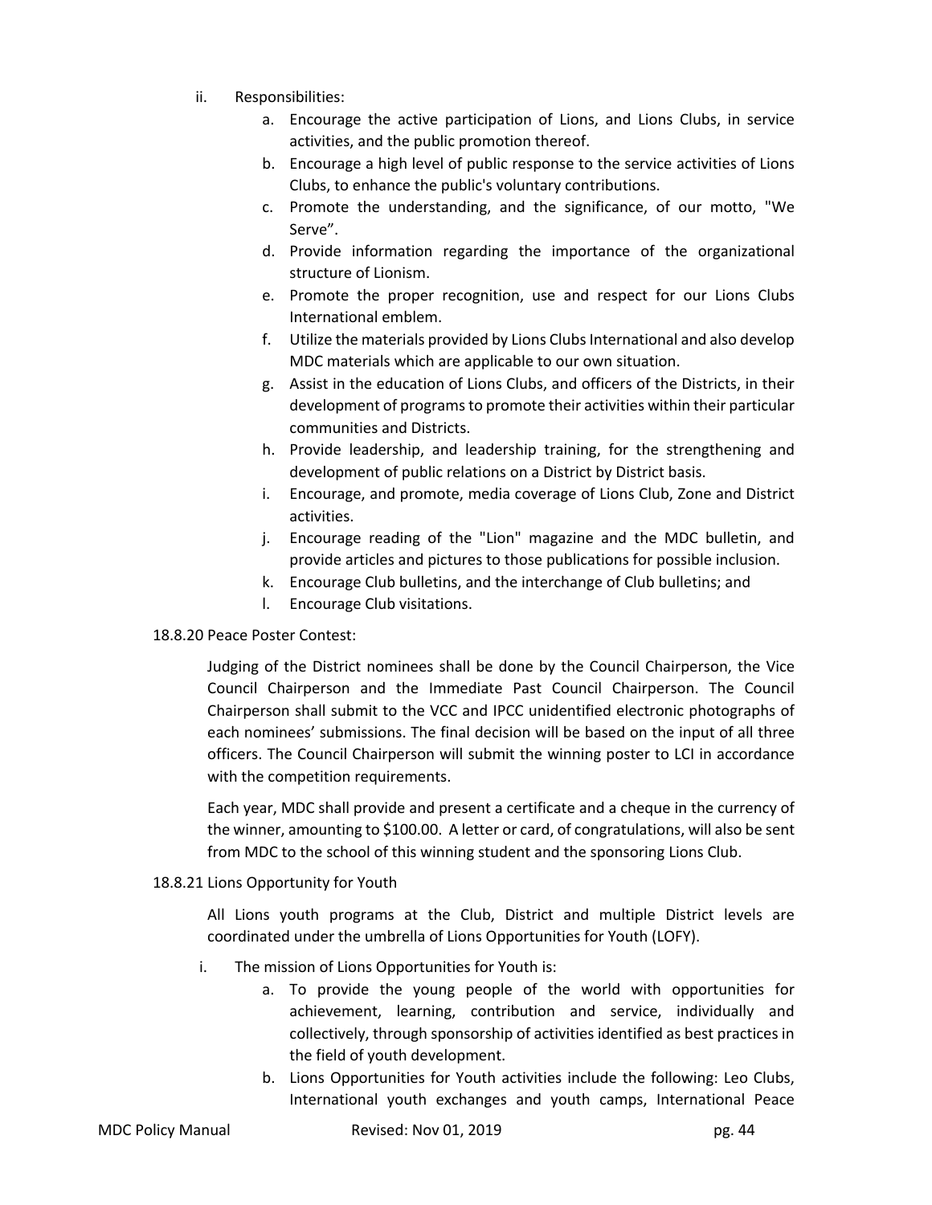ii. Responsibilities:

   a. Encourage the active participation of Lions, and Lions Clubs, in service activities, and the public promotion thereof.
   b. Encourage a high level of public response to the service activities of Lions Clubs, to enhance the public's voluntary contributions.
   c. Promote the understanding, and the significance, of our motto, "We Serve”.
   d. Provide information regarding the importance of the organizational structure of Lionism.
   e. Promote the proper recognition, use and respect for our Lions Clubs International emblem.
   f. Utilize the materials provided by Lions Clubs International and also develop MDC materials which are applicable to our own situation.
   g. Assist in the education of Lions Clubs, and officers of the Districts, in their development of programs to promote their activities within their particular communities and Districts.
   h. Provide leadership, and leadership training, for the strengthening and development of public relations on a District by District basis.
   i. Encourage, and promote, media coverage of Lions Club, Zone and District activities.
   j. Encourage reading of the "Lion" magazine and the MDC bulletin, and provide articles and pictures to those publications for possible inclusion.
   k. Encourage Club bulletins, and the interchange of Club bulletins; and
   l. Encourage Club visitations.

18.8.20 Peace Poster Contest:

Judging of the District nominees shall be done by the Council Chairperson, the Vice Council Chairperson and the Immediate Past Council Chairperson. The Council Chairperson shall submit to the VCC and IPCC unidentified electronic photographs of each nominees’ submissions. The final decision will be based on the input of all three officers. The Council Chairperson will submit the winning poster to LCI in accordance with the competition requirements.

Each year, MDC shall provide and present a certificate and a cheque in the currency of the winner, amounting to $100.00. A letter or card, of congratulations, will also be sent from MDC to the school of this winning student and the sponsoring Lions Club.

18.8.21 Lions Opportunity for Youth

All Lions youth programs at the Club, District and multiple District levels are coordinated under the umbrella of Lions Opportunities for Youth (LOFY).

i. The mission of Lions Opportunities for Youth is:

   a. To provide the young people of the world with opportunities for achievement, learning, contribution and service, individually and collectively, through sponsorship of activities identified as best practices in the field of youth development.
   b. Lions Opportunities for Youth activities include the following: Leo Clubs, International youth exchanges and youth camps, International Peace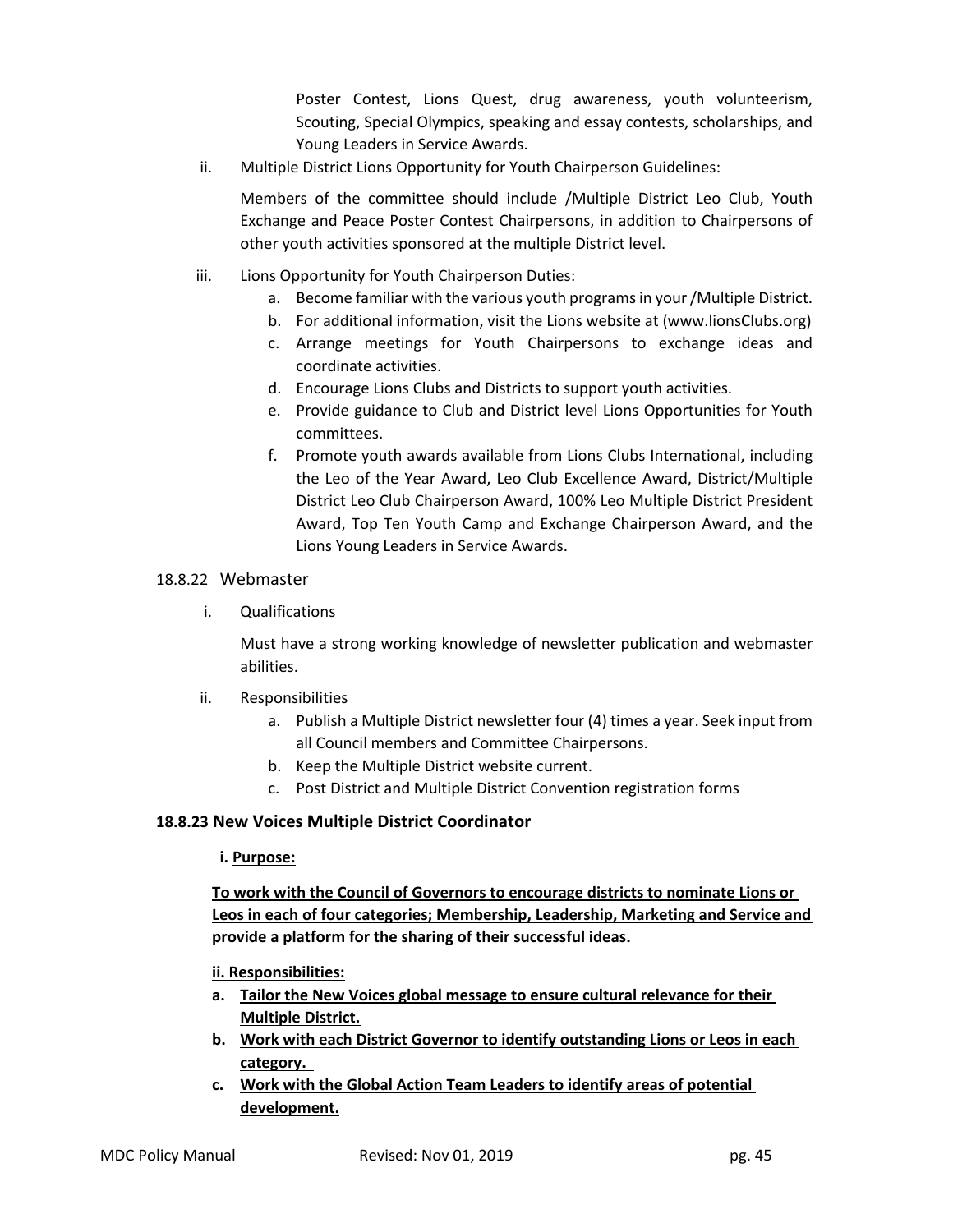Poster Contest, Lions Quest, drug awareness, youth volunteerism, Scouting, Special Olympics, speaking and essay contests, scholarships, and Young Leaders in Service Awards.

ii. Multiple District Lions Opportunity for Youth Chairperson Guidelines:

Members of the committee should include /Multiple District Leo Club, Youth Exchange and Peace Poster Contest Chairpersons, in addition to Chairpersons of other youth activities sponsored at the multiple District level.

iii. Lions Opportunity for Youth Chairperson Duties:

a. Become familiar with the various youth programs in your /Multiple District.
b. For additional information, visit the Lions website at (www.lionsClubs.org)
c. Arrange meetings for Youth Chairpersons to exchange ideas and coordinate activities.
d. Encourage Lions Clubs and Districts to support youth activities.
e. Provide guidance to Club and District level Lions Opportunities for Youth committees.
f. Promote youth awards available from Lions Clubs International, including the Leo of the Year Award, Leo Club Excellence Award, District/Multiple District Leo Club Chairperson Award, 100% Leo Multiple District President Award, Top Ten Youth Camp and Exchange Chairperson Award, and the Lions Young Leaders in Service Awards.

### 18.8.22 Webmaster

i. Qualifications

Must have a strong working knowledge of newsletter publication and webmaster abilities.

ii. Responsibilities

a. Publish a Multiple District newsletter four (4) times a year. Seek input from all Council members and Committee Chairpersons.
b. Keep the Multiple District website current.
c. Post District and Multiple District Convention registration forms

### **18.8.23 <u>New Voices Multiple District Coordinator</u>**

**i. <u>Purpose:</u>**

**<u>To work with the Council of Governors to encourage districts to nominate Lions or Leos in each of four categories; Membership, Leadership, Marketing and Service and provide a platform for the sharing of their successful ideas.</u>**

**<u>ii. Responsibilities:</u>**

**a. <u>Tailor the New Voices global message to ensure cultural relevance for their Multiple District.</u>**
**b. <u>Work with each District Governor to identify outstanding Lions or Leos in each category.</u>**
**c. <u>Work with the Global Action Team Leaders to identify areas of potential development.</u>**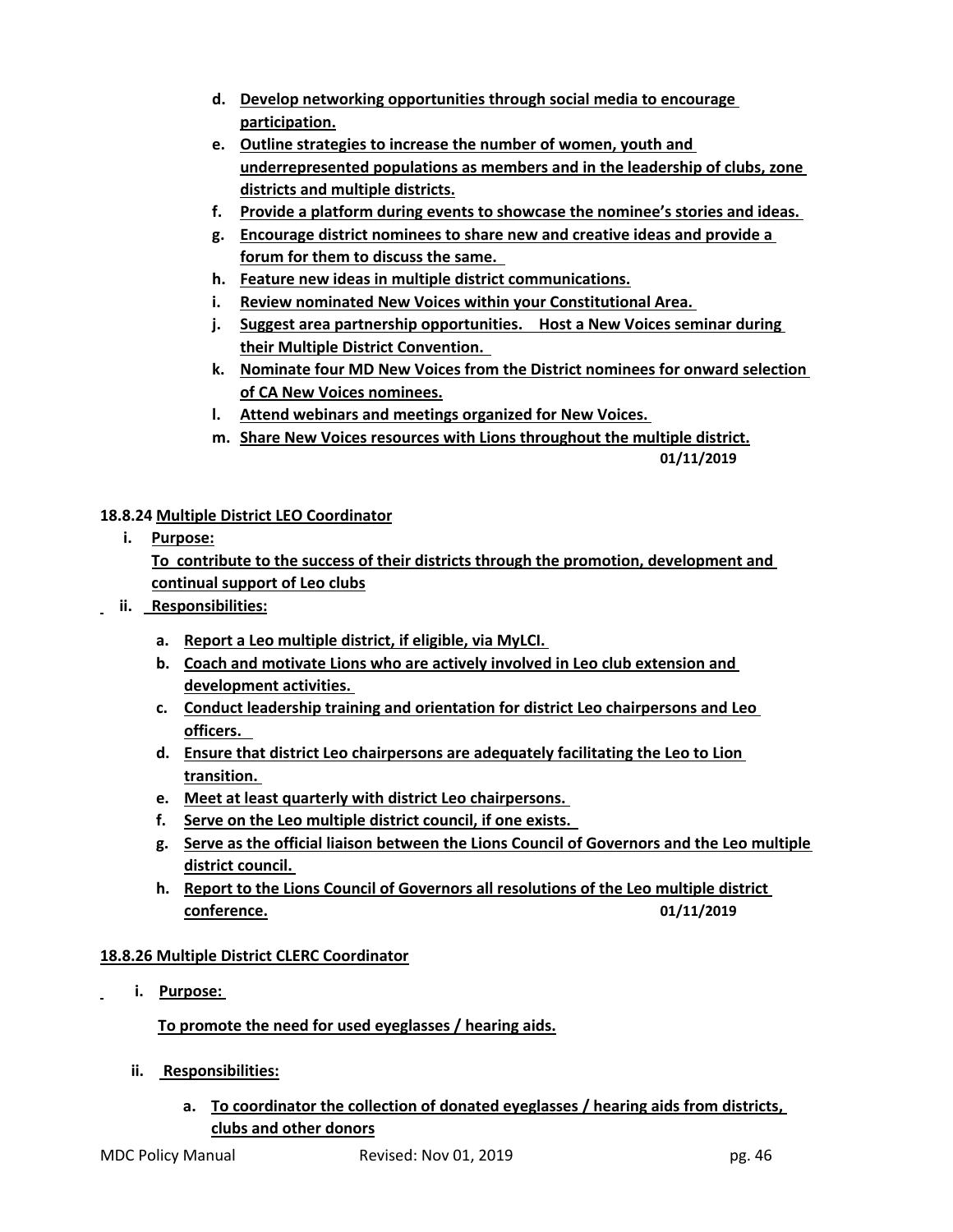d. **Develop networking opportunities through social media to encourage participation.**
e. **Outline strategies to increase the number of women, youth and underrepresented populations as members and in the leadership of clubs, zone districts and multiple districts.**
f. **Provide a platform during events to showcase the nominee's stories and ideas.**
g. **Encourage district nominees to share new and creative ideas and provide a forum for them to discuss the same.**
h. **Feature new ideas in multiple district communications.**
i. **Review nominated New Voices within your Constitutional Area.**
j. **Suggest area partnership opportunities. Host a New Voices seminar during their Multiple District Convention.**
k. **Nominate four MD New Voices from the District nominees for onward selection of CA New Voices nominees.**
l. **Attend webinars and meetings organized for New Voices.**
m. **Share New Voices resources with Lions throughout the multiple district.**

**01/11/2019**

**18.8.24 Multiple District LEO Coordinator**

i. **Purpose:**
**To contribute to the success of their districts through the promotion, development and continual support of Leo clubs**

ii. **Responsibilities:**

a. **Report a Leo multiple district, if eligible, via MyLCI.**
b. **Coach and motivate Lions who are actively involved in Leo club extension and development activities.**
c. **Conduct leadership training and orientation for district Leo chairpersons and Leo officers.**
d. **Ensure that district Leo chairpersons are adequately facilitating the Leo to Lion transition.**
e. **Meet at least quarterly with district Leo chairpersons.**
f. **Serve on the Leo multiple district council, if one exists.**
g. **Serve as the official liaison between the Lions Council of Governors and the Leo multiple district council.**
h. **Report to the Lions Council of Governors all resolutions of the Leo multiple district conference.** **01/11/2019**

**18.8.26 Multiple District CLERC Coordinator**

i. **Purpose:**

**To promote the need for used eyeglasses / hearing aids.**

ii. **Responsibilities:**

a. **To coordinator the collection of donated eyeglasses / hearing aids from districts, clubs and other donors**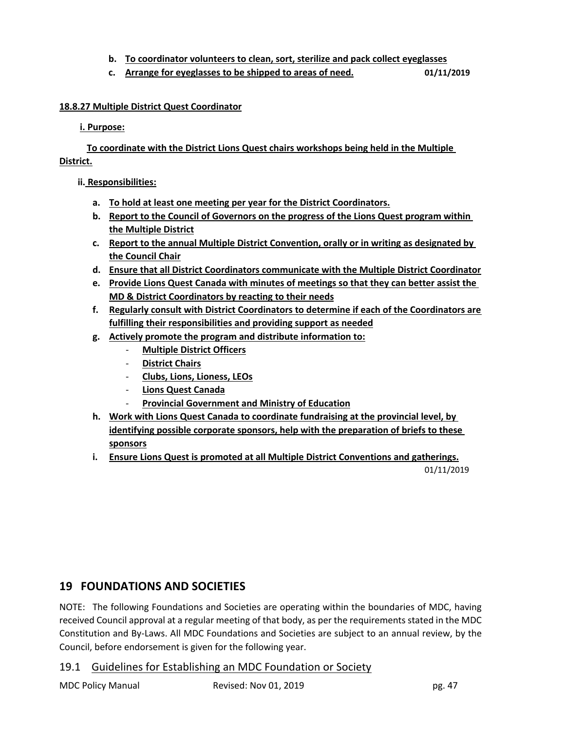b. **To coordinator volunteers to clean, sort, sterilize and pack collect eyeglasses**
c. **Arrange for eyeglasses to be shipped to areas of need.** **01/11/2019**

**18.8.27 Multiple District Quest Coordinator**

**i. Purpose:**

**To coordinate with the District Lions Quest chairs workshops being held in the Multiple District.**

**ii. Responsibilities:**

a. **To hold at least one meeting per year for the District Coordinators.**
b. **Report to the Council of Governors on the progress of the Lions Quest program within the Multiple District**
c. **Report to the annual Multiple District Convention, orally or in writing as designated by the Council Chair**
d. **Ensure that all District Coordinators communicate with the Multiple District Coordinator**
e. **Provide Lions Quest Canada with minutes of meetings so that they can better assist the MD & District Coordinators by reacting to their needs**
f. **Regularly consult with District Coordinators to determine if each of the Coordinators are fulfilling their responsibilities and providing support as needed**
g. **Actively promote the program and distribute information to:**
   - **Multiple District Officers**
   - **District Chairs**
   - **Clubs, Lions, Lioness, LEOs**
   - **Lions Quest Canada**
   - **Provincial Government and Ministry of Education**
h. **Work with Lions Quest Canada to coordinate fundraising at the provincial level, by identifying possible corporate sponsors, help with the preparation of briefs to these sponsors**
i. **Ensure Lions Quest is promoted at all Multiple District Conventions and gatherings.**

01/11/2019

# 19 FOUNDATIONS AND SOCIETIES

NOTE: The following Foundations and Societies are operating within the boundaries of MDC, having received Council approval at a regular meeting of that body, as per the requirements stated in the MDC Constitution and By-Laws. All MDC Foundations and Societies are subject to an annual review, by the Council, before endorsement is given for the following year.

## 19.1 Guidelines for Establishing an MDC Foundation or Society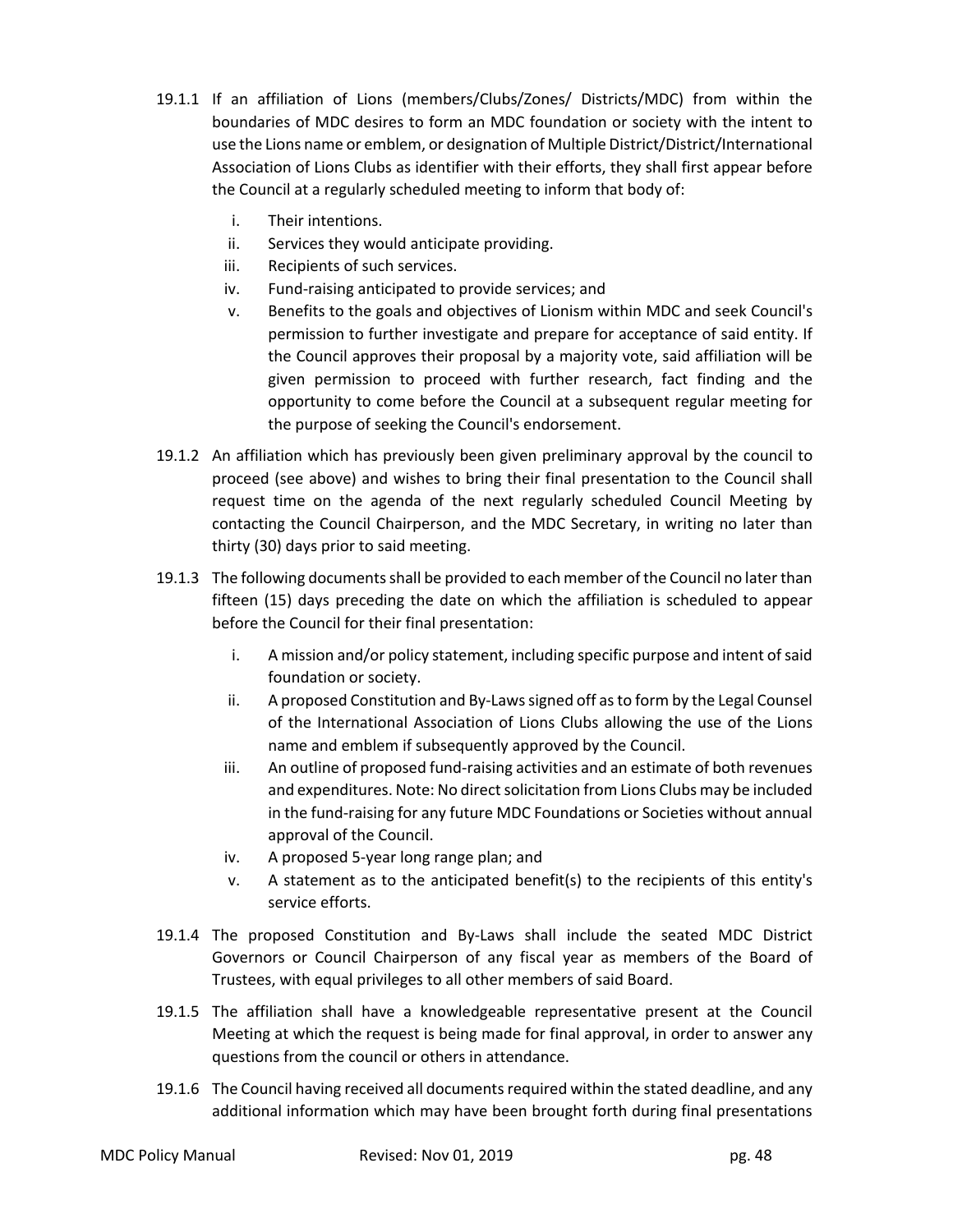19.1.1 If an affiliation of Lions (members/Clubs/Zones/ Districts/MDC) from within the boundaries of MDC desires to form an MDC foundation or society with the intent to use the Lions name or emblem, or designation of Multiple District/District/International Association of Lions Clubs as identifier with their efforts, they shall first appear before the Council at a regularly scheduled meeting to inform that body of:

   i. Their intentions.
   ii. Services they would anticipate providing.
   iii. Recipients of such services.
   iv. Fund-raising anticipated to provide services; and
   v. Benefits to the goals and objectives of Lionism within MDC and seek Council's permission to further investigate and prepare for acceptance of said entity. If the Council approves their proposal by a majority vote, said affiliation will be given permission to proceed with further research, fact finding and the opportunity to come before the Council at a subsequent regular meeting for the purpose of seeking the Council's endorsement.

19.1.2 An affiliation which has previously been given preliminary approval by the council to proceed (see above) and wishes to bring their final presentation to the Council shall request time on the agenda of the next regularly scheduled Council Meeting by contacting the Council Chairperson, and the MDC Secretary, in writing no later than thirty (30) days prior to said meeting.

19.1.3 The following documents shall be provided to each member of the Council no later than fifteen (15) days preceding the date on which the affiliation is scheduled to appear before the Council for their final presentation:

   i. A mission and/or policy statement, including specific purpose and intent of said foundation or society.
   ii. A proposed Constitution and By-Laws signed off as to form by the Legal Counsel of the International Association of Lions Clubs allowing the use of the Lions name and emblem if subsequently approved by the Council.
   iii. An outline of proposed fund-raising activities and an estimate of both revenues and expenditures. Note: No direct solicitation from Lions Clubs may be included in the fund-raising for any future MDC Foundations or Societies without annual approval of the Council.
   iv. A proposed 5-year long range plan; and
   v. A statement as to the anticipated benefit(s) to the recipients of this entity's service efforts.

19.1.4 The proposed Constitution and By-Laws shall include the seated MDC District Governors or Council Chairperson of any fiscal year as members of the Board of Trustees, with equal privileges to all other members of said Board.

19.1.5 The affiliation shall have a knowledgeable representative present at the Council Meeting at which the request is being made for final approval, in order to answer any questions from the council or others in attendance.

19.1.6 The Council having received all documents required within the stated deadline, and any additional information which may have been brought forth during final presentations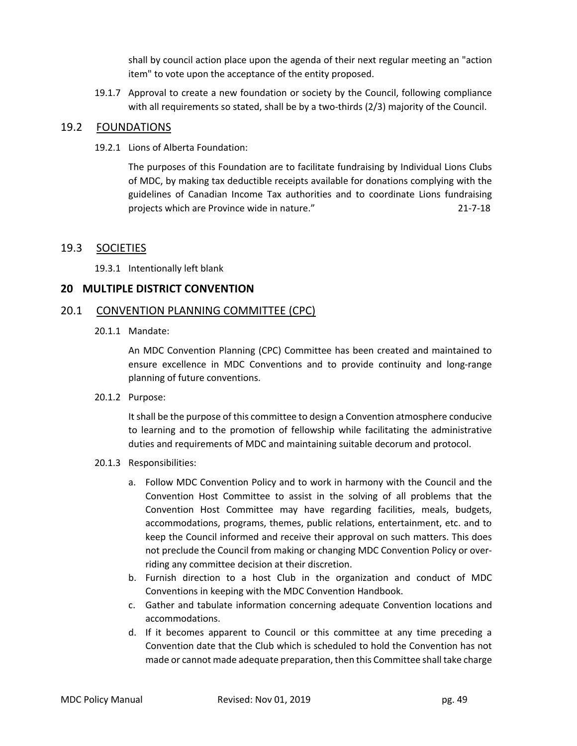shall by council action place upon the agenda of their next regular meeting an "action item" to vote upon the acceptance of the entity proposed.

19.1.7 Approval to create a new foundation or society by the Council, following compliance with all requirements so stated, shall be by a two-thirds (2/3) majority of the Council.

## 19.2 FOUNDATIONS

19.2.1 Lions of Alberta Foundation:

The purposes of this Foundation are to facilitate fundraising by Individual Lions Clubs of MDC, by making tax deductible receipts available for donations complying with the guidelines of Canadian Income Tax authorities and to coordinate Lions fundraising projects which are Province wide in nature." 21-7-18

## 19.3 SOCIETIES

19.3.1 Intentionally left blank

# 20 MULTIPLE DISTRICT CONVENTION

## 20.1 CONVENTION PLANNING COMMITTEE (CPC)

20.1.1 Mandate:

An MDC Convention Planning (CPC) Committee has been created and maintained to ensure excellence in MDC Conventions and to provide continuity and long-range planning of future conventions.

20.1.2 Purpose:

It shall be the purpose of this committee to design a Convention atmosphere conducive to learning and to the promotion of fellowship while facilitating the administrative duties and requirements of MDC and maintaining suitable decorum and protocol.

20.1.3 Responsibilities:

a. Follow MDC Convention Policy and to work in harmony with the Council and the Convention Host Committee to assist in the solving of all problems that the Convention Host Committee may have regarding facilities, meals, budgets, accommodations, programs, themes, public relations, entertainment, etc. and to keep the Council informed and receive their approval on such matters. This does not preclude the Council from making or changing MDC Convention Policy or over-riding any committee decision at their discretion.
b. Furnish direction to a host Club in the organization and conduct of MDC Conventions in keeping with the MDC Convention Handbook.
c. Gather and tabulate information concerning adequate Convention locations and accommodations.
d. If it becomes apparent to Council or this committee at any time preceding a Convention date that the Club which is scheduled to hold the Convention has not made or cannot made adequate preparation, then this Committee shall take charge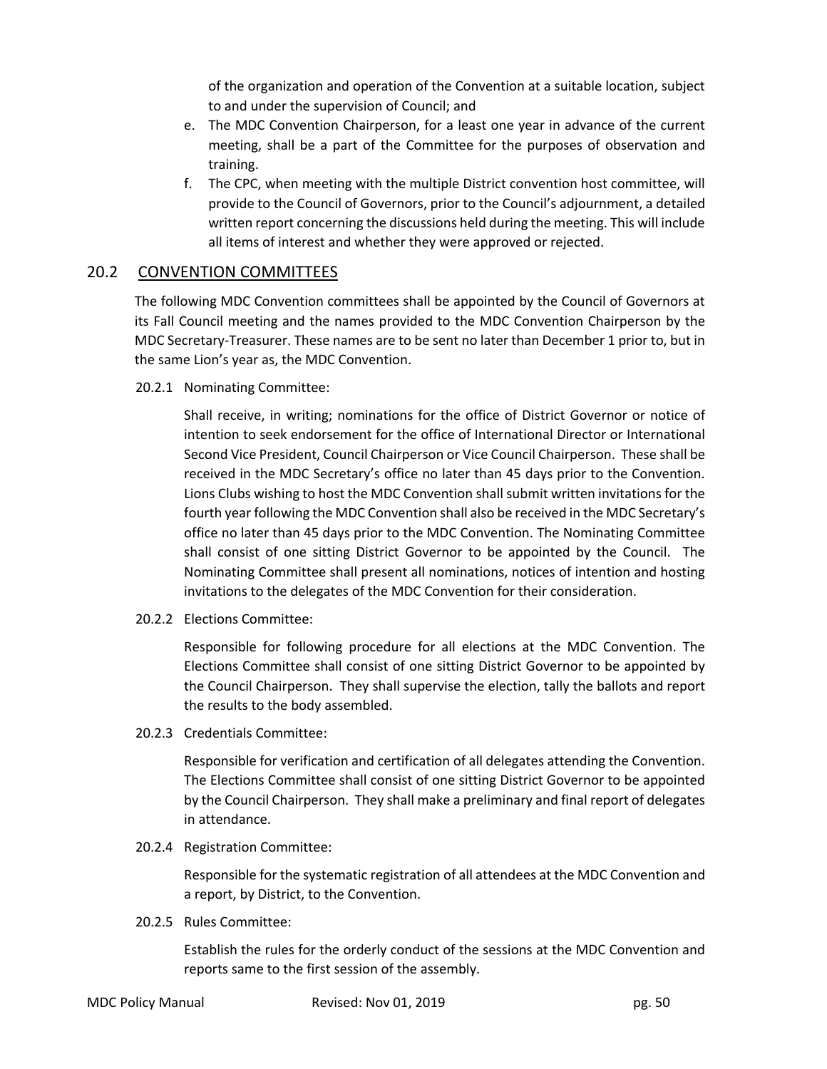of the organization and operation of the Convention at a suitable location, subject to and under the supervision of Council; and

e. The MDC Convention Chairperson, for a least one year in advance of the current meeting, shall be a part of the Committee for the purposes of observation and training.
f. The CPC, when meeting with the multiple District convention host committee, will provide to the Council of Governors, prior to the Council's adjournment, a detailed written report concerning the discussions held during the meeting. This will include all items of interest and whether they were approved or rejected.

## 20.2 CONVENTION COMMITTEES

The following MDC Convention committees shall be appointed by the Council of Governors at its Fall Council meeting and the names provided to the MDC Convention Chairperson by the MDC Secretary-Treasurer. These names are to be sent no later than December 1 prior to, but in the same Lion's year as, the MDC Convention.

### 20.2.1 Nominating Committee:

Shall receive, in writing; nominations for the office of District Governor or notice of intention to seek endorsement for the office of International Director or International Second Vice President, Council Chairperson or Vice Council Chairperson. These shall be received in the MDC Secretary's office no later than 45 days prior to the Convention. Lions Clubs wishing to host the MDC Convention shall submit written invitations for the fourth year following the MDC Convention shall also be received in the MDC Secretary's office no later than 45 days prior to the MDC Convention. The Nominating Committee shall consist of one sitting District Governor to be appointed by the Council. The Nominating Committee shall present all nominations, notices of intention and hosting invitations to the delegates of the MDC Convention for their consideration.

### 20.2.2 Elections Committee:

Responsible for following procedure for all elections at the MDC Convention. The Elections Committee shall consist of one sitting District Governor to be appointed by the Council Chairperson. They shall supervise the election, tally the ballots and report the results to the body assembled.

### 20.2.3 Credentials Committee:

Responsible for verification and certification of all delegates attending the Convention. The Elections Committee shall consist of one sitting District Governor to be appointed by the Council Chairperson. They shall make a preliminary and final report of delegates in attendance.

### 20.2.4 Registration Committee:

Responsible for the systematic registration of all attendees at the MDC Convention and a report, by District, to the Convention.

### 20.2.5 Rules Committee:

Establish the rules for the orderly conduct of the sessions at the MDC Convention and reports same to the first session of the assembly.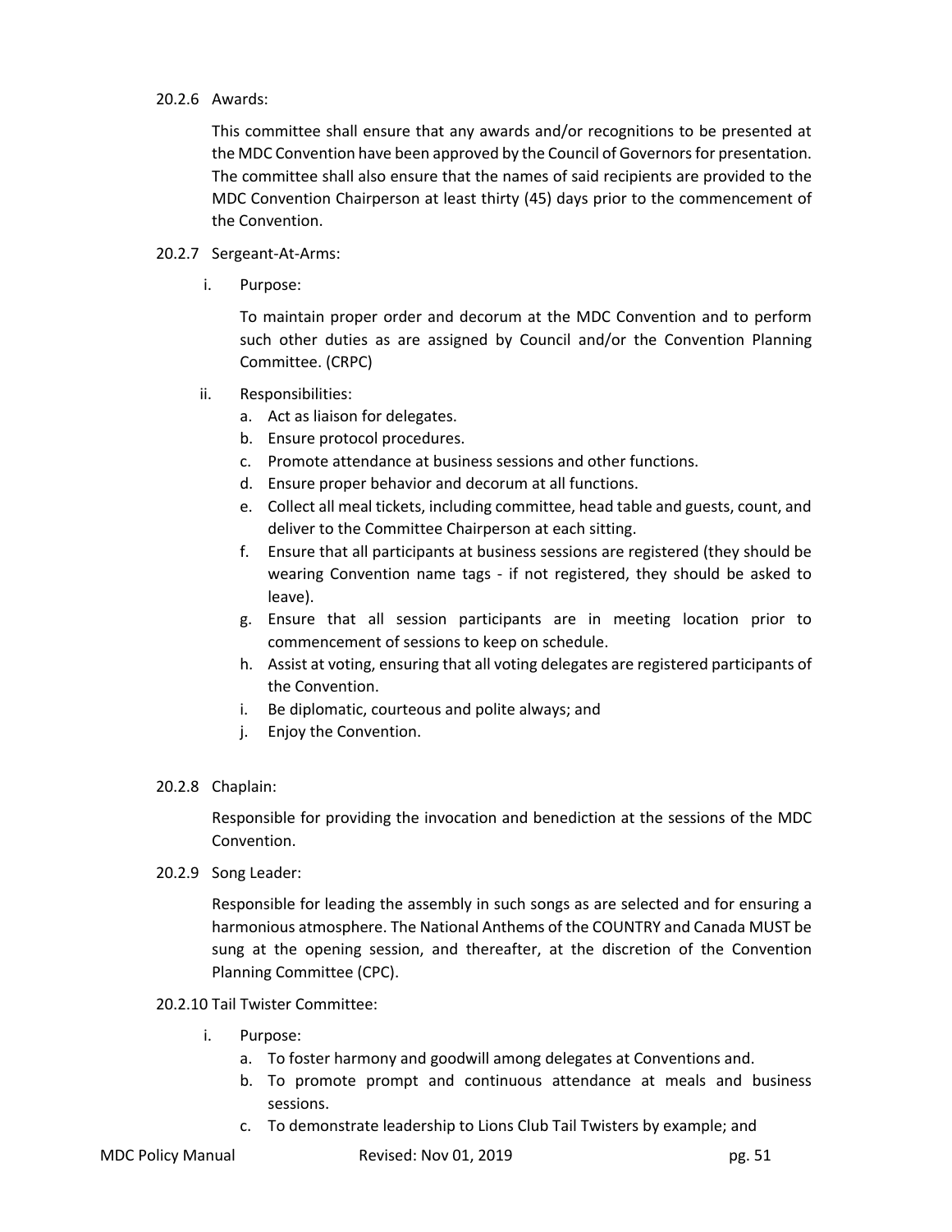20.2.6 Awards:

This committee shall ensure that any awards and/or recognitions to be presented at the MDC Convention have been approved by the Council of Governors for presentation. The committee shall also ensure that the names of said recipients are provided to the MDC Convention Chairperson at least thirty (45) days prior to the commencement of the Convention.

20.2.7 Sergeant-At-Arms:

i. Purpose:

To maintain proper order and decorum at the MDC Convention and to perform such other duties as are assigned by Council and/or the Convention Planning Committee. (CRPC)

ii. Responsibilities:

a. Act as liaison for delegates.
b. Ensure protocol procedures.
c. Promote attendance at business sessions and other functions.
d. Ensure proper behavior and decorum at all functions.
e. Collect all meal tickets, including committee, head table and guests, count, and deliver to the Committee Chairperson at each sitting.
f. Ensure that all participants at business sessions are registered (they should be wearing Convention name tags - if not registered, they should be asked to leave).
g. Ensure that all session participants are in meeting location prior to commencement of sessions to keep on schedule.
h. Assist at voting, ensuring that all voting delegates are registered participants of the Convention.
i. Be diplomatic, courteous and polite always; and
j. Enjoy the Convention.

20.2.8 Chaplain:

Responsible for providing the invocation and benediction at the sessions of the MDC Convention.

20.2.9 Song Leader:

Responsible for leading the assembly in such songs as are selected and for ensuring a harmonious atmosphere. The National Anthems of the COUNTRY and Canada MUST be sung at the opening session, and thereafter, at the discretion of the Convention Planning Committee (CPC).

20.2.10 Tail Twister Committee:

i. Purpose:

a. To foster harmony and goodwill among delegates at Conventions and.
b. To promote prompt and continuous attendance at meals and business sessions.
c. To demonstrate leadership to Lions Club Tail Twisters by example; and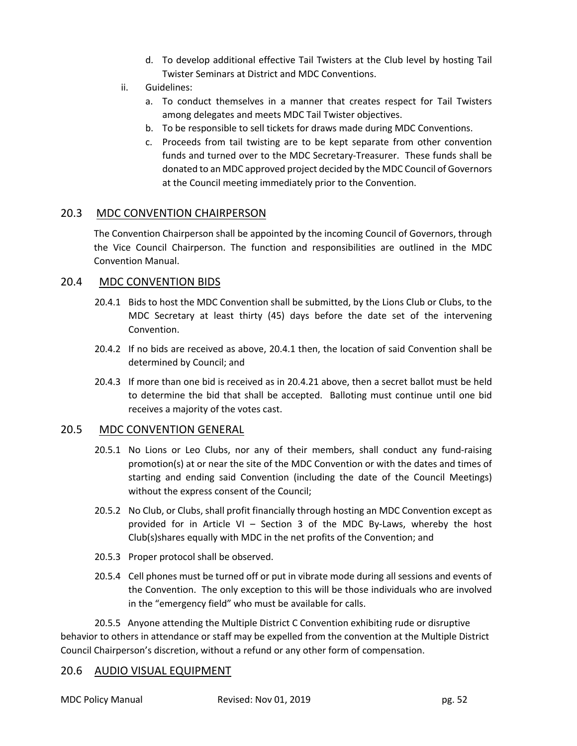d. To develop additional effective Tail Twisters at the Club level by hosting Tail Twister Seminars at District and MDC Conventions.

ii. Guidelines:

a. To conduct themselves in a manner that creates respect for Tail Twisters among delegates and meets MDC Tail Twister objectives.

b. To be responsible to sell tickets for draws made during MDC Conventions.

c. Proceeds from tail twisting are to be kept separate from other convention funds and turned over to the MDC Secretary-Treasurer. These funds shall be donated to an MDC approved project decided by the MDC Council of Governors at the Council meeting immediately prior to the Convention.

## 20.3 MDC CONVENTION CHAIRPERSON

The Convention Chairperson shall be appointed by the incoming Council of Governors, through the Vice Council Chairperson. The function and responsibilities are outlined in the MDC Convention Manual.

## 20.4 MDC CONVENTION BIDS

20.4.1 Bids to host the MDC Convention shall be submitted, by the Lions Club or Clubs, to the MDC Secretary at least thirty (45) days before the date set of the intervening Convention.

20.4.2 If no bids are received as above, 20.4.1 then, the location of said Convention shall be determined by Council; and

20.4.3 If more than one bid is received as in 20.4.21 above, then a secret ballot must be held to determine the bid that shall be accepted. Balloting must continue until one bid receives a majority of the votes cast.

## 20.5 MDC CONVENTION GENERAL

20.5.1 No Lions or Leo Clubs, nor any of their members, shall conduct any fund-raising promotion(s) at or near the site of the MDC Convention or with the dates and times of starting and ending said Convention (including the date of the Council Meetings) without the express consent of the Council;

20.5.2 No Club, or Clubs, shall profit financially through hosting an MDC Convention except as provided for in Article VI – Section 3 of the MDC By-Laws, whereby the host Club(s)shares equally with MDC in the net profits of the Convention; and

20.5.3 Proper protocol shall be observed.

20.5.4 Cell phones must be turned off or put in vibrate mode during all sessions and events of the Convention. The only exception to this will be those individuals who are involved in the "emergency field" who must be available for calls.

20.5.5 Anyone attending the Multiple District C Convention exhibiting rude or disruptive behavior to others in attendance or staff may be expelled from the convention at the Multiple District Council Chairperson's discretion, without a refund or any other form of compensation.

## 20.6 AUDIO VISUAL EQUIPMENT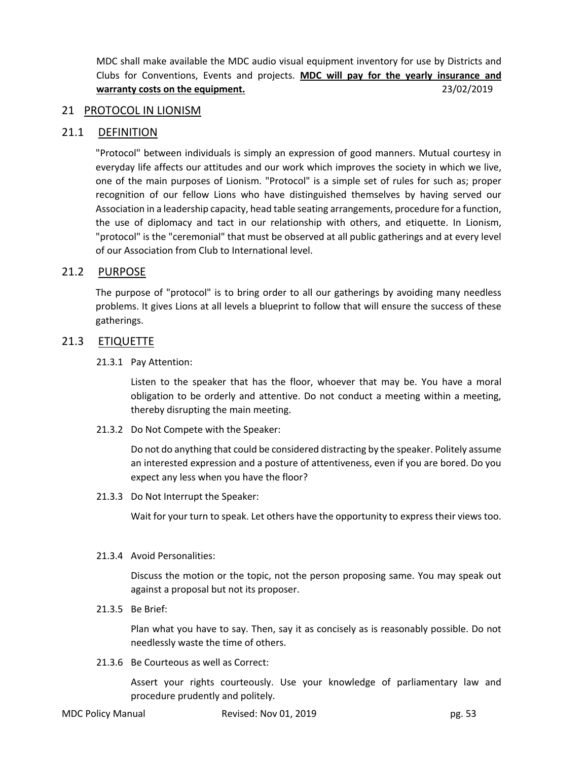MDC shall make available the MDC audio visual equipment inventory for use by Districts and Clubs for Conventions, Events and projects. **MDC will pay for the yearly insurance and warranty costs on the equipment.** 23/02/2019

# 21 PROTOCOL IN LIONISM

## 21.1 DEFINITION

"Protocol" between individuals is simply an expression of good manners. Mutual courtesy in everyday life affects our attitudes and our work which improves the society in which we live, one of the main purposes of Lionism. "Protocol" is a simple set of rules for such as; proper recognition of our fellow Lions who have distinguished themselves by having served our Association in a leadership capacity, head table seating arrangements, procedure for a function, the use of diplomacy and tact in our relationship with others, and etiquette. In Lionism, "protocol" is the "ceremonial" that must be observed at all public gatherings and at every level of our Association from Club to International level.

## 21.2 PURPOSE

The purpose of "protocol" is to bring order to all our gatherings by avoiding many needless problems. It gives Lions at all levels a blueprint to follow that will ensure the success of these gatherings.

## 21.3 ETIQUETTE

### 21.3.1 Pay Attention:

Listen to the speaker that has the floor, whoever that may be. You have a moral obligation to be orderly and attentive. Do not conduct a meeting within a meeting, thereby disrupting the main meeting.

### 21.3.2 Do Not Compete with the Speaker:

Do not do anything that could be considered distracting by the speaker. Politely assume an interested expression and a posture of attentiveness, even if you are bored. Do you expect any less when you have the floor?

### 21.3.3 Do Not Interrupt the Speaker:

Wait for your turn to speak. Let others have the opportunity to express their views too.

### 21.3.4 Avoid Personalities:

Discuss the motion or the topic, not the person proposing same. You may speak out against a proposal but not its proposer.

### 21.3.5 Be Brief:

Plan what you have to say. Then, say it as concisely as is reasonably possible. Do not needlessly waste the time of others.

### 21.3.6 Be Courteous as well as Correct:

Assert your rights courteously. Use your knowledge of parliamentary law and procedure prudently and politely.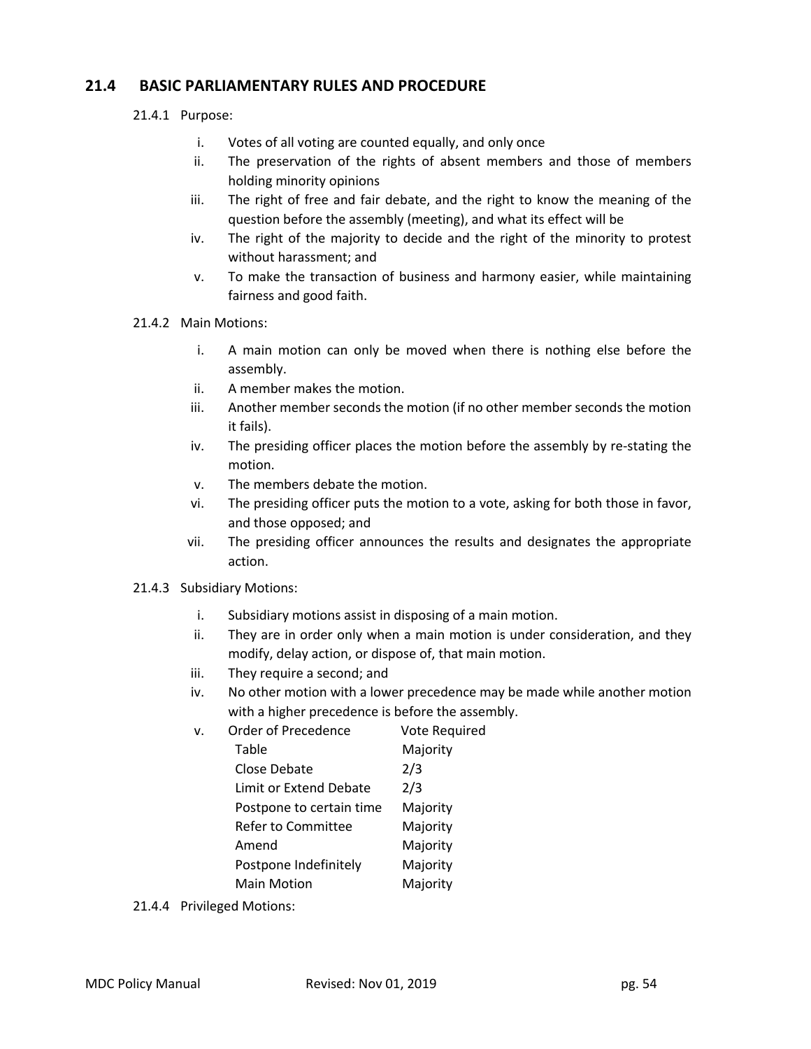## 21.4 BASIC PARLIAMENTARY RULES AND PROCEDURE

21.4.1 Purpose:

i. Votes of all voting are counted equally, and only once
ii. The preservation of the rights of absent members and those of members holding minority opinions
iii. The right of free and fair debate, and the right to know the meaning of the question before the assembly (meeting), and what its effect will be
iv. The right of the majority to decide and the right of the minority to protest without harassment; and
v. To make the transaction of business and harmony easier, while maintaining fairness and good faith.

21.4.2 Main Motions:

i. A main motion can only be moved when there is nothing else before the assembly.
ii. A member makes the motion.
iii. Another member seconds the motion (if no other member seconds the motion it fails).
iv. The presiding officer places the motion before the assembly by re-stating the motion.
v. The members debate the motion.
vi. The presiding officer puts the motion to a vote, asking for both those in favor, and those opposed; and
vii. The presiding officer announces the results and designates the appropriate action.

21.4.3 Subsidiary Motions:

i. Subsidiary motions assist in disposing of a main motion.
ii. They are in order only when a main motion is under consideration, and they modify, delay action, or dispose of, that main motion.
iii. They require a second; and
iv. No other motion with a lower precedence may be made while another motion with a higher precedence is before the assembly.
v. Order of Precedence

| Order of Precedence | Vote Required |
|---|---|
| Table | Majority |
| Close Debate | 2/3 |
| Limit or Extend Debate | 2/3 |
| Postpone to certain time | Majority |
| Refer to Committee | Majority |
| Amend | Majority |
| Postpone Indefinitely | Majority |
| Main Motion | Majority |

21.4.4 Privileged Motions: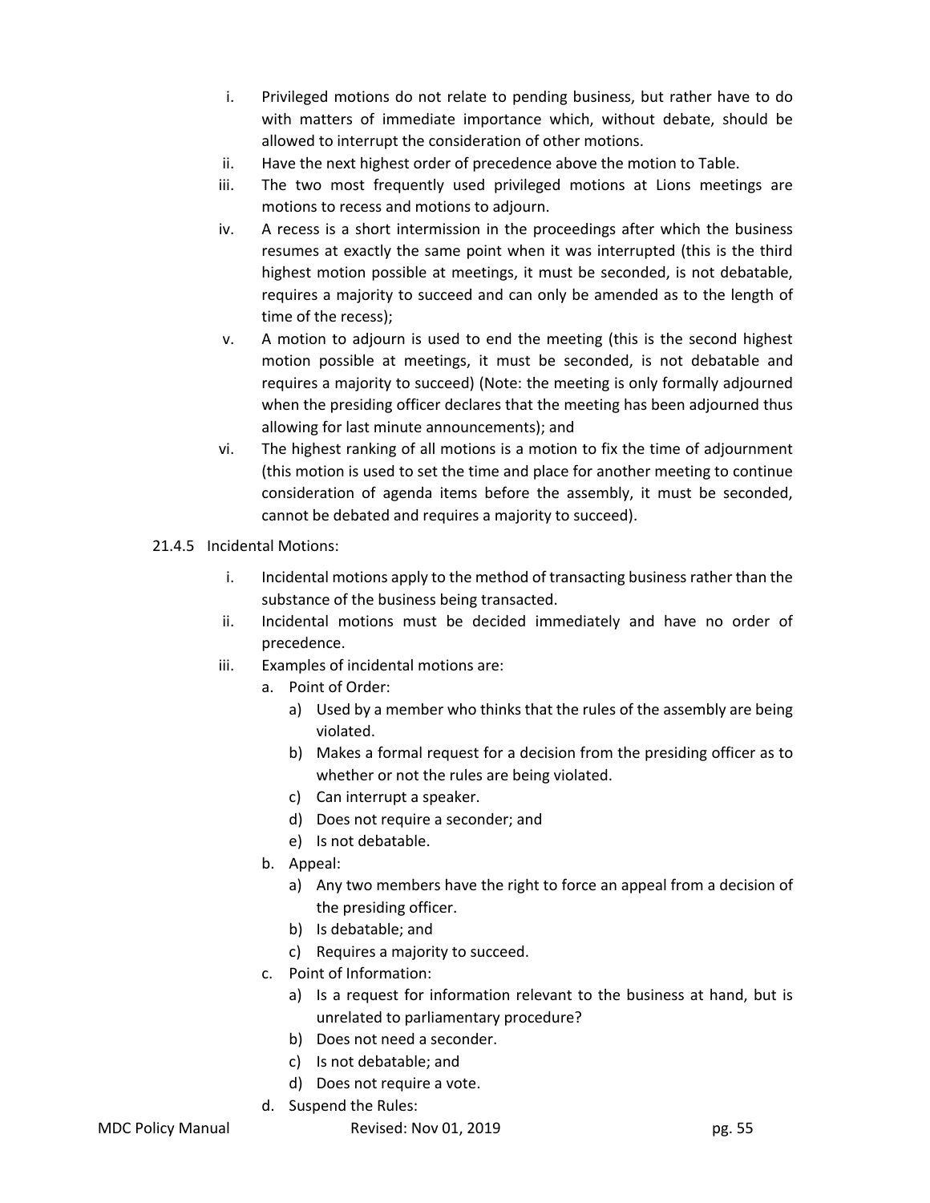i. Privileged motions do not relate to pending business, but rather have to do with matters of immediate importance which, without debate, should be allowed to interrupt the consideration of other motions.
ii. Have the next highest order of precedence above the motion to Table.
iii. The two most frequently used privileged motions at Lions meetings are motions to recess and motions to adjourn.
iv. A recess is a short intermission in the proceedings after which the business resumes at exactly the same point when it was interrupted (this is the third highest motion possible at meetings, it must be seconded, is not debatable, requires a majority to succeed and can only be amended as to the length of time of the recess);
v. A motion to adjourn is used to end the meeting (this is the second highest motion possible at meetings, it must be seconded, is not debatable and requires a majority to succeed) (Note: the meeting is only formally adjourned when the presiding officer declares that the meeting has been adjourned thus allowing for last minute announcements); and
vi. The highest ranking of all motions is a motion to fix the time of adjournment (this motion is used to set the time and place for another meeting to continue consideration of agenda items before the assembly, it must be seconded, cannot be debated and requires a majority to succeed).

21.4.5 Incidental Motions:

i. Incidental motions apply to the method of transacting business rather than the substance of the business being transacted.
ii. Incidental motions must be decided immediately and have no order of precedence.
iii. Examples of incidental motions are:
   a. Point of Order:
      a) Used by a member who thinks that the rules of the assembly are being violated.
      b) Makes a formal request for a decision from the presiding officer as to whether or not the rules are being violated.
      c) Can interrupt a speaker.
      d) Does not require a seconder; and
      e) Is not debatable.
   b. Appeal:
      a) Any two members have the right to force an appeal from a decision of the presiding officer.
      b) Is debatable; and
      c) Requires a majority to succeed.
   c. Point of Information:
      a) Is a request for information relevant to the business at hand, but is unrelated to parliamentary procedure?
      b) Does not need a seconder.
      c) Is not debatable; and
      d) Does not require a vote.
   d. Suspend the Rules: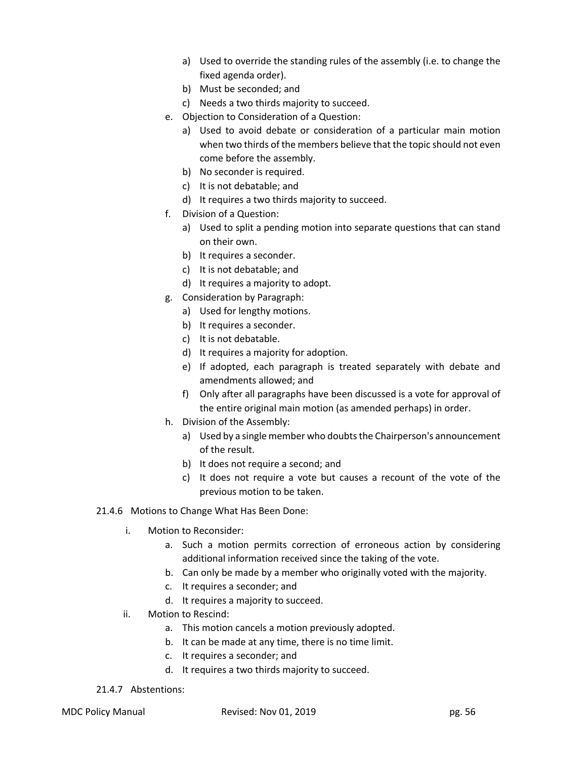a) Used to override the standing rules of the assembly (i.e. to change the fixed agenda order).
   b) Must be seconded; and
   c) Needs a two thirds majority to succeed.

e. Objection to Consideration of a Question:
   a) Used to avoid debate or consideration of a particular main motion when two thirds of the members believe that the topic should not even come before the assembly.
   b) No seconder is required.
   c) It is not debatable; and
   d) It requires a two thirds majority to succeed.

f. Division of a Question:
   a) Used to split a pending motion into separate questions that can stand on their own.
   b) It requires a seconder.
   c) It is not debatable; and
   d) It requires a majority to adopt.

g. Consideration by Paragraph:
   a) Used for lengthy motions.
   b) It requires a seconder.
   c) It is not debatable.
   d) It requires a majority for adoption.
   e) If adopted, each paragraph is treated separately with debate and amendments allowed; and
   f) Only after all paragraphs have been discussed is a vote for approval of the entire original main motion (as amended perhaps) in order.

h. Division of the Assembly:
   a) Used by a single member who doubts the Chairperson's announcement of the result.
   b) It does not require a second; and
   c) It does not require a vote but causes a recount of the vote of the previous motion to be taken.

21.4.6 Motions to Change What Has Been Done:

i. Motion to Reconsider:
   a. Such a motion permits correction of erroneous action by considering additional information received since the taking of the vote.
   b. Can only be made by a member who originally voted with the majority.
   c. It requires a seconder; and
   d. It requires a majority to succeed.

ii. Motion to Rescind:
   a. This motion cancels a motion previously adopted.
   b. It can be made at any time, there is no time limit.
   c. It requires a seconder; and
   d. It requires a two thirds majority to succeed.

21.4.7 Abstentions: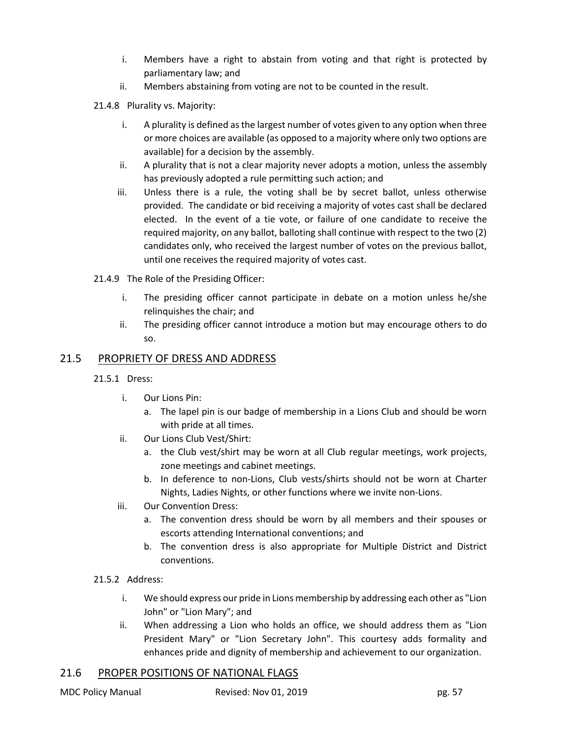i. Members have a right to abstain from voting and that right is protected by parliamentary law; and
ii. Members abstaining from voting are not to be counted in the result.

21.4.8 Plurality vs. Majority:

i. A plurality is defined as the largest number of votes given to any option when three or more choices are available (as opposed to a majority where only two options are available) for a decision by the assembly.
ii. A plurality that is not a clear majority never adopts a motion, unless the assembly has previously adopted a rule permitting such action; and
iii. Unless there is a rule, the voting shall be by secret ballot, unless otherwise provided. The candidate or bid receiving a majority of votes cast shall be declared elected. In the event of a tie vote, or failure of one candidate to receive the required majority, on any ballot, balloting shall continue with respect to the two (2) candidates only, who received the largest number of votes on the previous ballot, until one receives the required majority of votes cast.

21.4.9 The Role of the Presiding Officer:

i. The presiding officer cannot participate in debate on a motion unless he/she relinquishes the chair; and
ii. The presiding officer cannot introduce a motion but may encourage others to do so.

## 21.5 PROPRIETY OF DRESS AND ADDRESS

21.5.1 Dress:

i. Our Lions Pin:
   a. The lapel pin is our badge of membership in a Lions Club and should be worn with pride at all times.
ii. Our Lions Club Vest/Shirt:
   a. the Club vest/shirt may be worn at all Club regular meetings, work projects, zone meetings and cabinet meetings.
   b. In deference to non-Lions, Club vests/shirts should not be worn at Charter Nights, Ladies Nights, or other functions where we invite non-Lions.
iii. Our Convention Dress:
   a. The convention dress should be worn by all members and their spouses or escorts attending International conventions; and
   b. The convention dress is also appropriate for Multiple District and District conventions.

21.5.2 Address:

i. We should express our pride in Lions membership by addressing each other as "Lion John" or "Lion Mary"; and
ii. When addressing a Lion who holds an office, we should address them as "Lion President Mary" or "Lion Secretary John". This courtesy adds formality and enhances pride and dignity of membership and achievement to our organization.

## 21.6 PROPER POSITIONS OF NATIONAL FLAGS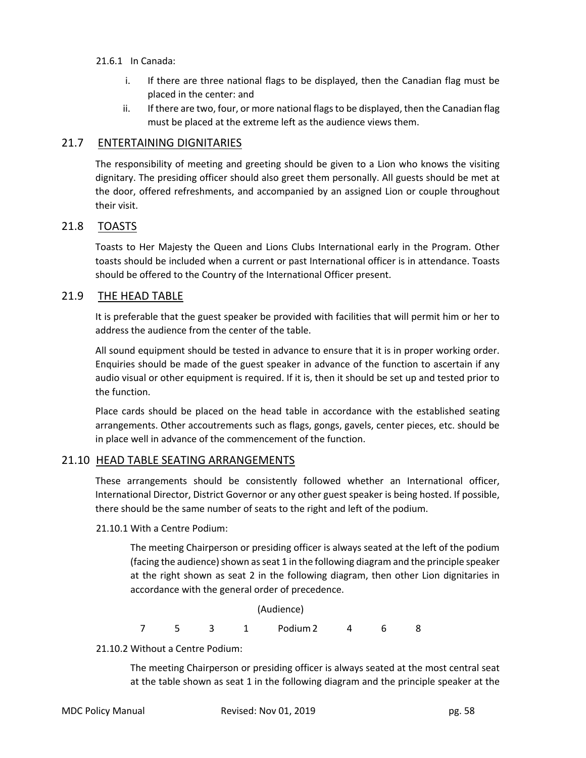21.6.1 In Canada:

i. If there are three national flags to be displayed, then the Canadian flag must be placed in the center: and
ii. If there are two, four, or more national flags to be displayed, then the Canadian flag must be placed at the extreme left as the audience views them.

## 21.7 ENTERTAINING DIGNITARIES

The responsibility of meeting and greeting should be given to a Lion who knows the visiting dignitary. The presiding officer should also greet them personally. All guests should be met at the door, offered refreshments, and accompanied by an assigned Lion or couple throughout their visit.

## 21.8 TOASTS

Toasts to Her Majesty the Queen and Lions Clubs International early in the Program. Other toasts should be included when a current or past International officer is in attendance. Toasts should be offered to the Country of the International Officer present.

## 21.9 THE HEAD TABLE

It is preferable that the guest speaker be provided with facilities that will permit him or her to address the audience from the center of the table.

All sound equipment should be tested in advance to ensure that it is in proper working order. Enquiries should be made of the guest speaker in advance of the function to ascertain if any audio visual or other equipment is required. If it is, then it should be set up and tested prior to the function.

Place cards should be placed on the head table in accordance with the established seating arrangements. Other accoutrements such as flags, gongs, gavels, center pieces, etc. should be in place well in advance of the commencement of the function.

## 21.10 HEAD TABLE SEATING ARRANGEMENTS

These arrangements should be consistently followed whether an International officer, International Director, District Governor or any other guest speaker is being hosted. If possible, there should be the same number of seats to the right and left of the podium.

21.10.1 With a Centre Podium:

The meeting Chairperson or presiding officer is always seated at the left of the podium (facing the audience) shown as seat 1 in the following diagram and the principle speaker at the right shown as seat 2 in the following diagram, then other Lion dignitaries in accordance with the general order of precedence.

(Audience)

7 5 3 1 Podium 2 4 6 8

21.10.2 Without a Centre Podium:

The meeting Chairperson or presiding officer is always seated at the most central seat at the table shown as seat 1 in the following diagram and the principle speaker at the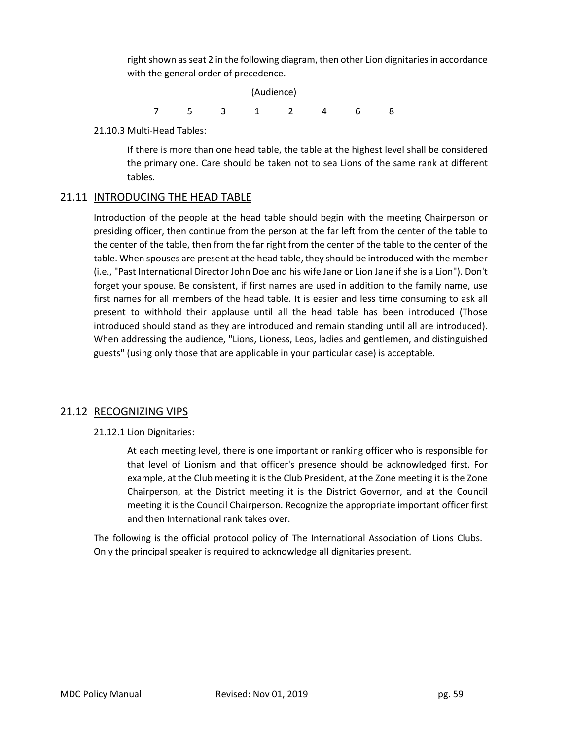right shown as seat 2 in the following diagram, then other Lion dignitaries in accordance with the general order of precedence.

(Audience)

7 5 3 1 2 4 6 8

21.10.3 Multi-Head Tables:

If there is more than one head table, the table at the highest level shall be considered the primary one. Care should be taken not to sea Lions of the same rank at different tables.

## 21.11 INTRODUCING THE HEAD TABLE

Introduction of the people at the head table should begin with the meeting Chairperson or presiding officer, then continue from the person at the far left from the center of the table to the center of the table, then from the far right from the center of the table to the center of the table. When spouses are present at the head table, they should be introduced with the member (i.e., "Past International Director John Doe and his wife Jane or Lion Jane if she is a Lion"). Don't forget your spouse. Be consistent, if first names are used in addition to the family name, use first names for all members of the head table. It is easier and less time consuming to ask all present to withhold their applause until all the head table has been introduced (Those introduced should stand as they are introduced and remain standing until all are introduced). When addressing the audience, "Lions, Lioness, Leos, ladies and gentlemen, and distinguished guests" (using only those that are applicable in your particular case) is acceptable.

## 21.12 RECOGNIZING VIPS

21.12.1 Lion Dignitaries:

At each meeting level, there is one important or ranking officer who is responsible for that level of Lionism and that officer's presence should be acknowledged first. For example, at the Club meeting it is the Club President, at the Zone meeting it is the Zone Chairperson, at the District meeting it is the District Governor, and at the Council meeting it is the Council Chairperson. Recognize the appropriate important officer first and then International rank takes over.

The following is the official protocol policy of The International Association of Lions Clubs. Only the principal speaker is required to acknowledge all dignitaries present.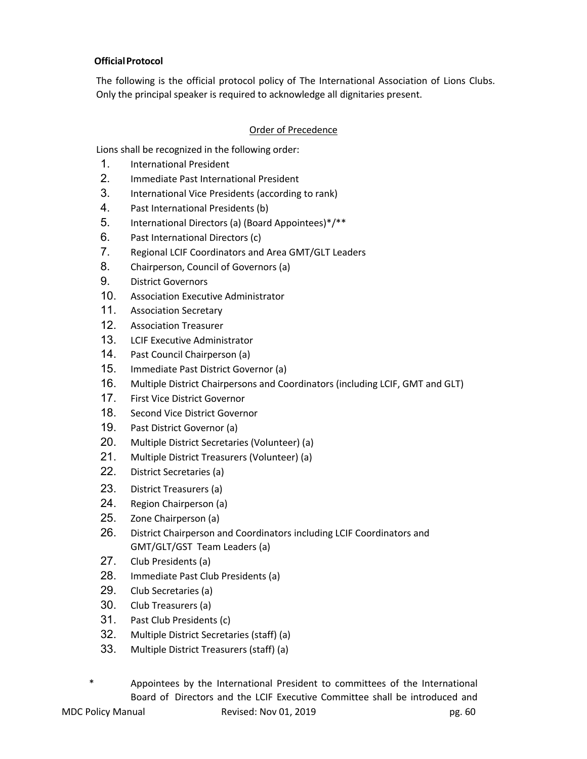**Official Protocol**

The following is the official protocol policy of The International Association of Lions Clubs. Only the principal speaker is required to acknowledge all dignitaries present.

Order of Precedence

Lions shall be recognized in the following order:

1. International President
2. Immediate Past International President
3. International Vice Presidents (according to rank)
4. Past International Presidents (b)
5. International Directors (a) (Board Appointees)*/**
6. Past International Directors (c)
7. Regional LCIF Coordinators and Area GMT/GLT Leaders
8. Chairperson, Council of Governors (a)
9. District Governors
10. Association Executive Administrator
11. Association Secretary
12. Association Treasurer
13. LCIF Executive Administrator
14. Past Council Chairperson (a)
15. Immediate Past District Governor (a)
16. Multiple District Chairpersons and Coordinators (including LCIF, GMT and GLT)
17. First Vice District Governor
18. Second Vice District Governor
19. Past District Governor (a)
20. Multiple District Secretaries (Volunteer) (a)
21. Multiple District Treasurers (Volunteer) (a)
22. District Secretaries (a)
23. District Treasurers (a)
24. Region Chairperson (a)
25. Zone Chairperson (a)
26. District Chairperson and Coordinators including LCIF Coordinators and GMT/GLT/GST Team Leaders (a)
27. Club Presidents (a)
28. Immediate Past Club Presidents (a)
29. Club Secretaries (a)
30. Club Treasurers (a)
31. Past Club Presidents (c)
32. Multiple District Secretaries (staff) (a)
33. Multiple District Treasurers (staff) (a)

\* Appointees by the International President to committees of the International Board of Directors and the LCIF Executive Committee shall be introduced and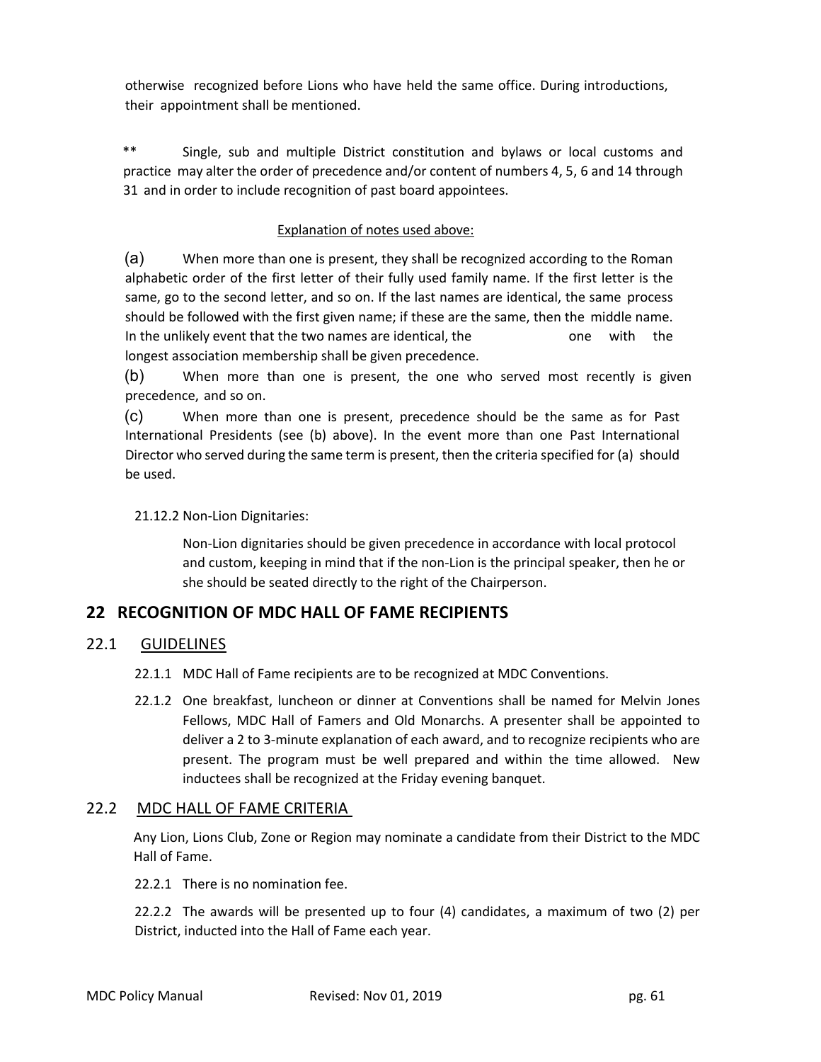otherwise recognized before Lions who have held the same office. During introductions, their appointment shall be mentioned.

** Single, sub and multiple District constitution and bylaws or local customs and practice may alter the order of precedence and/or content of numbers 4, 5, 6 and 14 through 31 and in order to include recognition of past board appointees.

Explanation of notes used above:

(a) When more than one is present, they shall be recognized according to the Roman alphabetic order of the first letter of their fully used family name. If the first letter is the same, go to the second letter, and so on. If the last names are identical, the same process should be followed with the first given name; if these are the same, then the middle name. In the unlikely event that the two names are identical, the one with the longest association membership shall be given precedence.

(b) When more than one is present, the one who served most recently is given precedence, and so on.

(c) When more than one is present, precedence should be the same as for Past International Presidents (see (b) above). In the event more than one Past International Director who served during the same term is present, then the criteria specified for (a) should be used.

21.12.2 Non-Lion Dignitaries:

Non-Lion dignitaries should be given precedence in accordance with local protocol and custom, keeping in mind that if the non-Lion is the principal speaker, then he or she should be seated directly to the right of the Chairperson.

## 22 RECOGNITION OF MDC HALL OF FAME RECIPIENTS

### 22.1 GUIDELINES

22.1.1 MDC Hall of Fame recipients are to be recognized at MDC Conventions.

22.1.2 One breakfast, luncheon or dinner at Conventions shall be named for Melvin Jones Fellows, MDC Hall of Famers and Old Monarchs. A presenter shall be appointed to deliver a 2 to 3-minute explanation of each award, and to recognize recipients who are present. The program must be well prepared and within the time allowed. New inductees shall be recognized at the Friday evening banquet.

### 22.2 MDC HALL OF FAME CRITERIA

Any Lion, Lions Club, Zone or Region may nominate a candidate from their District to the MDC Hall of Fame.

22.2.1 There is no nomination fee.

22.2.2 The awards will be presented up to four (4) candidates, a maximum of two (2) per District, inducted into the Hall of Fame each year.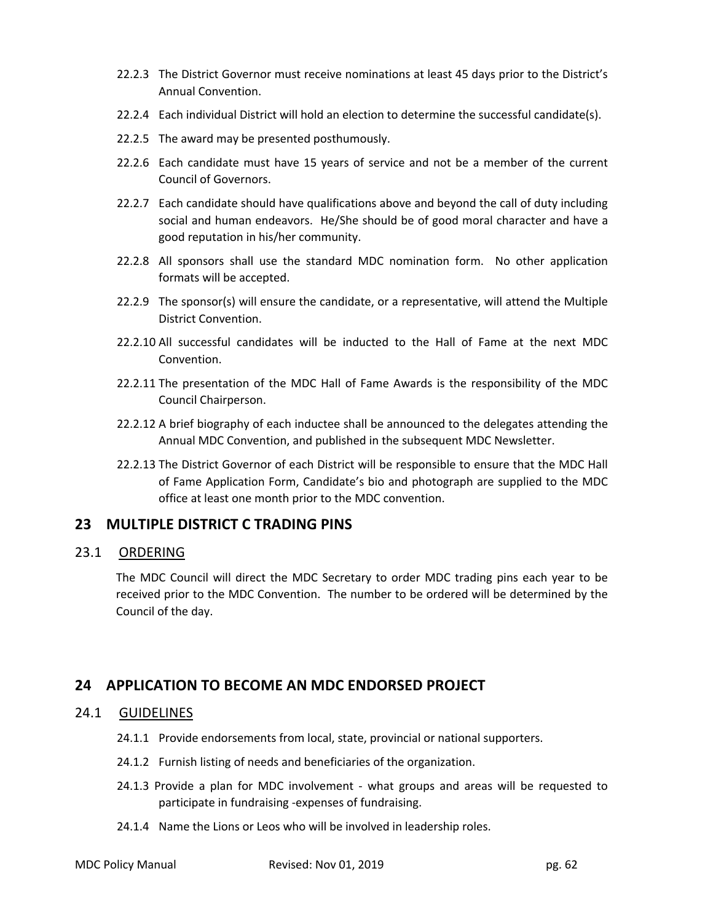22.2.3 The District Governor must receive nominations at least 45 days prior to the District's Annual Convention.

22.2.4 Each individual District will hold an election to determine the successful candidate(s).

22.2.5 The award may be presented posthumously.

22.2.6 Each candidate must have 15 years of service and not be a member of the current Council of Governors.

22.2.7 Each candidate should have qualifications above and beyond the call of duty including social and human endeavors. He/She should be of good moral character and have a good reputation in his/her community.

22.2.8 All sponsors shall use the standard MDC nomination form. No other application formats will be accepted.

22.2.9 The sponsor(s) will ensure the candidate, or a representative, will attend the Multiple District Convention.

22.2.10 All successful candidates will be inducted to the Hall of Fame at the next MDC Convention.

22.2.11 The presentation of the MDC Hall of Fame Awards is the responsibility of the MDC Council Chairperson.

22.2.12 A brief biography of each inductee shall be announced to the delegates attending the Annual MDC Convention, and published in the subsequent MDC Newsletter.

22.2.13 The District Governor of each District will be responsible to ensure that the MDC Hall of Fame Application Form, Candidate's bio and photograph are supplied to the MDC office at least one month prior to the MDC convention.

## 23 MULTIPLE DISTRICT C TRADING PINS

### 23.1 ORDERING

The MDC Council will direct the MDC Secretary to order MDC trading pins each year to be received prior to the MDC Convention. The number to be ordered will be determined by the Council of the day.

## 24 APPLICATION TO BECOME AN MDC ENDORSED PROJECT

### 24.1 GUIDELINES

24.1.1 Provide endorsements from local, state, provincial or national supporters.

24.1.2 Furnish listing of needs and beneficiaries of the organization.

24.1.3 Provide a plan for MDC involvement - what groups and areas will be requested to participate in fundraising -expenses of fundraising.

24.1.4 Name the Lions or Leos who will be involved in leadership roles.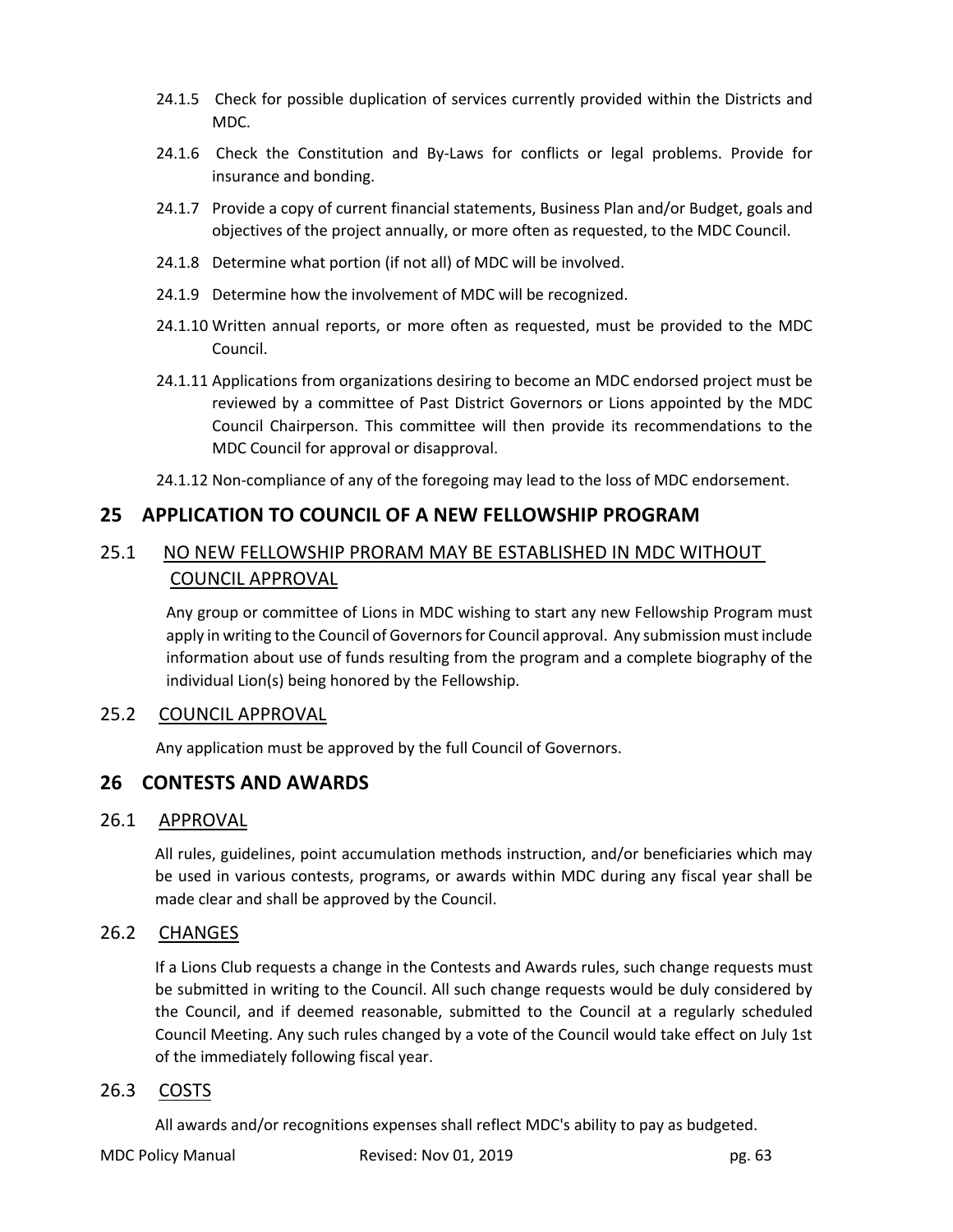24.1.5 Check for possible duplication of services currently provided within the Districts and MDC.

24.1.6 Check the Constitution and By-Laws for conflicts or legal problems. Provide for insurance and bonding.

24.1.7 Provide a copy of current financial statements, Business Plan and/or Budget, goals and objectives of the project annually, or more often as requested, to the MDC Council.

24.1.8 Determine what portion (if not all) of MDC will be involved.

24.1.9 Determine how the involvement of MDC will be recognized.

24.1.10 Written annual reports, or more often as requested, must be provided to the MDC Council.

24.1.11 Applications from organizations desiring to become an MDC endorsed project must be reviewed by a committee of Past District Governors or Lions appointed by the MDC Council Chairperson. This committee will then provide its recommendations to the MDC Council for approval or disapproval.

24.1.12 Non-compliance of any of the foregoing may lead to the loss of MDC endorsement.

## 25 APPLICATION TO COUNCIL OF A NEW FELLOWSHIP PROGRAM

### 25.1 NO NEW FELLOWSHIP PRORAM MAY BE ESTABLISHED IN MDC WITHOUT COUNCIL APPROVAL

Any group or committee of Lions in MDC wishing to start any new Fellowship Program must apply in writing to the Council of Governors for Council approval. Any submission must include information about use of funds resulting from the program and a complete biography of the individual Lion(s) being honored by the Fellowship.

### 25.2 COUNCIL APPROVAL

Any application must be approved by the full Council of Governors.

## 26 CONTESTS AND AWARDS

### 26.1 APPROVAL

All rules, guidelines, point accumulation methods instruction, and/or beneficiaries which may be used in various contests, programs, or awards within MDC during any fiscal year shall be made clear and shall be approved by the Council.

### 26.2 CHANGES

If a Lions Club requests a change in the Contests and Awards rules, such change requests must be submitted in writing to the Council. All such change requests would be duly considered by the Council, and if deemed reasonable, submitted to the Council at a regularly scheduled Council Meeting. Any such rules changed by a vote of the Council would take effect on July 1st of the immediately following fiscal year.

### 26.3 COSTS

All awards and/or recognitions expenses shall reflect MDC's ability to pay as budgeted.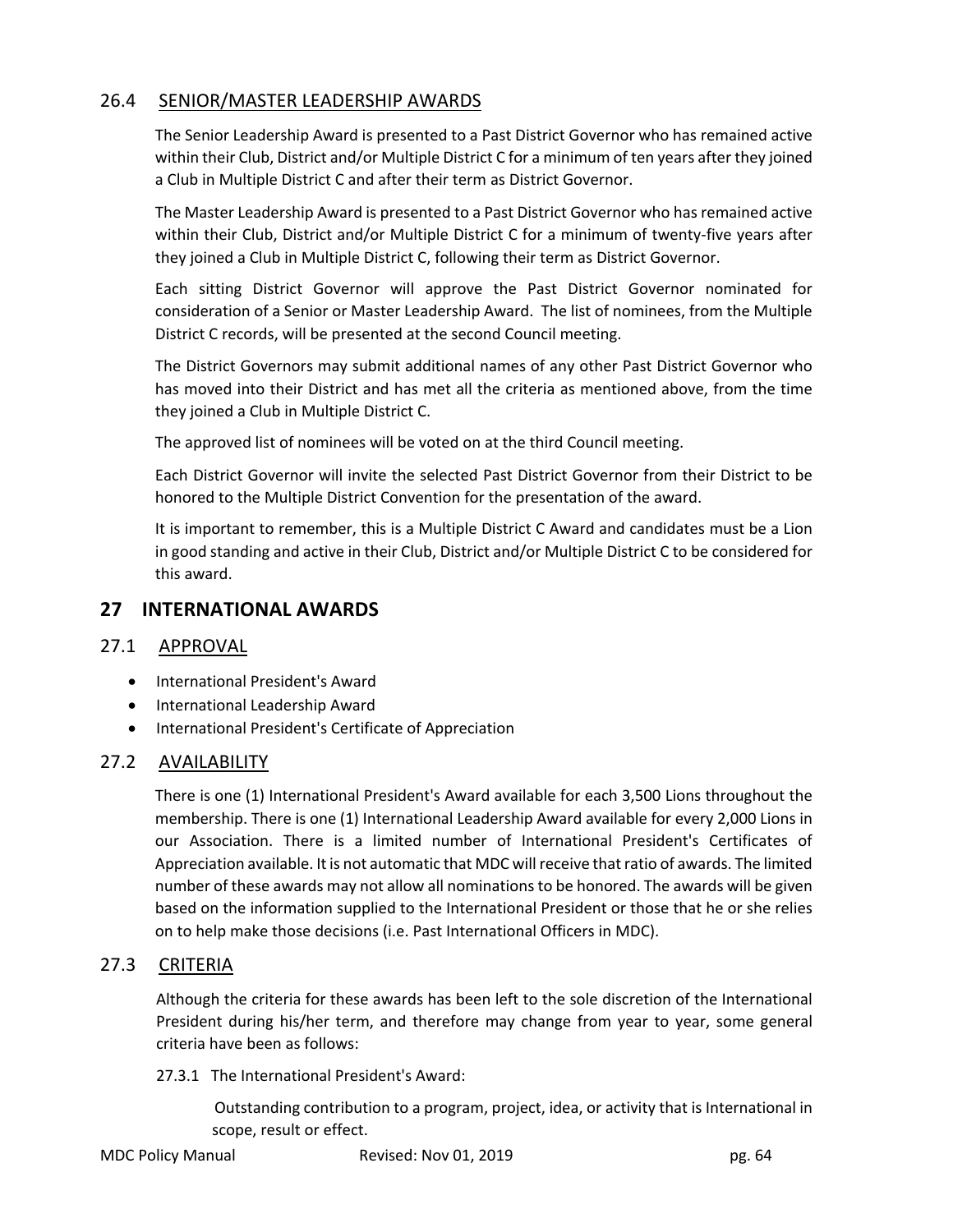### 26.4 SENIOR/MASTER LEADERSHIP AWARDS

The Senior Leadership Award is presented to a Past District Governor who has remained active within their Club, District and/or Multiple District C for a minimum of ten years after they joined a Club in Multiple District C and after their term as District Governor.

The Master Leadership Award is presented to a Past District Governor who has remained active within their Club, District and/or Multiple District C for a minimum of twenty-five years after they joined a Club in Multiple District C, following their term as District Governor.

Each sitting District Governor will approve the Past District Governor nominated for consideration of a Senior or Master Leadership Award. The list of nominees, from the Multiple District C records, will be presented at the second Council meeting.

The District Governors may submit additional names of any other Past District Governor who has moved into their District and has met all the criteria as mentioned above, from the time they joined a Club in Multiple District C.

The approved list of nominees will be voted on at the third Council meeting.

Each District Governor will invite the selected Past District Governor from their District to be honored to the Multiple District Convention for the presentation of the award.

It is important to remember, this is a Multiple District C Award and candidates must be a Lion in good standing and active in their Club, District and/or Multiple District C to be considered for this award.

## 27 INTERNATIONAL AWARDS

### 27.1 APPROVAL

- International President's Award
- International Leadership Award
- International President's Certificate of Appreciation

### 27.2 AVAILABILITY

There is one (1) International President's Award available for each 3,500 Lions throughout the membership. There is one (1) International Leadership Award available for every 2,000 Lions in our Association. There is a limited number of International President's Certificates of Appreciation available. It is not automatic that MDC will receive that ratio of awards. The limited number of these awards may not allow all nominations to be honored. The awards will be given based on the information supplied to the International President or those that he or she relies on to help make those decisions (i.e. Past International Officers in MDC).

### 27.3 CRITERIA

Although the criteria for these awards has been left to the sole discretion of the International President during his/her term, and therefore may change from year to year, some general criteria have been as follows:

27.3.1 The International President's Award:

Outstanding contribution to a program, project, idea, or activity that is International in scope, result or effect.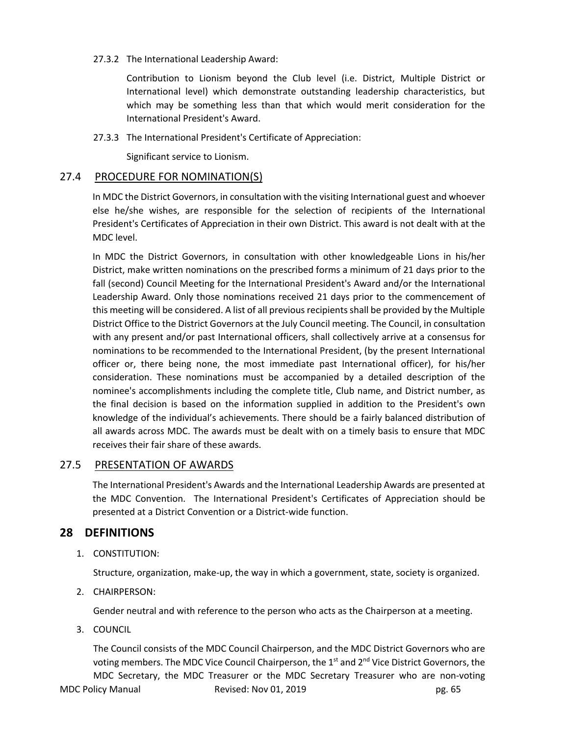27.3.2 The International Leadership Award:

Contribution to Lionism beyond the Club level (i.e. District, Multiple District or International level) which demonstrate outstanding leadership characteristics, but which may be something less than that which would merit consideration for the International President's Award.

27.3.3 The International President's Certificate of Appreciation:

Significant service to Lionism.

## 27.4 PROCEDURE FOR NOMINATION(S)

In MDC the District Governors, in consultation with the visiting International guest and whoever else he/she wishes, are responsible for the selection of recipients of the International President's Certificates of Appreciation in their own District. This award is not dealt with at the MDC level.

In MDC the District Governors, in consultation with other knowledgeable Lions in his/her District, make written nominations on the prescribed forms a minimum of 21 days prior to the fall (second) Council Meeting for the International President's Award and/or the International Leadership Award. Only those nominations received 21 days prior to the commencement of this meeting will be considered. A list of all previous recipients shall be provided by the Multiple District Office to the District Governors at the July Council meeting. The Council, in consultation with any present and/or past International officers, shall collectively arrive at a consensus for nominations to be recommended to the International President, (by the present International officer or, there being none, the most immediate past International officer), for his/her consideration. These nominations must be accompanied by a detailed description of the nominee's accomplishments including the complete title, Club name, and District number, as the final decision is based on the information supplied in addition to the President's own knowledge of the individual's achievements. There should be a fairly balanced distribution of all awards across MDC. The awards must be dealt with on a timely basis to ensure that MDC receives their fair share of these awards.

## 27.5 PRESENTATION OF AWARDS

The International President's Awards and the International Leadership Awards are presented at the MDC Convention. The International President's Certificates of Appreciation should be presented at a District Convention or a District-wide function.

# 28 DEFINITIONS

1. CONSTITUTION:

   Structure, organization, make-up, the way in which a government, state, society is organized.

2. CHAIRPERSON:

   Gender neutral and with reference to the person who acts as the Chairperson at a meeting.

3. COUNCIL

   The Council consists of the MDC Council Chairperson, and the MDC District Governors who are voting members. The MDC Vice Council Chairperson, the 1st and 2nd Vice District Governors, the MDC Secretary, the MDC Treasurer or the MDC Secretary Treasurer who are non-voting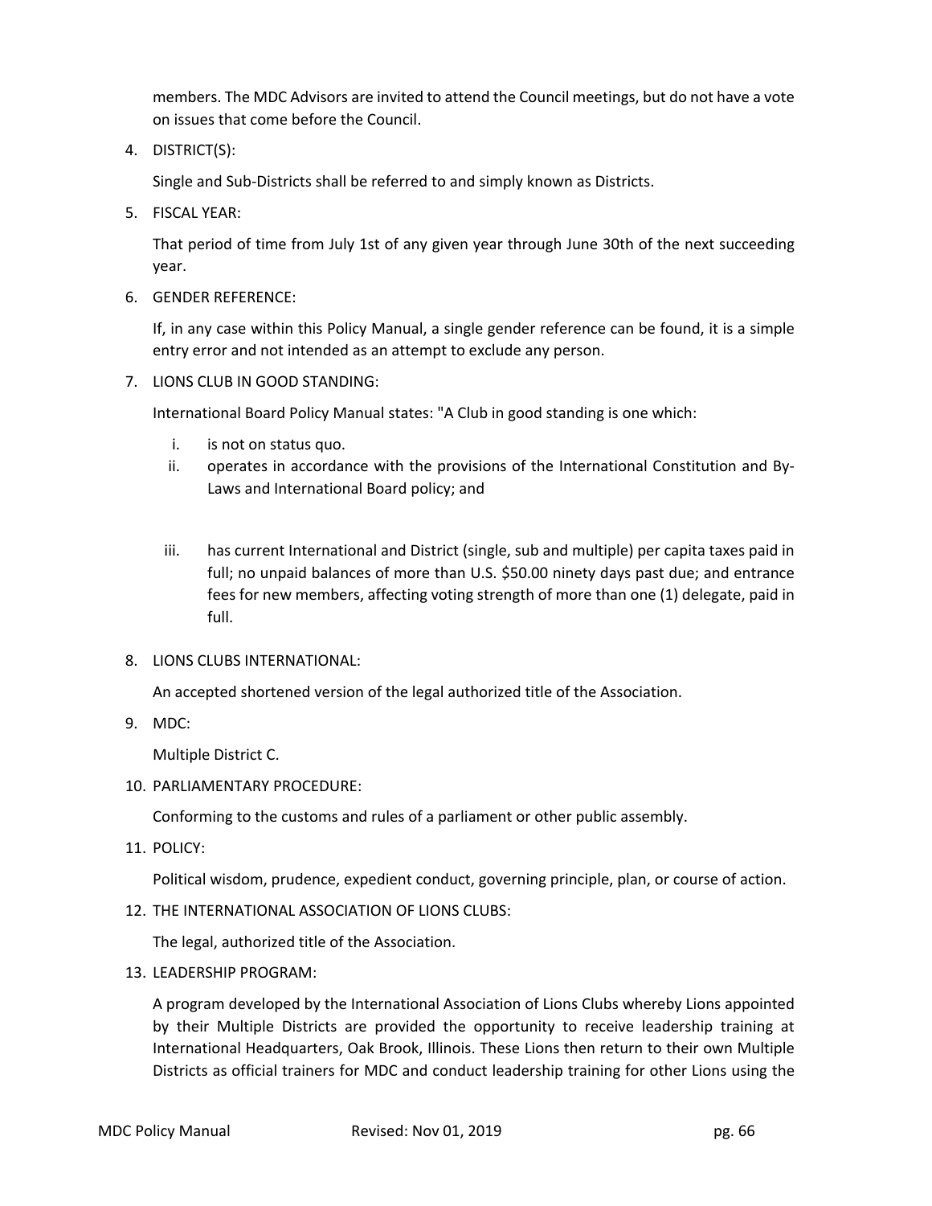members. The MDC Advisors are invited to attend the Council meetings, but do not have a vote on issues that come before the Council.

4. DISTRICT(S):

   Single and Sub-Districts shall be referred to and simply known as Districts.

5. FISCAL YEAR:

   That period of time from July 1st of any given year through June 30th of the next succeeding year.

6. GENDER REFERENCE:

   If, in any case within this Policy Manual, a single gender reference can be found, it is a simple entry error and not intended as an attempt to exclude any person.

7. LIONS CLUB IN GOOD STANDING:

   International Board Policy Manual states: "A Club in good standing is one which:

   i. is not on status quo.
   ii. operates in accordance with the provisions of the International Constitution and By-Laws and International Board policy; and
   iii. has current International and District (single, sub and multiple) per capita taxes paid in full; no unpaid balances of more than U.S. $50.00 ninety days past due; and entrance fees for new members, affecting voting strength of more than one (1) delegate, paid in full.

8. LIONS CLUBS INTERNATIONAL:

   An accepted shortened version of the legal authorized title of the Association.

9. MDC:

   Multiple District C.

10. PARLIAMENTARY PROCEDURE:

    Conforming to the customs and rules of a parliament or other public assembly.

11. POLICY:

    Political wisdom, prudence, expedient conduct, governing principle, plan, or course of action.

12. THE INTERNATIONAL ASSOCIATION OF LIONS CLUBS:

    The legal, authorized title of the Association.

13. LEADERSHIP PROGRAM:

    A program developed by the International Association of Lions Clubs whereby Lions appointed by their Multiple Districts are provided the opportunity to receive leadership training at International Headquarters, Oak Brook, Illinois. These Lions then return to their own Multiple Districts as official trainers for MDC and conduct leadership training for other Lions using the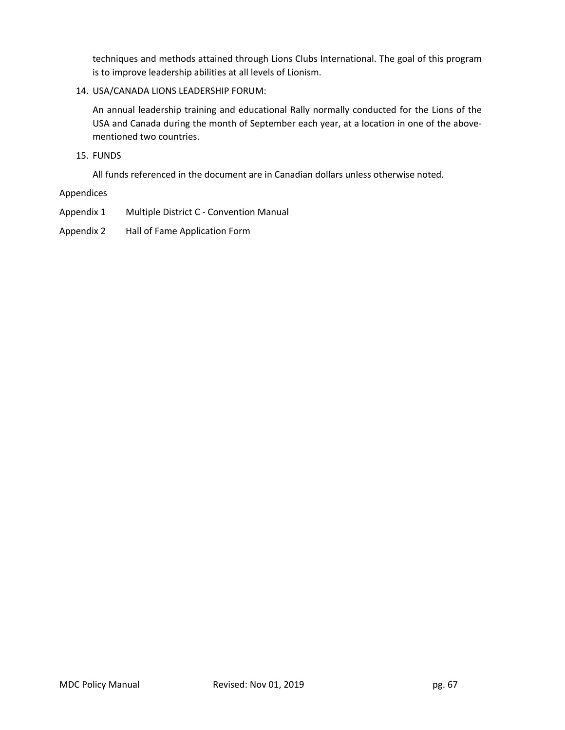techniques and methods attained through Lions Clubs International. The goal of this program is to improve leadership abilities at all levels of Lionism.

14. USA/CANADA LIONS LEADERSHIP FORUM:

    An annual leadership training and educational Rally normally conducted for the Lions of the USA and Canada during the month of September each year, at a location in one of the above-mentioned two countries.

15. FUNDS

    All funds referenced in the document are in Canadian dollars unless otherwise noted.

Appendices

Appendix 1 Multiple District C - Convention Manual

Appendix 2 Hall of Fame Application Form